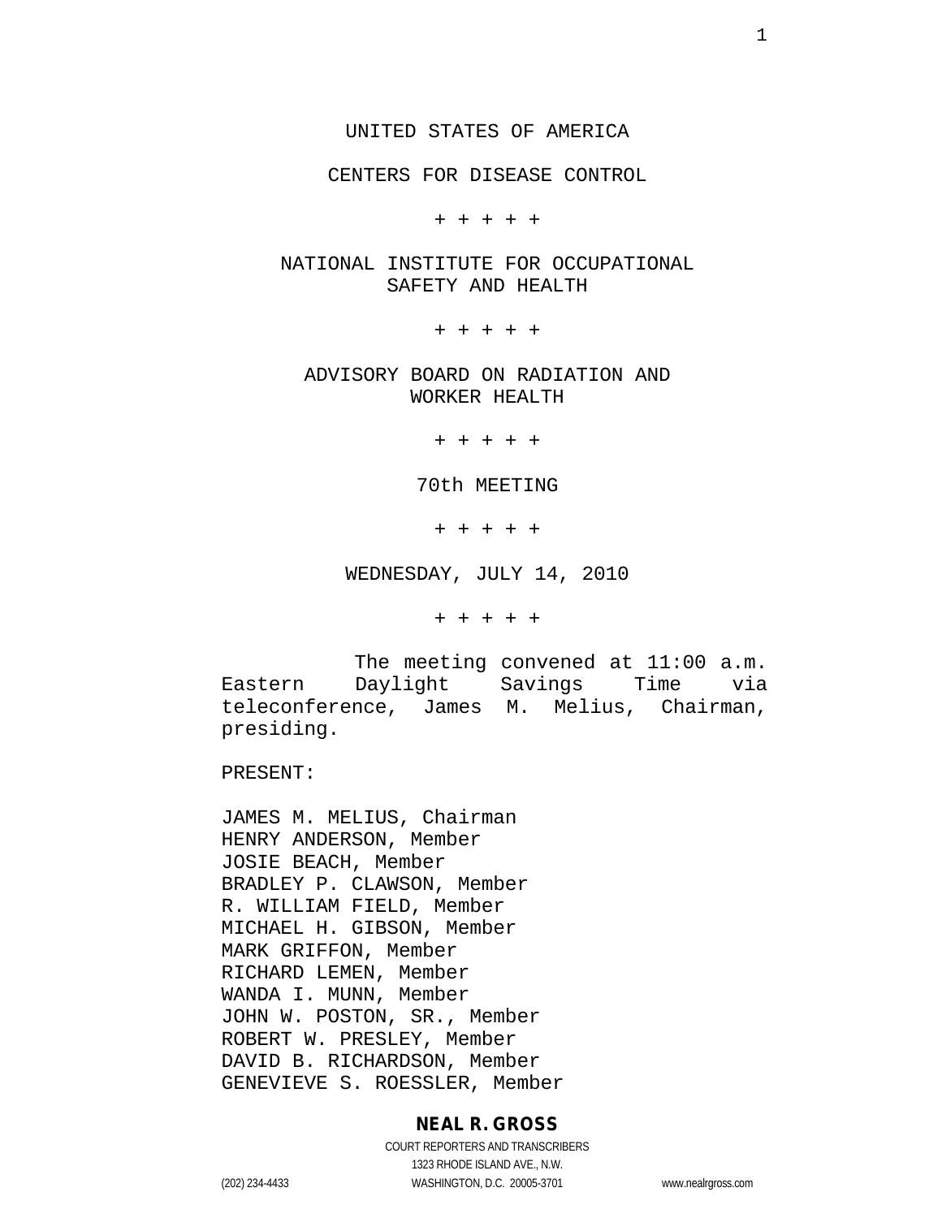UNITED STATES OF AMERICA

CENTERS FOR DISEASE CONTROL

+ + + + +

NATIONAL INSTITUTE FOR OCCUPATIONAL SAFETY AND HEALTH

+ + + + +

ADVISORY BOARD ON RADIATION AND WORKER HEALTH

+ + + + +

70th MEETING

+ + + + +

WEDNESDAY, JULY 14, 2010

+ + + + +

The meeting convened at 11:00 a.m. Eastern Daylight Savings Time via teleconference, James M. Melius, Chairman, presiding.

PRESENT:

JAMES M. MELIUS, Chairman
HENRY ANDERSON, Member
JOSIE BEACH, Member
BRADLEY P. CLAWSON, Member
R. WILLIAM FIELD, Member
MICHAEL H. GIBSON, Member
MARK GRIFFON, Member
RICHARD LEMEN, Member
WANDA I. MUNN, Member
JOHN W. POSTON, SR., Member
ROBERT W. PRESLEY, Member
DAVID B. RICHARDSON, Member
GENEVIEVE S. ROESSLER, Member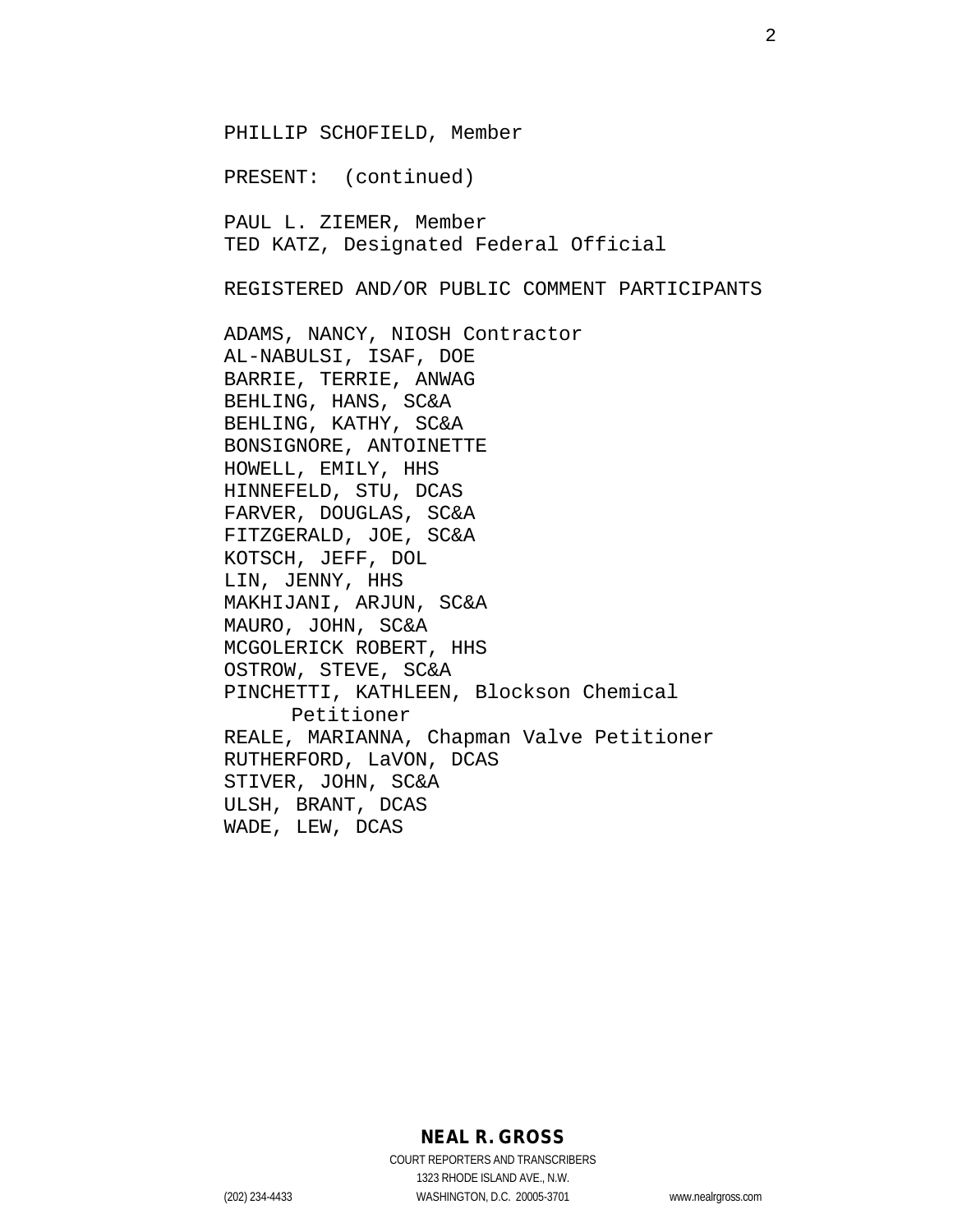PHILLIP SCHOFIELD, Member

PRESENT: (continued)

PAUL L. ZIEMER, Member
TED KATZ, Designated Federal Official

REGISTERED AND/OR PUBLIC COMMENT PARTICIPANTS

ADAMS, NANCY, NIOSH Contractor
AL-NABULSI, ISAF, DOE
BARRIE, TERRIE, ANWAG
BEHLING, HANS, SC&A
BEHLING, KATHY, SC&A
BONSIGNORE, ANTOINETTE
HOWELL, EMILY, HHS
HINNEFELD, STU, DCAS
FARVER, DOUGLAS, SC&A
FITZGERALD, JOE, SC&A
KOTSCH, JEFF, DOL
LIN, JENNY, HHS
MAKHIJANI, ARJUN, SC&A
MAURO, JOHN, SC&A
MCGOLERICK ROBERT, HHS
OSTROW, STEVE, SC&A
PINCHETTI, KATHLEEN, Blockson Chemical Petitioner
REALE, MARIANNA, Chapman Valve Petitioner
RUTHERFORD, LaVON, DCAS
STIVER, JOHN, SC&A
ULSH, BRANT, DCAS
WADE, LEW, DCAS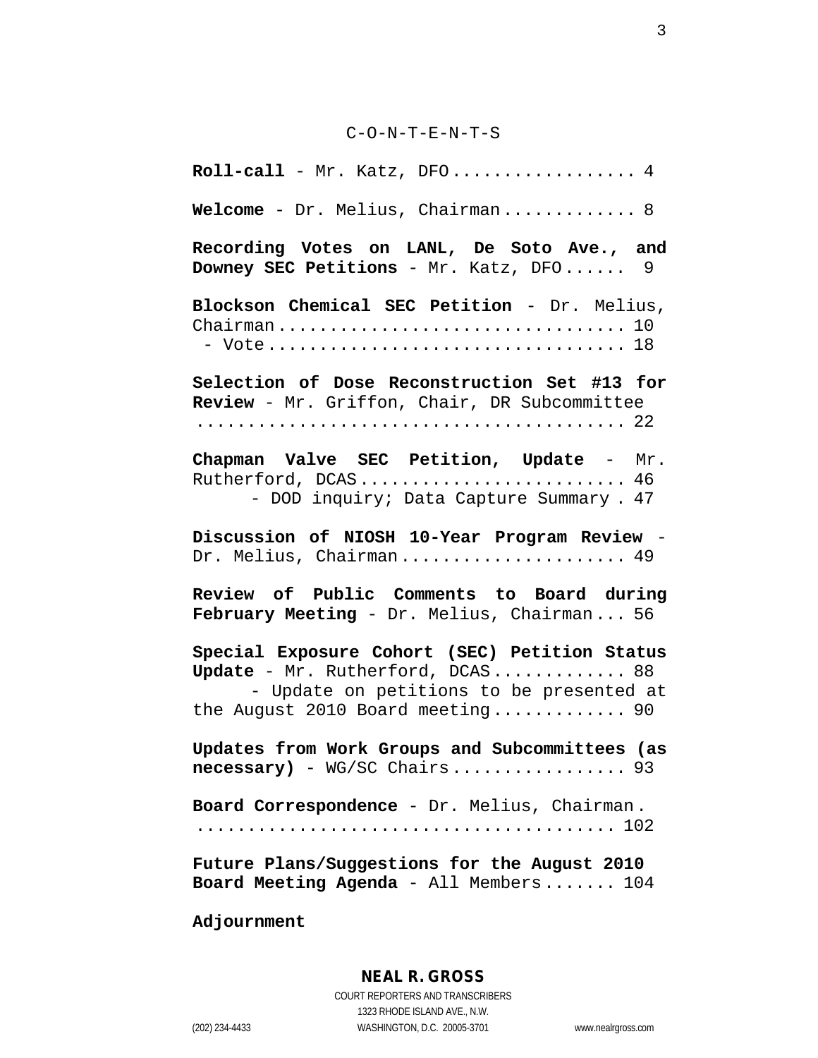C-O-N-T-E-N-T-S

**Roll-call** - Mr. Katz, DFO ................. 4

**Welcome** - Dr. Melius, Chairman ............ 8

**Recording Votes on LANL, De Soto Ave., and Downey SEC Petitions** - Mr. Katz, DFO ...... 9

**Blockson Chemical SEC Petition** - Dr. Melius, Chairman ................................ 10
- Vote ................................ 18

**Selection of Dose Reconstruction Set #13 for Review** - Mr. Griffon, Chair, DR Subcommittee ......................................... 22

**Chapman Valve SEC Petition, Update** - Mr. Rutherford, DCAS ......................... 46
- DOD inquiry; Data Capture Summary . 47

**Discussion of NIOSH 10-Year Program Review** - Dr. Melius, Chairman .................... 49

**Review of Public Comments to Board during February Meeting** - Dr. Melius, Chairman ... 56

**Special Exposure Cohort (SEC) Petition Status Update** - Mr. Rutherford, DCAS ............ 88
- Update on petitions to be presented at the August 2010 Board meeting ............ 90

**Updates from Work Groups and Subcommittees (as necessary)** - WG/SC Chairs ................ 93

**Board Correspondence** - Dr. Melius, Chairman . ........................................ 102

**Future Plans/Suggestions for the August 2010 Board Meeting Agenda** - All Members ....... 104

**Adjournment**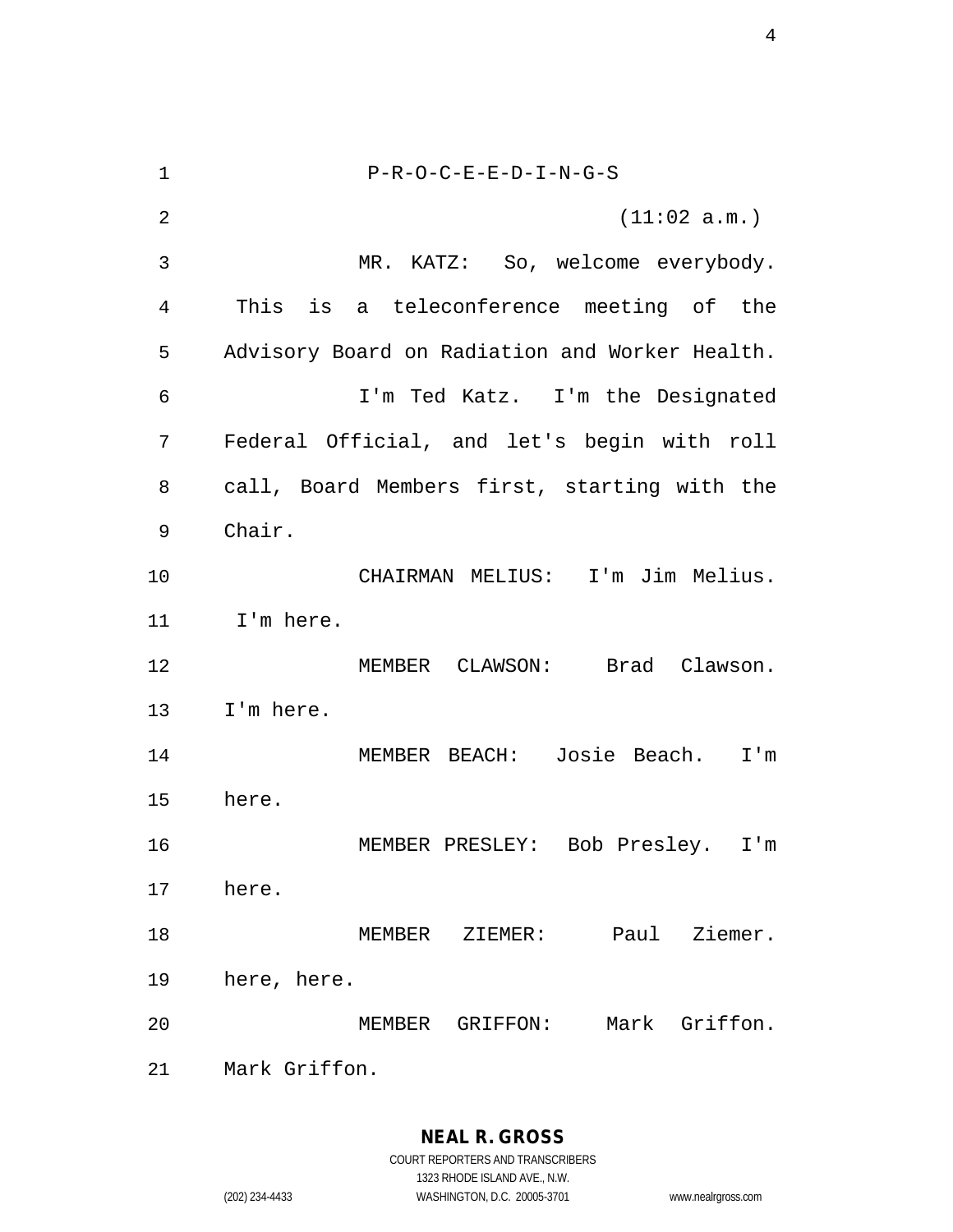P-R-O-C-E-E-D-I-N-G-S

(11:02 a.m.)

MR. KATZ: So, welcome everybody. This is a teleconference meeting of the Advisory Board on Radiation and Worker Health.

I'm Ted Katz. I'm the Designated Federal Official, and let's begin with roll call, Board Members first, starting with the Chair.

CHAIRMAN MELIUS: I'm Jim Melius. I'm here.

MEMBER CLAWSON: Brad Clawson. I'm here.

MEMBER BEACH: Josie Beach. I'm here.

MEMBER PRESLEY: Bob Presley. I'm here.

MEMBER ZIEMER: Paul Ziemer. here, here.

MEMBER GRIFFON: Mark Griffon. Mark Griffon.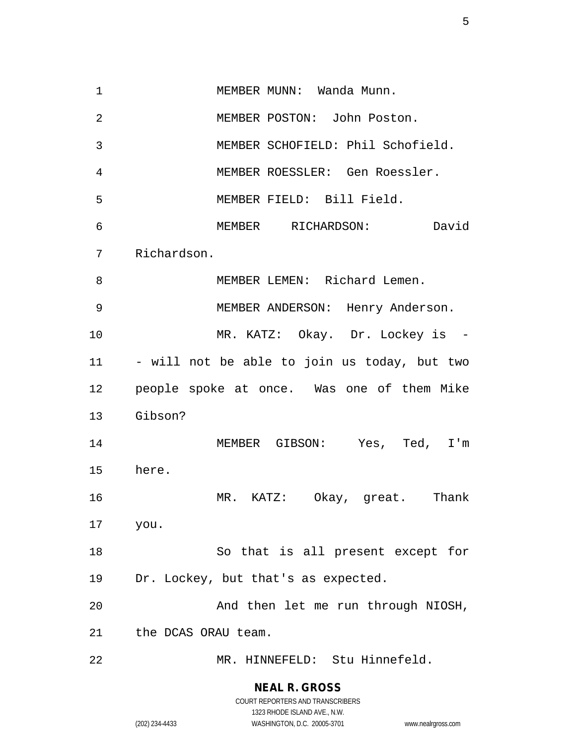MEMBER MUNN: Wanda Munn.

MEMBER POSTON: John Poston.

MEMBER SCHOFIELD: Phil Schofield.

MEMBER ROESSLER: Gen Roessler.

MEMBER FIELD: Bill Field.

MEMBER RICHARDSON: David Richardson.

MEMBER LEMEN: Richard Lemen.

MEMBER ANDERSON: Henry Anderson.

MR. KATZ: Okay. Dr. Lockey is -- will not be able to join us today, but two people spoke at once. Was one of them Mike Gibson?

MEMBER GIBSON: Yes, Ted, I'm here.

MR. KATZ: Okay, great. Thank you.

So that is all present except for Dr. Lockey, but that's as expected.

And then let me run through NIOSH, the DCAS ORAU team.

MR. HINNEFELD: Stu Hinnefeld.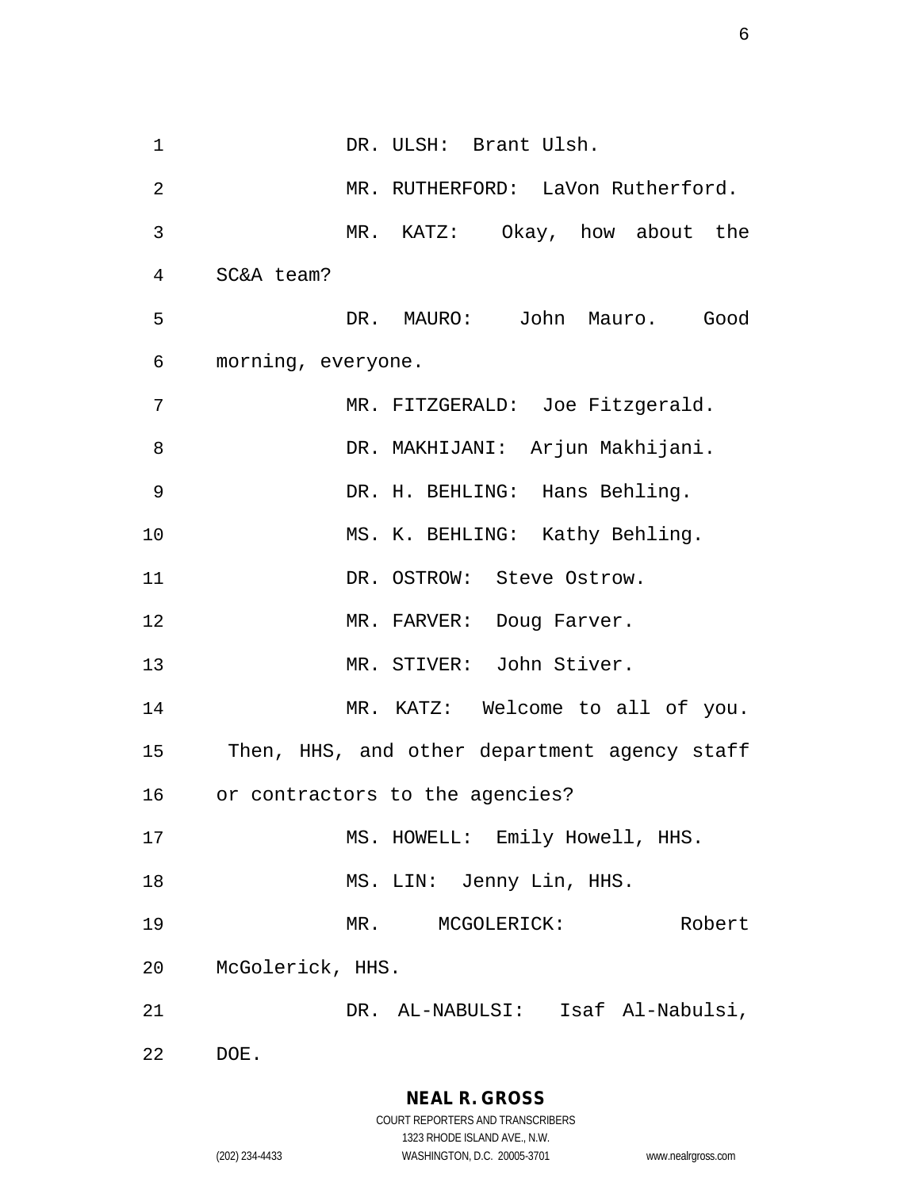DR. ULSH: Brant Ulsh.

MR. RUTHERFORD: LaVon Rutherford.

MR. KATZ: Okay, how about the SC&A team?

DR. MAURO: John Mauro. Good morning, everyone.

MR. FITZGERALD: Joe Fitzgerald.

DR. MAKHIJANI: Arjun Makhijani.

DR. H. BEHLING: Hans Behling.

MS. K. BEHLING: Kathy Behling.

DR. OSTROW: Steve Ostrow.

MR. FARVER: Doug Farver.

MR. STIVER: John Stiver.

MR. KATZ: Welcome to all of you. Then, HHS, and other department agency staff or contractors to the agencies?

MS. HOWELL: Emily Howell, HHS.

MS. LIN: Jenny Lin, HHS.

MR. MCGOLERICK: Robert McGolerick, HHS.

DR. AL-NABULSI: Isaf Al-Nabulsi, DOE.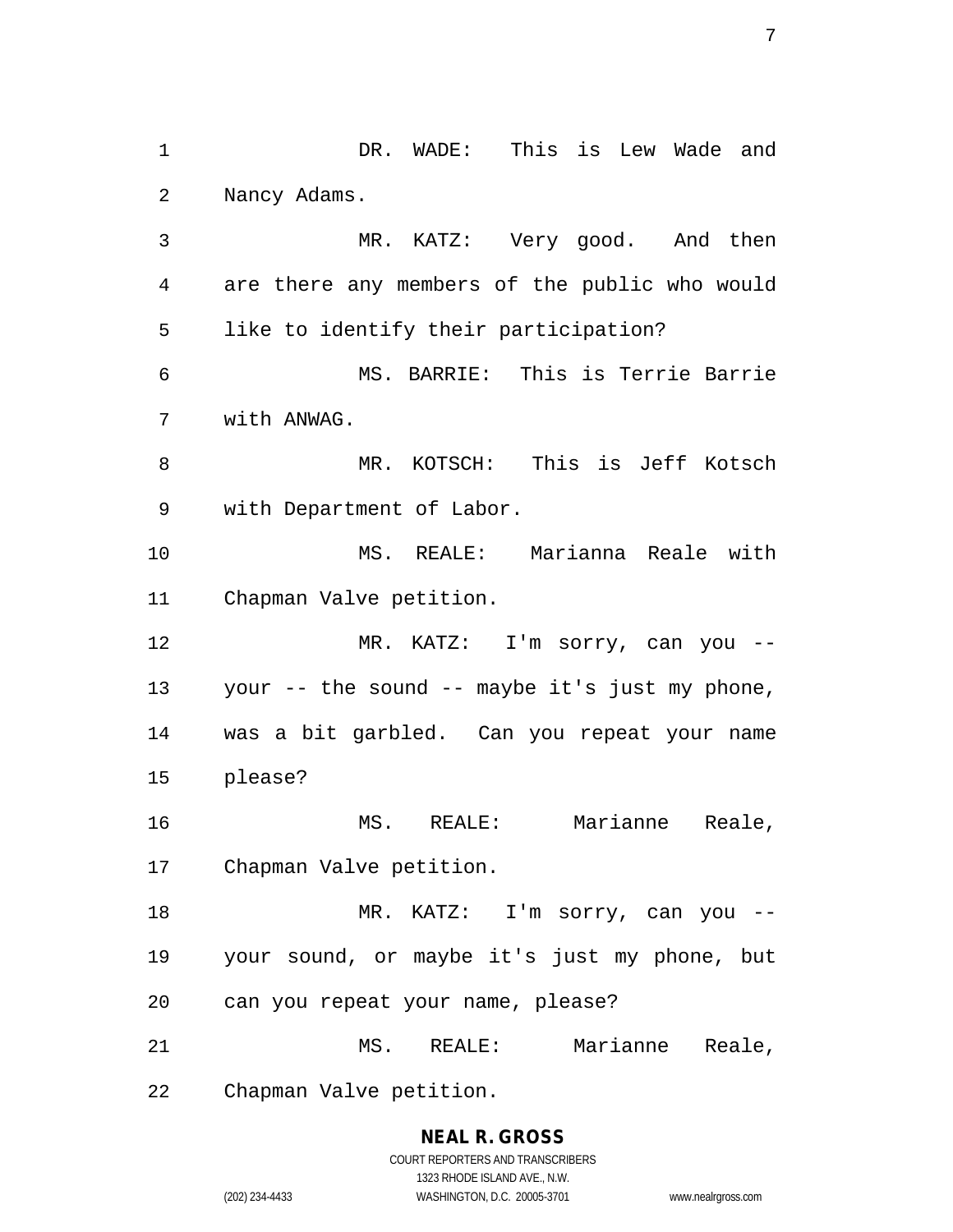DR. WADE: This is Lew Wade and Nancy Adams.

MR. KATZ: Very good. And then are there any members of the public who would like to identify their participation?

MS. BARRIE: This is Terrie Barrie with ANWAG.

MR. KOTSCH: This is Jeff Kotsch with Department of Labor.

MS. REALE: Marianna Reale with Chapman Valve petition.

MR. KATZ: I'm sorry, can you -- your -- the sound -- maybe it's just my phone, was a bit garbled. Can you repeat your name please?

MS. REALE: Marianne Reale, Chapman Valve petition.

MR. KATZ: I'm sorry, can you -- your sound, or maybe it's just my phone, but can you repeat your name, please?

MS. REALE: Marianne Reale, Chapman Valve petition.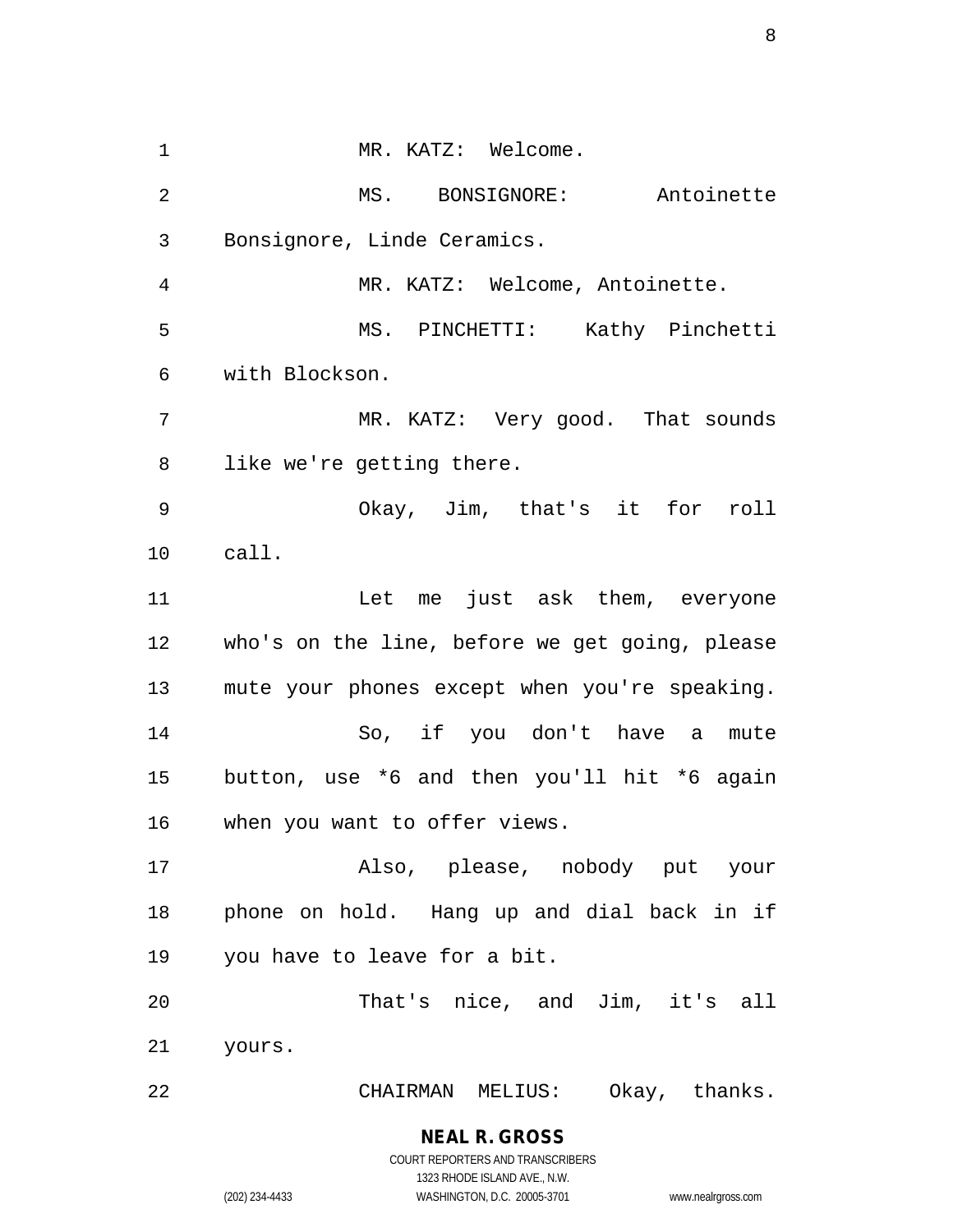MR. KATZ: Welcome.

MS. BONSIGNORE: Antoinette Bonsignore, Linde Ceramics.

MR. KATZ: Welcome, Antoinette.

MS. PINCHETTI: Kathy Pinchetti with Blockson.

MR. KATZ: Very good. That sounds like we're getting there.

Okay, Jim, that's it for roll call.

Let me just ask them, everyone who's on the line, before we get going, please mute your phones except when you're speaking.

So, if you don't have a mute button, use *6 and then you'll hit *6 again when you want to offer views.

Also, please, nobody put your phone on hold. Hang up and dial back in if you have to leave for a bit.

That's nice, and Jim, it's all yours.

CHAIRMAN MELIUS: Okay, thanks.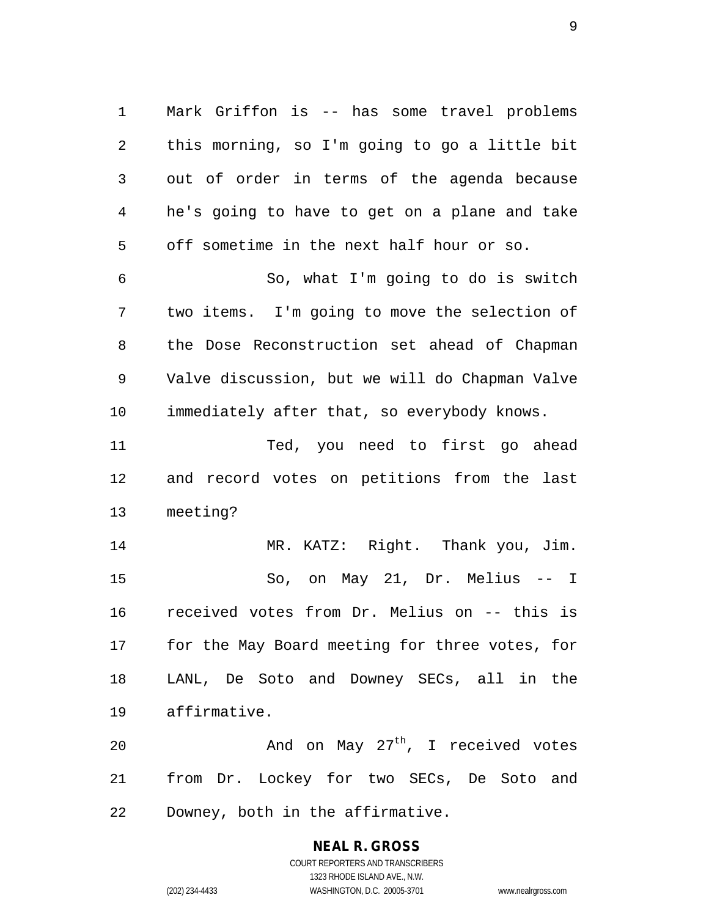Mark Griffon is -- has some travel problems this morning, so I'm going to go a little bit out of order in terms of the agenda because he's going to have to get on a plane and take off sometime in the next half hour or so.

So, what I'm going to do is switch two items. I'm going to move the selection of the Dose Reconstruction set ahead of Chapman Valve discussion, but we will do Chapman Valve immediately after that, so everybody knows.

Ted, you need to first go ahead and record votes on petitions from the last meeting?

MR. KATZ: Right. Thank you, Jim.

So, on May 21, Dr. Melius -- I received votes from Dr. Melius on -- this is for the May Board meeting for three votes, for LANL, De Soto and Downey SECs, all in the affirmative.

And on May 27th, I received votes from Dr. Lockey for two SECs, De Soto and Downey, both in the affirmative.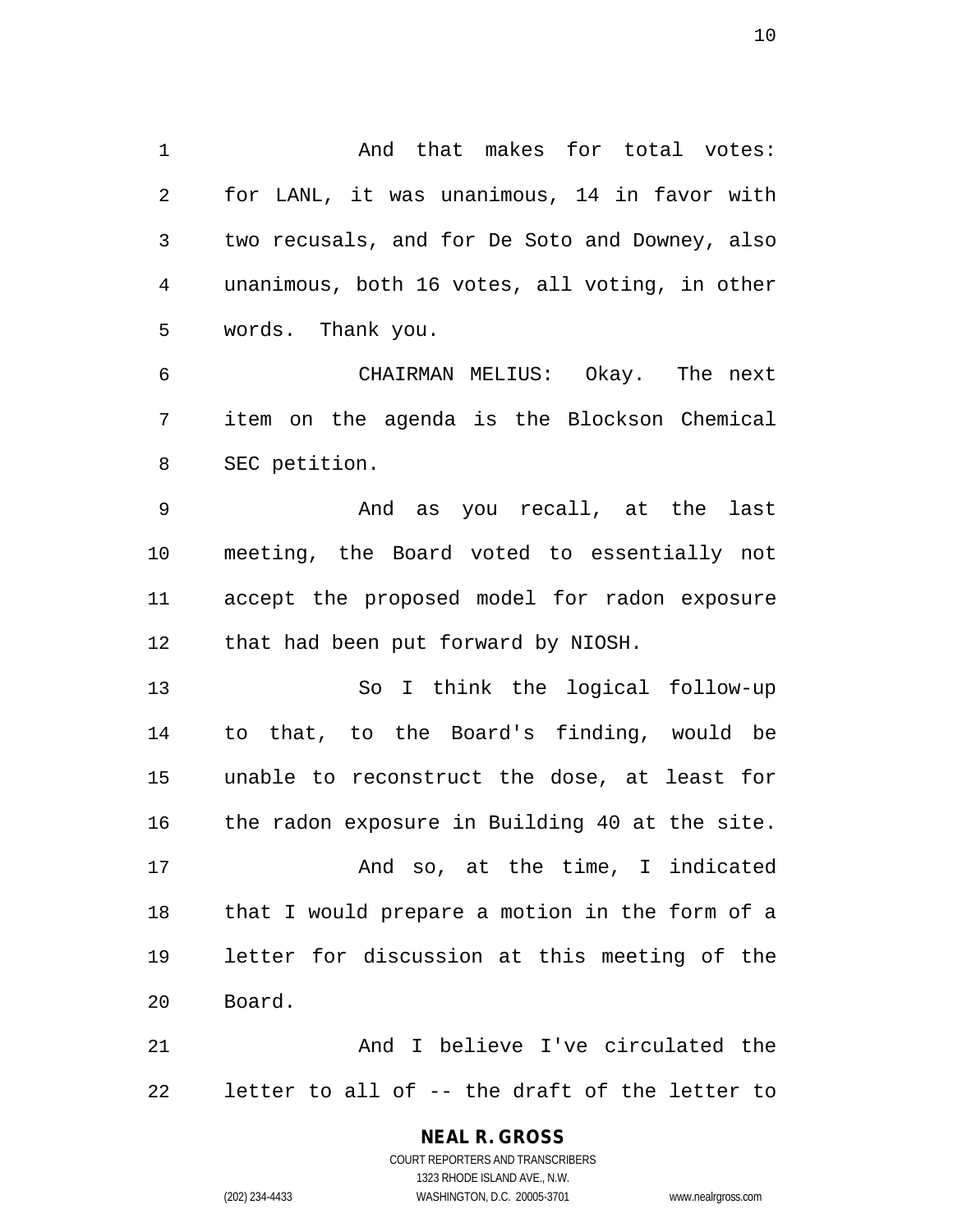And that makes for total votes: for LANL, it was unanimous, 14 in favor with two recusals, and for De Soto and Downey, also unanimous, both 16 votes, all voting, in other words. Thank you.

CHAIRMAN MELIUS: Okay. The next item on the agenda is the Blockson Chemical SEC petition.

And as you recall, at the last meeting, the Board voted to essentially not accept the proposed model for radon exposure that had been put forward by NIOSH.

So I think the logical follow-up to that, to the Board's finding, would be unable to reconstruct the dose, at least for the radon exposure in Building 40 at the site.

And so, at the time, I indicated that I would prepare a motion in the form of a letter for discussion at this meeting of the Board.

And I believe I've circulated the letter to all of -- the draft of the letter to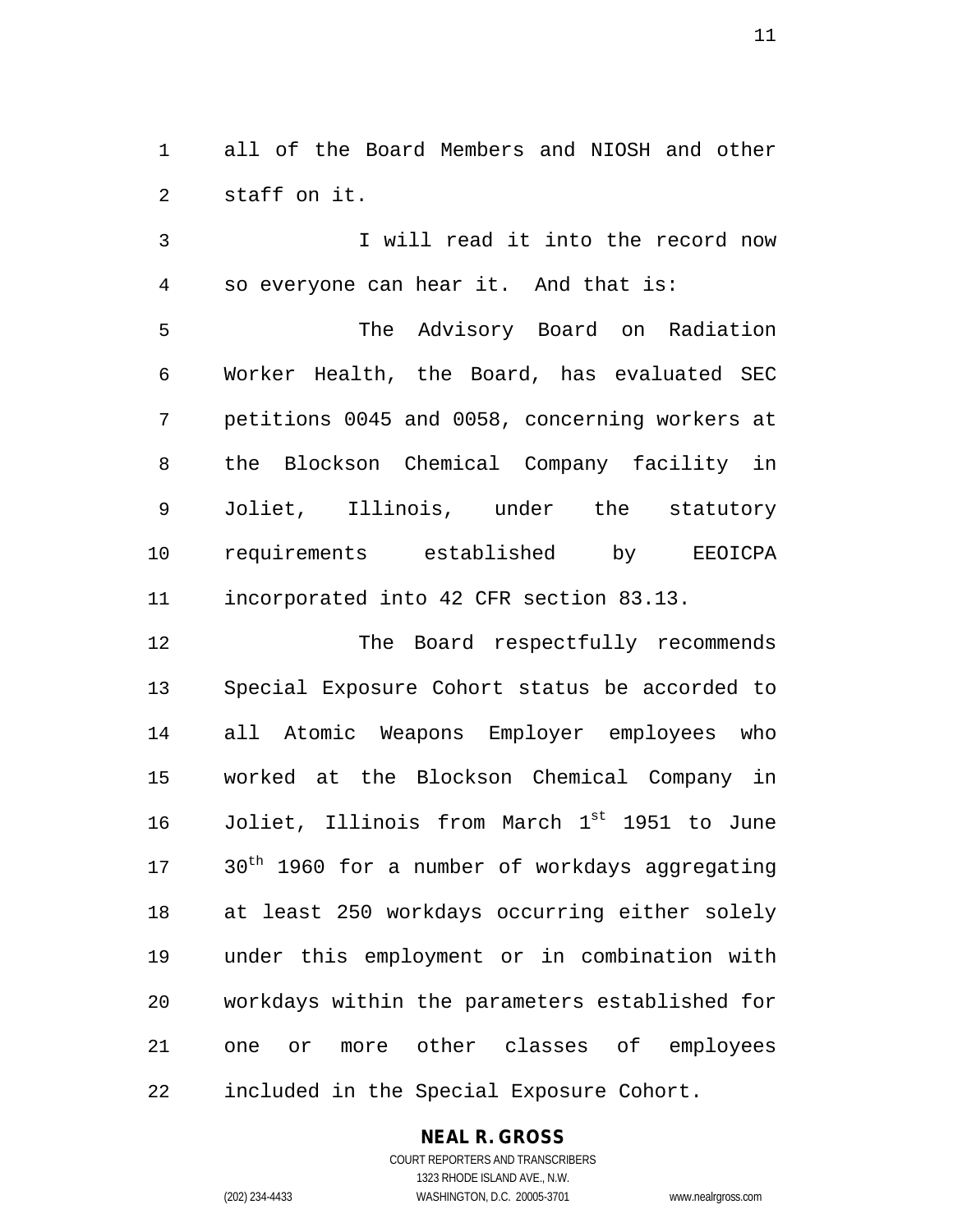all of the Board Members and NIOSH and other staff on it.

I will read it into the record now so everyone can hear it. And that is:

The Advisory Board on Radiation Worker Health, the Board, has evaluated SEC petitions 0045 and 0058, concerning workers at the Blockson Chemical Company facility in Joliet, Illinois, under the statutory requirements established by EEOICPA incorporated into 42 CFR section 83.13.

The Board respectfully recommends Special Exposure Cohort status be accorded to all Atomic Weapons Employer employees who worked at the Blockson Chemical Company in Joliet, Illinois from March 1st 1951 to June 30th 1960 for a number of workdays aggregating at least 250 workdays occurring either solely under this employment or in combination with workdays within the parameters established for one or more other classes of employees included in the Special Exposure Cohort.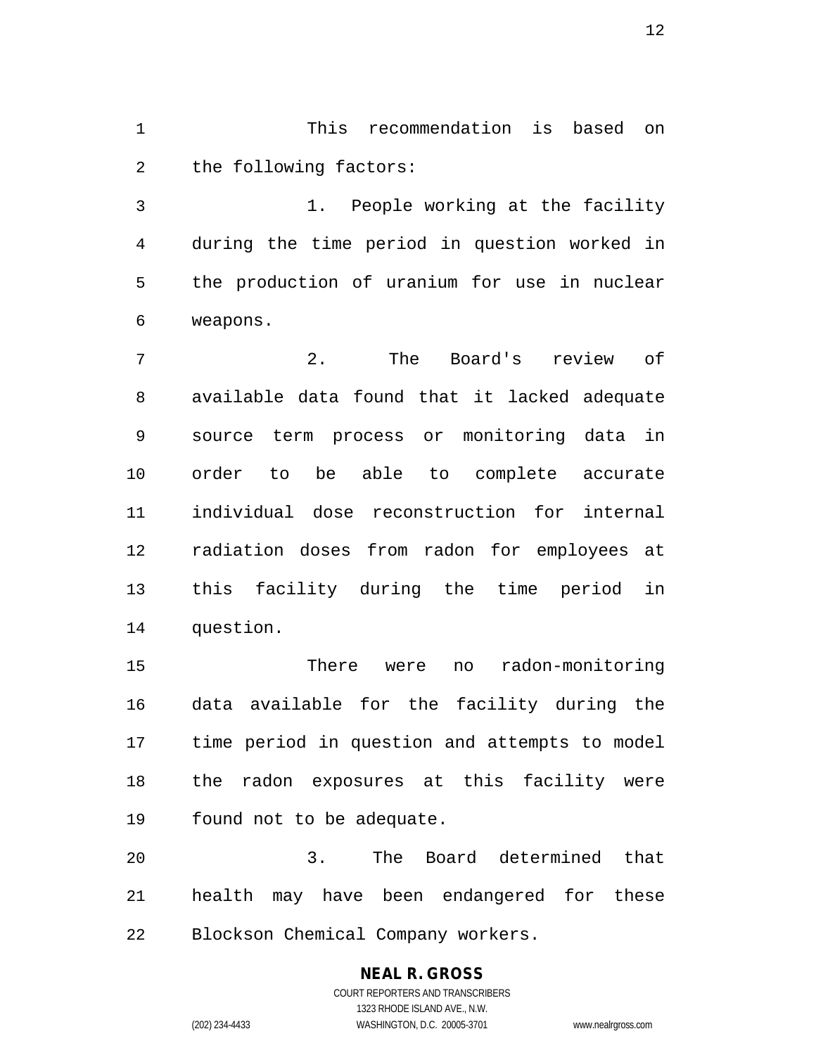This recommendation is based on the following factors:

1. People working at the facility during the time period in question worked in the production of uranium for use in nuclear weapons.

2. The Board's review of available data found that it lacked adequate source term process or monitoring data in order to be able to complete accurate individual dose reconstruction for internal radiation doses from radon for employees at this facility during the time period in question.

There were no radon-monitoring data available for the facility during the time period in question and attempts to model the radon exposures at this facility were found not to be adequate.

3. The Board determined that health may have been endangered for these Blockson Chemical Company workers.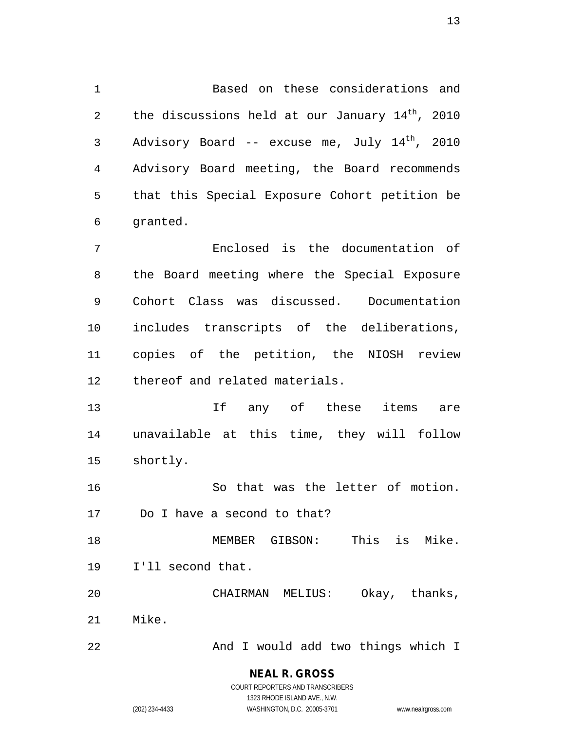Based on these considerations and the discussions held at our January 14th, 2010 Advisory Board -- excuse me, July 14th, 2010 Advisory Board meeting, the Board recommends that this Special Exposure Cohort petition be granted.

Enclosed is the documentation of the Board meeting where the Special Exposure Cohort Class was discussed. Documentation includes transcripts of the deliberations, copies of the petition, the NIOSH review thereof and related materials.

If any of these items are unavailable at this time, they will follow shortly.

So that was the letter of motion. Do I have a second to that?

MEMBER GIBSON: This is Mike. I'll second that.

CHAIRMAN MELIUS: Okay, thanks, Mike.

And I would add two things which I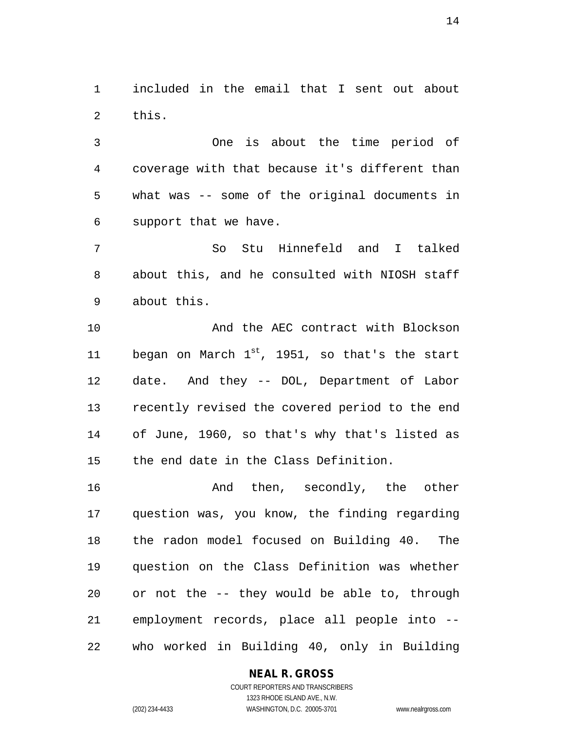included in the email that I sent out about this.

One is about the time period of coverage with that because it's different than what was -- some of the original documents in support that we have.

So Stu Hinnefeld and I talked about this, and he consulted with NIOSH staff about this.

And the AEC contract with Blockson began on March 1st, 1951, so that's the start date. And they -- DOL, Department of Labor recently revised the covered period to the end of June, 1960, so that's why that's listed as the end date in the Class Definition.

And then, secondly, the other question was, you know, the finding regarding the radon model focused on Building 40. The question on the Class Definition was whether or not the -- they would be able to, through employment records, place all people into -- who worked in Building 40, only in Building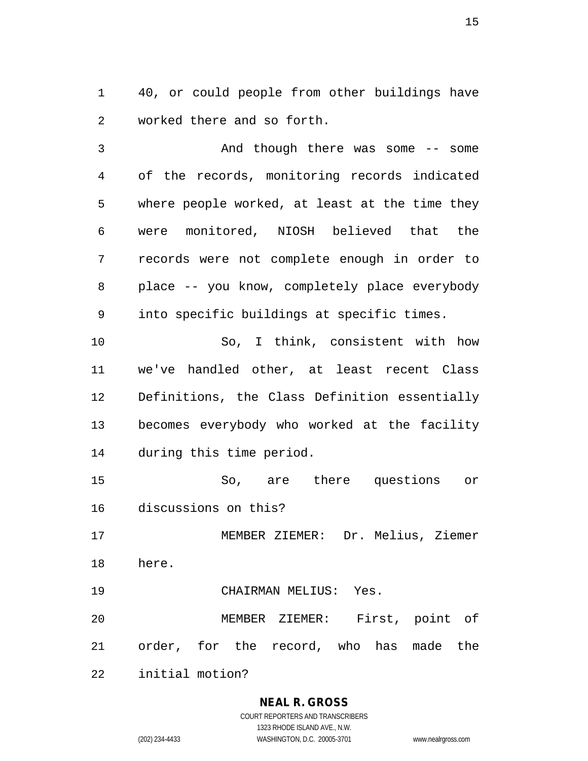40, or could people from other buildings have worked there and so forth.

And though there was some -- some of the records, monitoring records indicated where people worked, at least at the time they were monitored, NIOSH believed that the records were not complete enough in order to place -- you know, completely place everybody into specific buildings at specific times.

So, I think, consistent with how we've handled other, at least recent Class Definitions, the Class Definition essentially becomes everybody who worked at the facility during this time period.

So, are there questions or discussions on this?

MEMBER ZIEMER: Dr. Melius, Ziemer here.

CHAIRMAN MELIUS: Yes.

MEMBER ZIEMER: First, point of order, for the record, who has made the initial motion?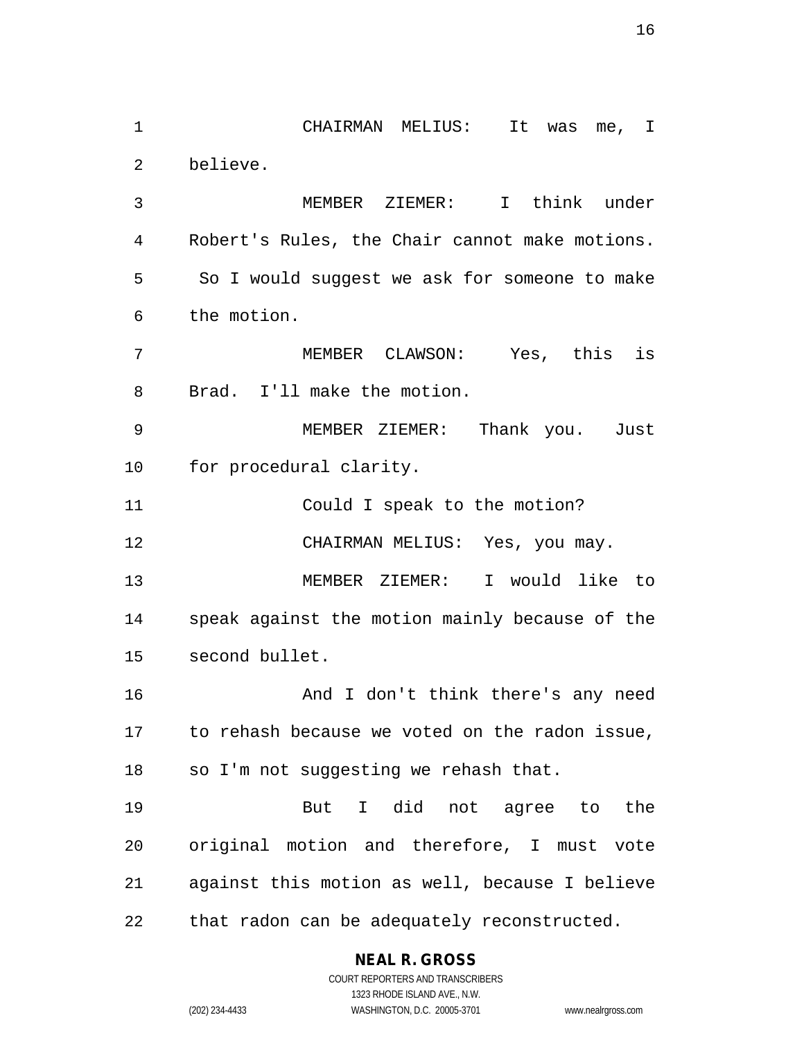CHAIRMAN MELIUS: It was me, I believe.

MEMBER ZIEMER: I think under Robert's Rules, the Chair cannot make motions. So I would suggest we ask for someone to make the motion.

MEMBER CLAWSON: Yes, this is Brad. I'll make the motion.

MEMBER ZIEMER: Thank you. Just for procedural clarity.

Could I speak to the motion?

CHAIRMAN MELIUS: Yes, you may.

MEMBER ZIEMER: I would like to speak against the motion mainly because of the second bullet.

And I don't think there's any need to rehash because we voted on the radon issue, so I'm not suggesting we rehash that.

But I did not agree to the original motion and therefore, I must vote against this motion as well, because I believe that radon can be adequately reconstructed.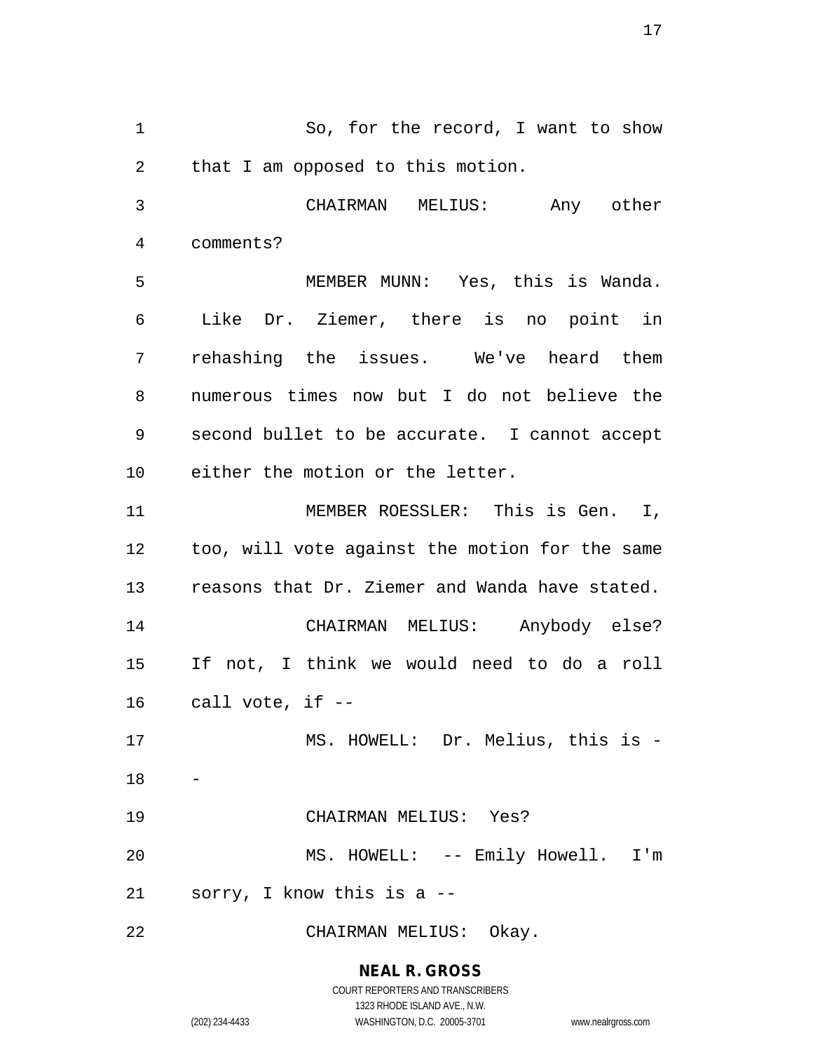So, for the record, I want to show that I am opposed to this motion.

CHAIRMAN MELIUS: Any other comments?

MEMBER MUNN: Yes, this is Wanda. Like Dr. Ziemer, there is no point in rehashing the issues. We've heard them numerous times now but I do not believe the second bullet to be accurate. I cannot accept either the motion or the letter.

MEMBER ROESSLER: This is Gen. I, too, will vote against the motion for the same reasons that Dr. Ziemer and Wanda have stated.

CHAIRMAN MELIUS: Anybody else? If not, I think we would need to do a roll call vote, if --

MS. HOWELL: Dr. Melius, this is --

CHAIRMAN MELIUS: Yes?

MS. HOWELL: -- Emily Howell. I'm sorry, I know this is a --

CHAIRMAN MELIUS: Okay.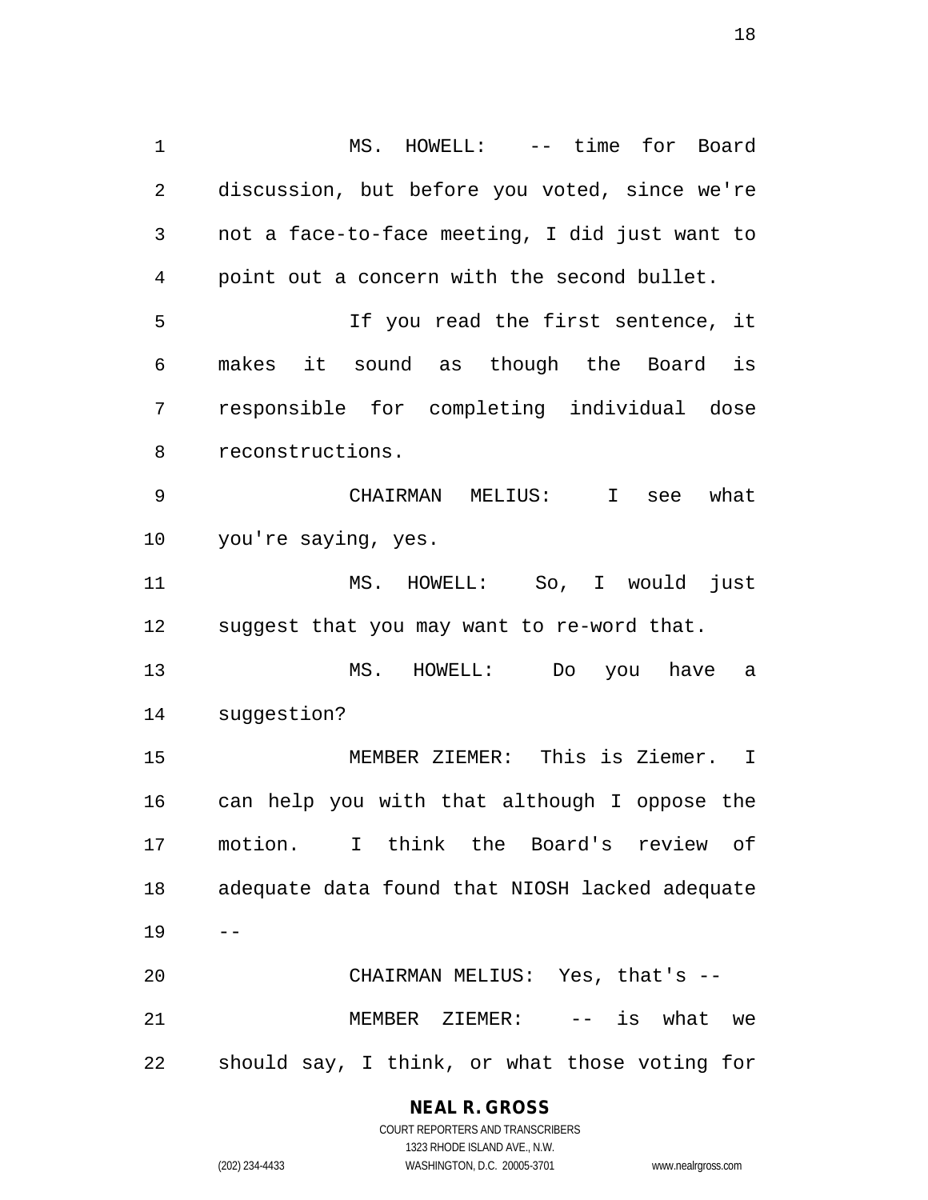MS. HOWELL: -- time for Board discussion, but before you voted, since we're not a face-to-face meeting, I did just want to point out a concern with the second bullet.

If you read the first sentence, it makes it sound as though the Board is responsible for completing individual dose reconstructions.

CHAIRMAN MELIUS: I see what you're saying, yes.

MS. HOWELL: So, I would just suggest that you may want to re-word that.

MS. HOWELL: Do you have a suggestion?

MEMBER ZIEMER: This is Ziemer. I can help you with that although I oppose the motion. I think the Board's review of adequate data found that NIOSH lacked adequate --

CHAIRMAN MELIUS: Yes, that's --

MEMBER ZIEMER: -- is what we should say, I think, or what those voting for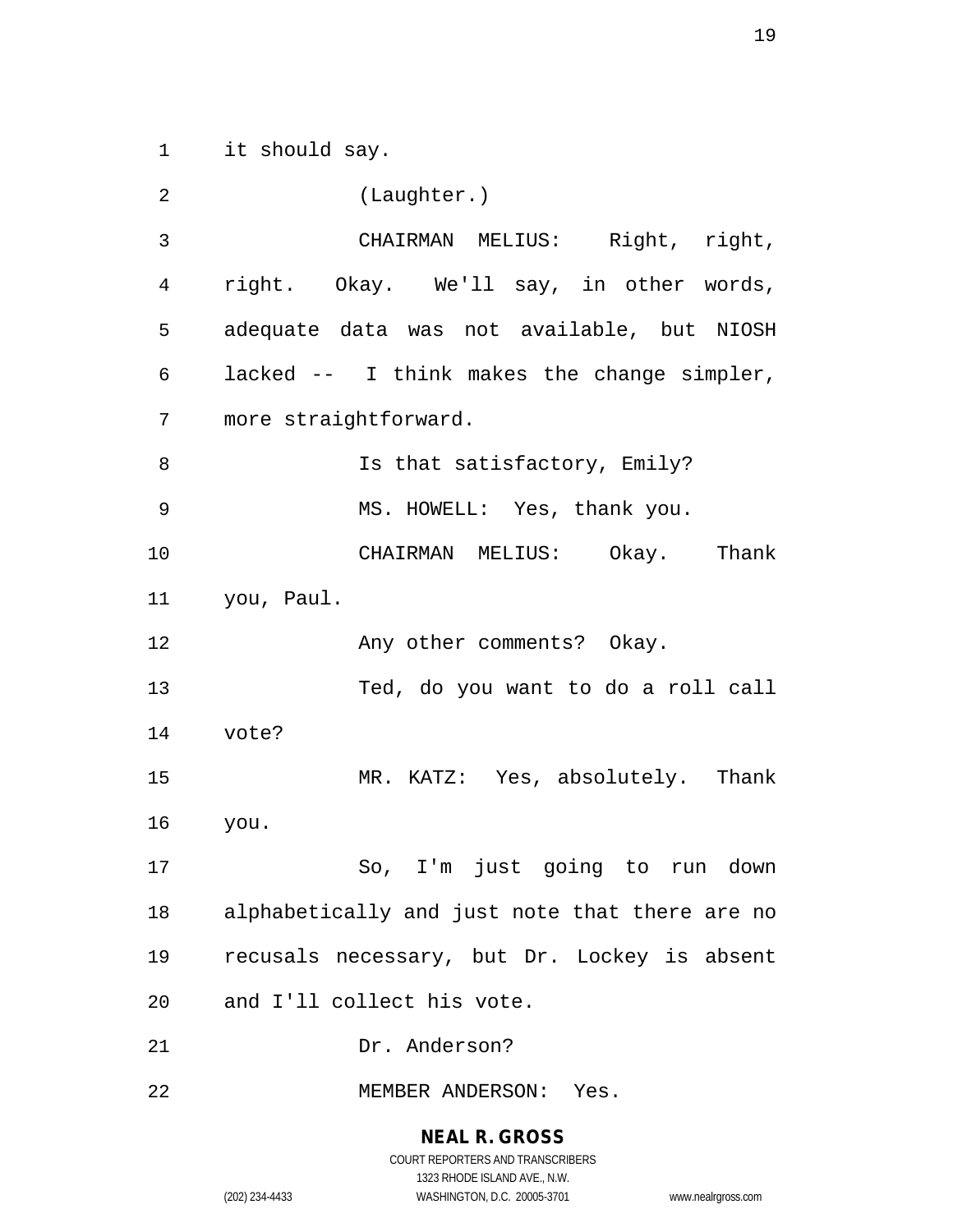it should say.

(Laughter.)

CHAIRMAN MELIUS: Right, right, right. Okay. We'll say, in other words, adequate data was not available, but NIOSH lacked -- I think makes the change simpler, more straightforward.

Is that satisfactory, Emily?

MS. HOWELL: Yes, thank you.

CHAIRMAN MELIUS: Okay. Thank you, Paul.

Any other comments? Okay.

Ted, do you want to do a roll call vote?

MR. KATZ: Yes, absolutely. Thank you.

So, I'm just going to run down alphabetically and just note that there are no recusals necessary, but Dr. Lockey is absent and I'll collect his vote.

Dr. Anderson?

MEMBER ANDERSON: Yes.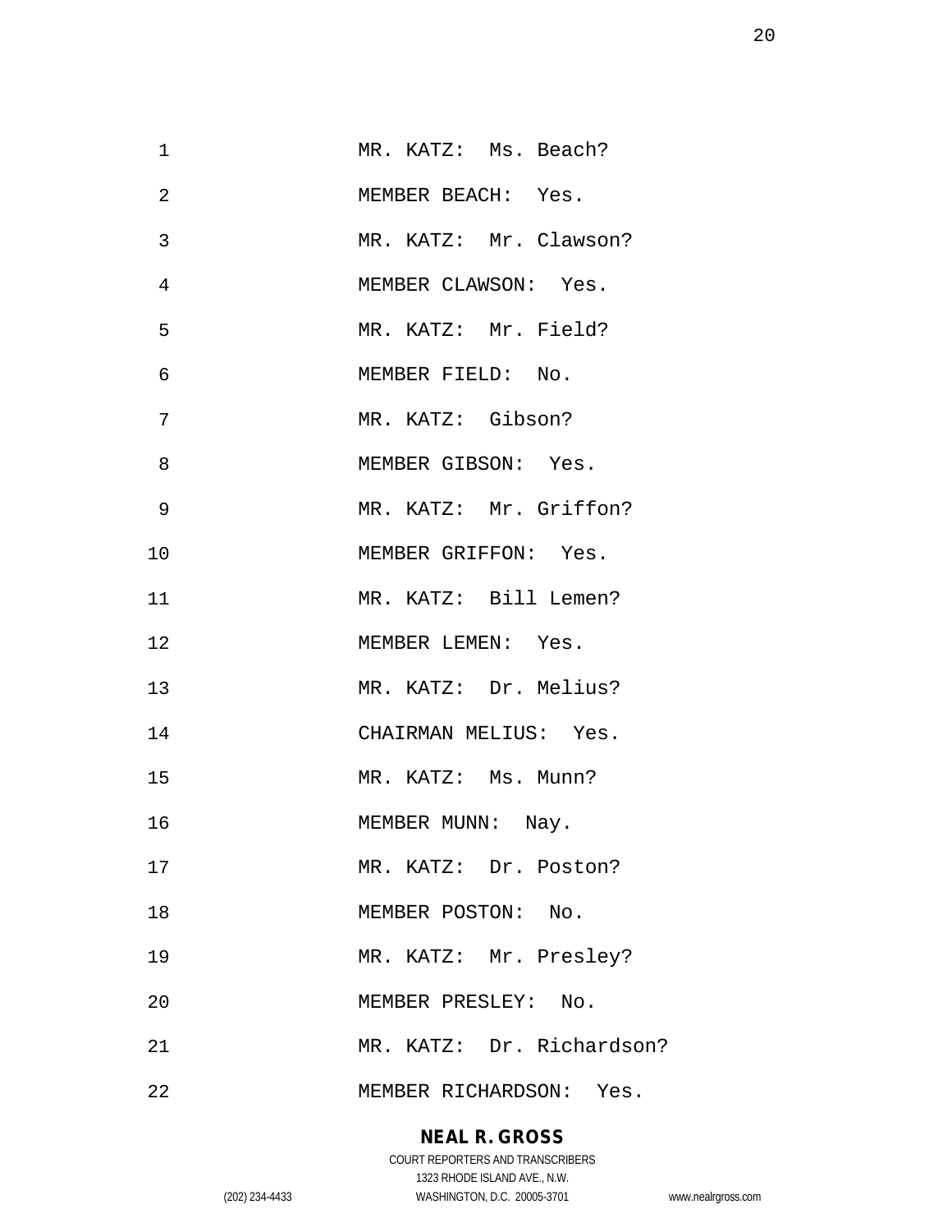MR. KATZ: Ms. Beach?

MEMBER BEACH: Yes.

MR. KATZ: Mr. Clawson?

MEMBER CLAWSON: Yes.

MR. KATZ: Mr. Field?

MEMBER FIELD: No.

MR. KATZ: Gibson?

MEMBER GIBSON: Yes.

MR. KATZ: Mr. Griffon?

MEMBER GRIFFON: Yes.

MR. KATZ: Bill Lemen?

MEMBER LEMEN: Yes.

MR. KATZ: Dr. Melius?

CHAIRMAN MELIUS: Yes.

MR. KATZ: Ms. Munn?

MEMBER MUNN: Nay.

MR. KATZ: Dr. Poston?

MEMBER POSTON: No.

MR. KATZ: Mr. Presley?

MEMBER PRESLEY: No.

MR. KATZ: Dr. Richardson?

MEMBER RICHARDSON: Yes.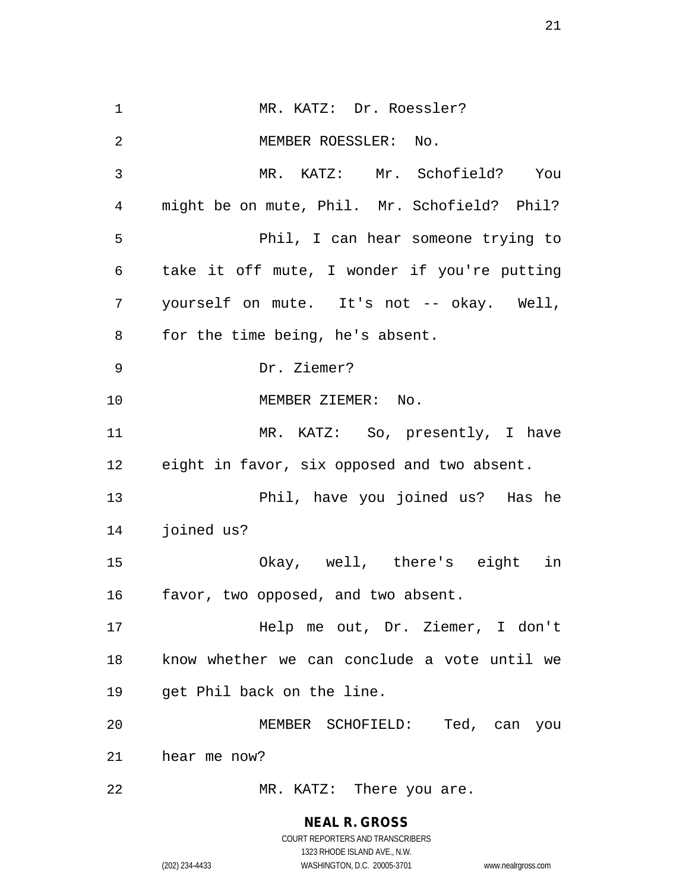MR. KATZ: Dr. Roessler?

MEMBER ROESSLER: No.

MR. KATZ: Mr. Schofield? You might be on mute, Phil. Mr. Schofield? Phil?

Phil, I can hear someone trying to take it off mute, I wonder if you're putting yourself on mute. It's not -- okay. Well, for the time being, he's absent.

Dr. Ziemer?

MEMBER ZIEMER: No.

MR. KATZ: So, presently, I have eight in favor, six opposed and two absent.

Phil, have you joined us? Has he joined us?

Okay, well, there's eight in favor, two opposed, and two absent.

Help me out, Dr. Ziemer, I don't know whether we can conclude a vote until we get Phil back on the line.

MEMBER SCHOFIELD: Ted, can you hear me now?

MR. KATZ: There you are.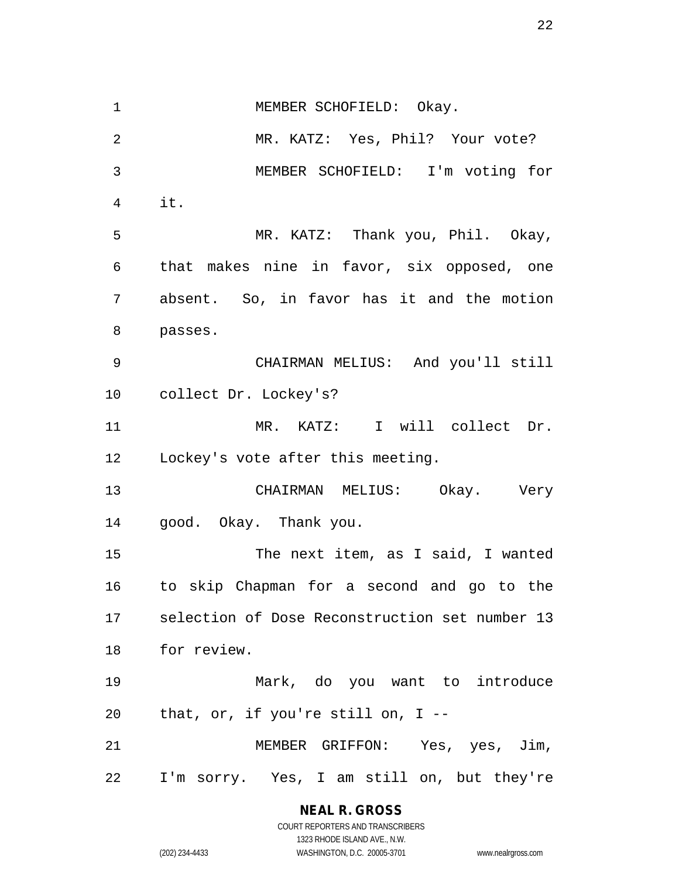MEMBER SCHOFIELD: Okay.

MR. KATZ: Yes, Phil? Your vote?

MEMBER SCHOFIELD: I'm voting for it.

MR. KATZ: Thank you, Phil. Okay, that makes nine in favor, six opposed, one absent. So, in favor has it and the motion passes.

CHAIRMAN MELIUS: And you'll still collect Dr. Lockey's?

MR. KATZ: I will collect Dr. Lockey's vote after this meeting.

CHAIRMAN MELIUS: Okay. Very good. Okay. Thank you.

The next item, as I said, I wanted to skip Chapman for a second and go to the selection of Dose Reconstruction set number 13 for review.

Mark, do you want to introduce that, or, if you're still on, I --

MEMBER GRIFFON: Yes, yes, Jim, I'm sorry. Yes, I am still on, but they're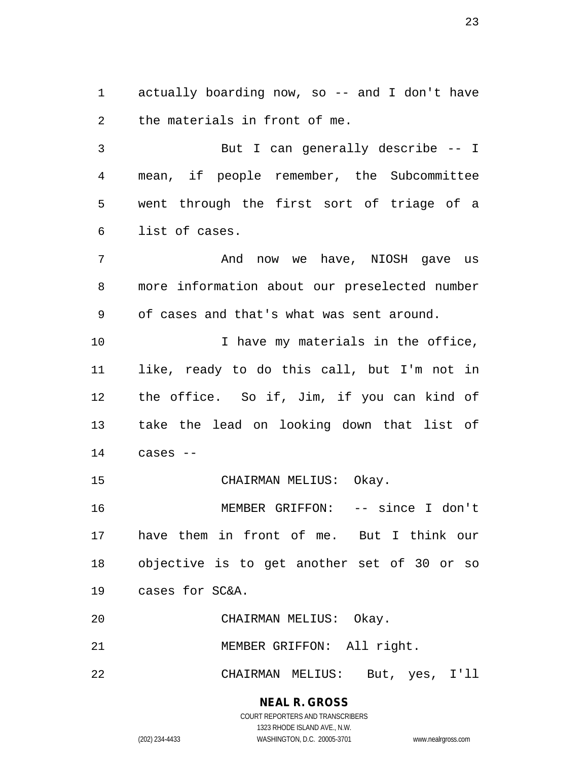actually boarding now, so -- and I don't have the materials in front of me.

But I can generally describe -- I mean, if people remember, the Subcommittee went through the first sort of triage of a list of cases.

And now we have, NIOSH gave us more information about our preselected number of cases and that's what was sent around.

I have my materials in the office, like, ready to do this call, but I'm not in the office. So if, Jim, if you can kind of take the lead on looking down that list of cases --

CHAIRMAN MELIUS: Okay.

MEMBER GRIFFON: -- since I don't have them in front of me. But I think our objective is to get another set of 30 or so cases for SC&A.

CHAIRMAN MELIUS: Okay.

MEMBER GRIFFON: All right.

CHAIRMAN MELIUS: But, yes, I'll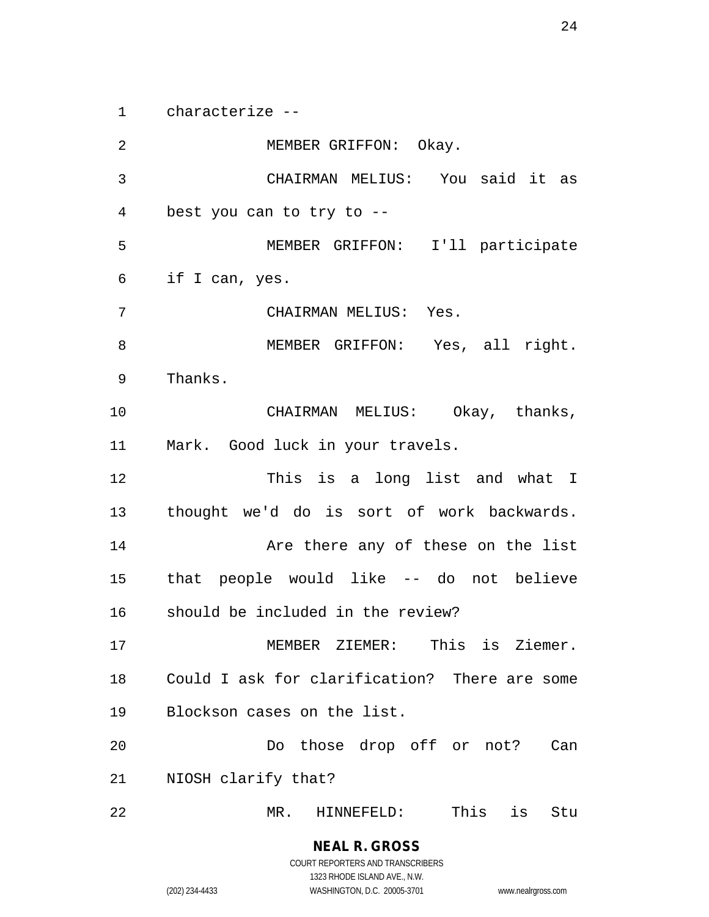characterize --

MEMBER GRIFFON: Okay.

CHAIRMAN MELIUS: You said it as best you can to try to --

MEMBER GRIFFON: I'll participate if I can, yes.

CHAIRMAN MELIUS: Yes.

MEMBER GRIFFON: Yes, all right. Thanks.

CHAIRMAN MELIUS: Okay, thanks, Mark. Good luck in your travels.

This is a long list and what I thought we'd do is sort of work backwards.

Are there any of these on the list that people would like -- do not believe should be included in the review?

MEMBER ZIEMER: This is Ziemer. Could I ask for clarification? There are some Blockson cases on the list.

Do those drop off or not? Can NIOSH clarify that?

MR. HINNEFELD: This is Stu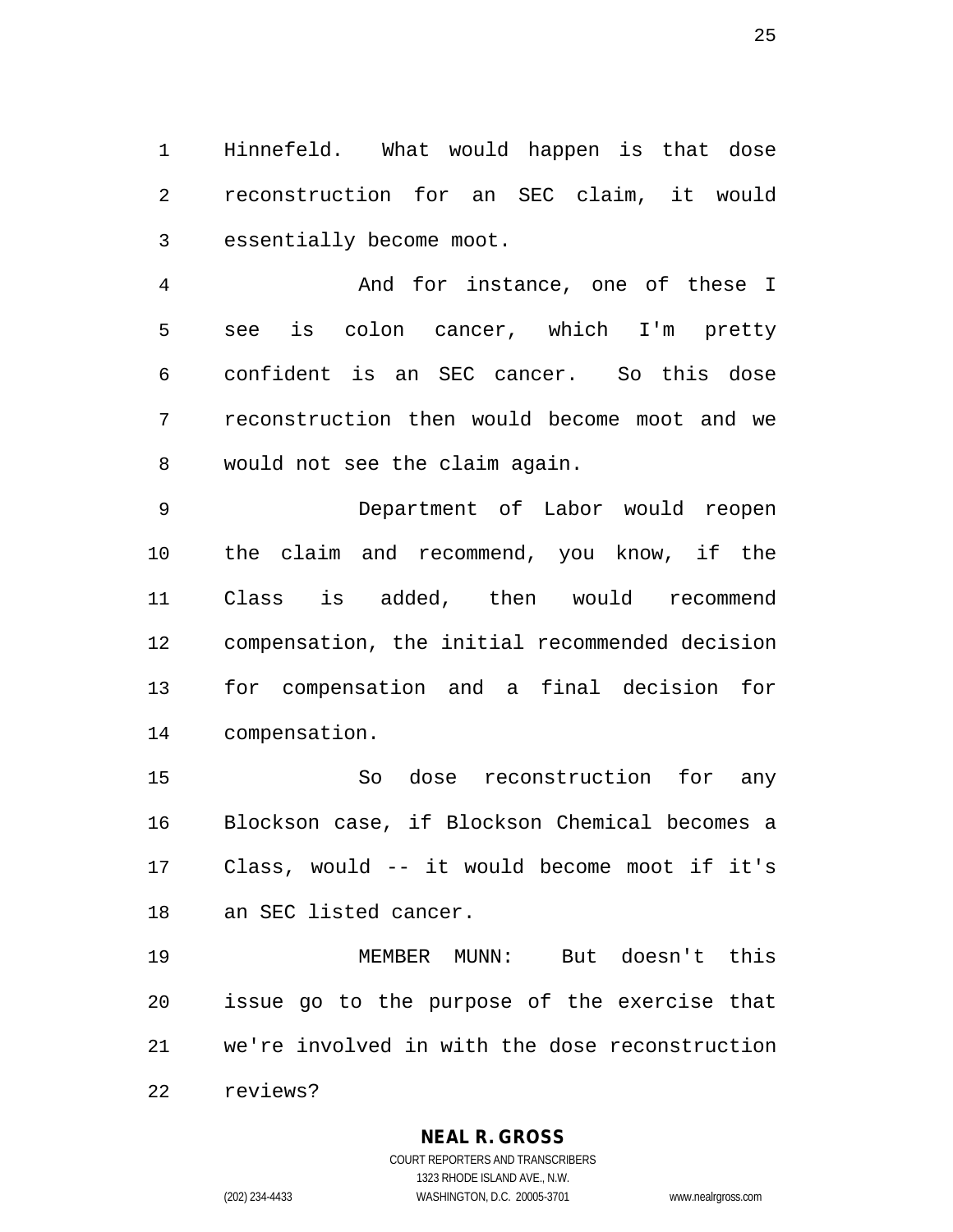Hinnefeld. What would happen is that dose reconstruction for an SEC claim, it would essentially become moot.

And for instance, one of these I see is colon cancer, which I'm pretty confident is an SEC cancer. So this dose reconstruction then would become moot and we would not see the claim again.

Department of Labor would reopen the claim and recommend, you know, if the Class is added, then would recommend compensation, the initial recommended decision for compensation and a final decision for compensation.

So dose reconstruction for any Blockson case, if Blockson Chemical becomes a Class, would -- it would become moot if it's an SEC listed cancer.

MEMBER MUNN: But doesn't this issue go to the purpose of the exercise that we're involved in with the dose reconstruction reviews?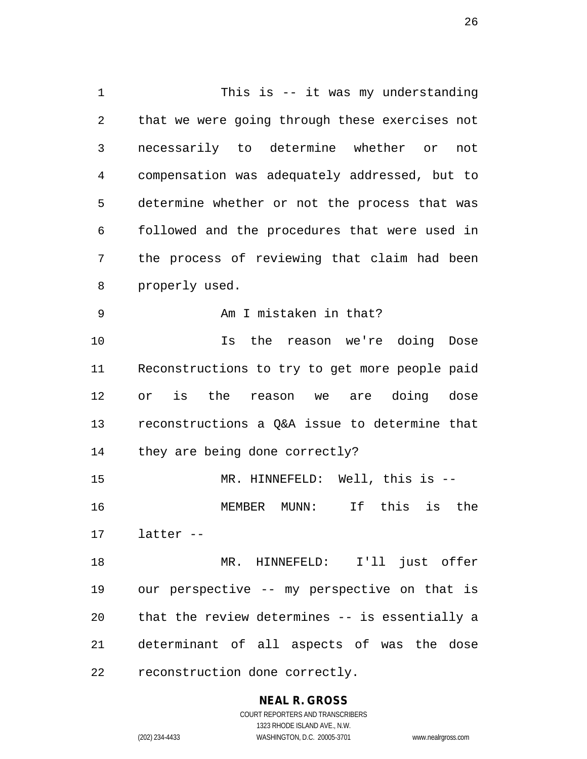This is -- it was my understanding that we were going through these exercises not necessarily to determine whether or not compensation was adequately addressed, but to determine whether or not the process that was followed and the procedures that were used in the process of reviewing that claim had been properly used.

Am I mistaken in that?

Is the reason we're doing Dose Reconstructions to try to get more people paid or is the reason we are doing dose reconstructions a Q&A issue to determine that they are being done correctly?

MR. HINNEFELD: Well, this is --

MEMBER MUNN: If this is the latter --

MR. HINNEFELD: I'll just offer our perspective -- my perspective on that is that the review determines -- is essentially a determinant of all aspects of was the dose reconstruction done correctly.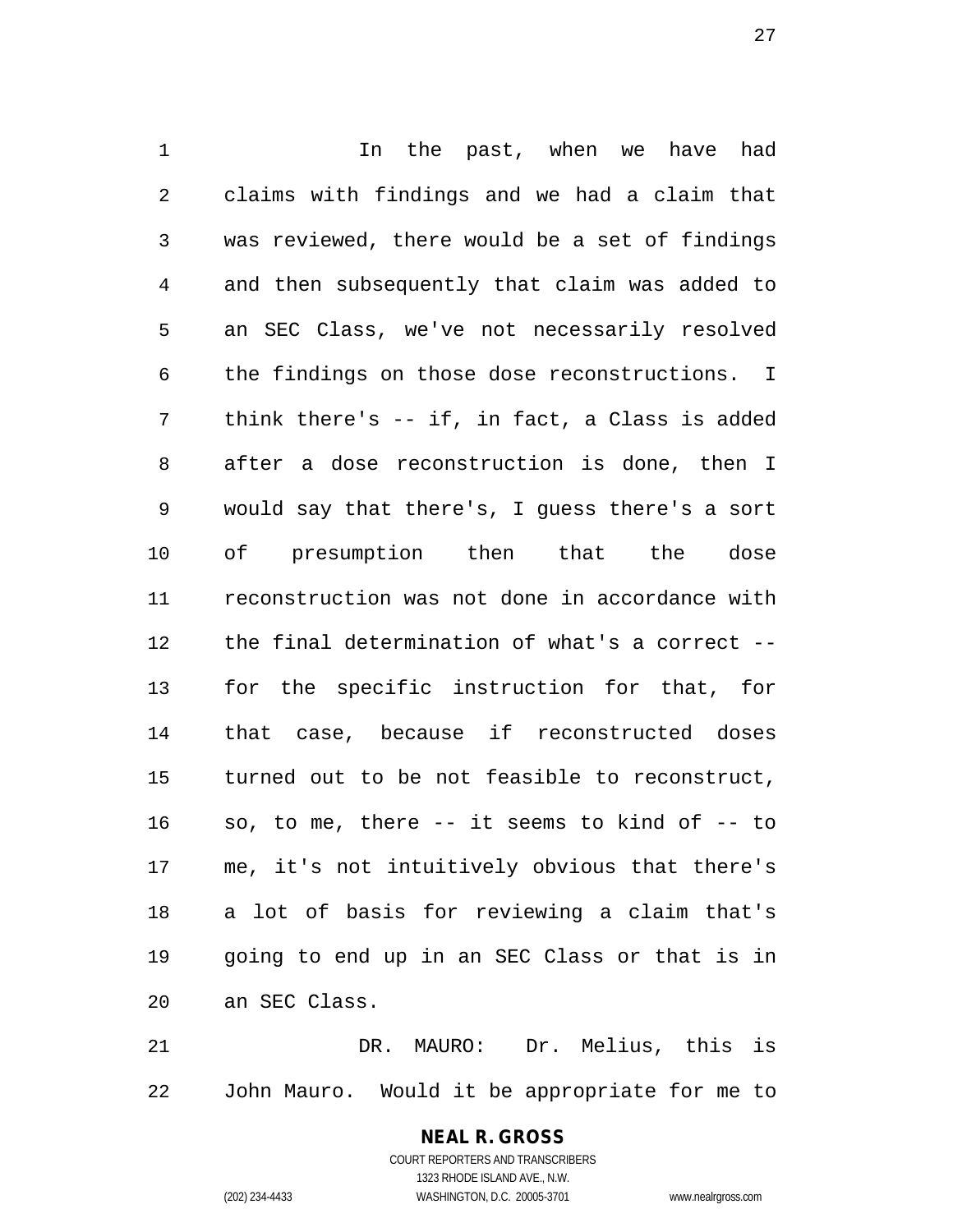In the past, when we have had claims with findings and we had a claim that was reviewed, there would be a set of findings and then subsequently that claim was added to an SEC Class, we've not necessarily resolved the findings on those dose reconstructions. I think there's -- if, in fact, a Class is added after a dose reconstruction is done, then I would say that there's, I guess there's a sort of presumption then that the dose reconstruction was not done in accordance with the final determination of what's a correct -- for the specific instruction for that, for that case, because if reconstructed doses turned out to be not feasible to reconstruct, so, to me, there -- it seems to kind of -- to me, it's not intuitively obvious that there's a lot of basis for reviewing a claim that's going to end up in an SEC Class or that is in an SEC Class.

DR. MAURO: Dr. Melius, this is John Mauro. Would it be appropriate for me to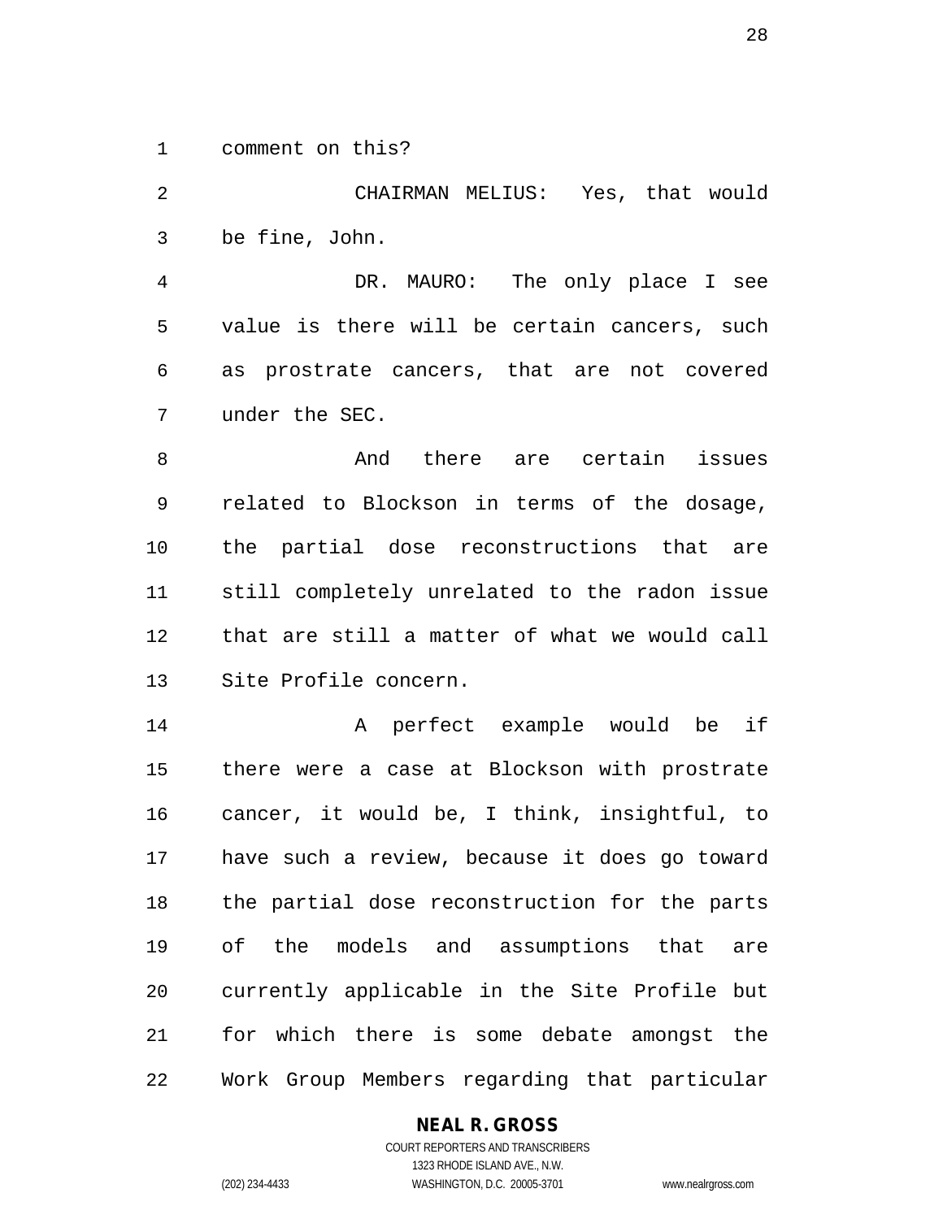comment on this?

CHAIRMAN MELIUS: Yes, that would be fine, John.

DR. MAURO: The only place I see value is there will be certain cancers, such as prostrate cancers, that are not covered under the SEC.

And there are certain issues related to Blockson in terms of the dosage, the partial dose reconstructions that are still completely unrelated to the radon issue that are still a matter of what we would call Site Profile concern.

A perfect example would be if there were a case at Blockson with prostrate cancer, it would be, I think, insightful, to have such a review, because it does go toward the partial dose reconstruction for the parts of the models and assumptions that are currently applicable in the Site Profile but for which there is some debate amongst the Work Group Members regarding that particular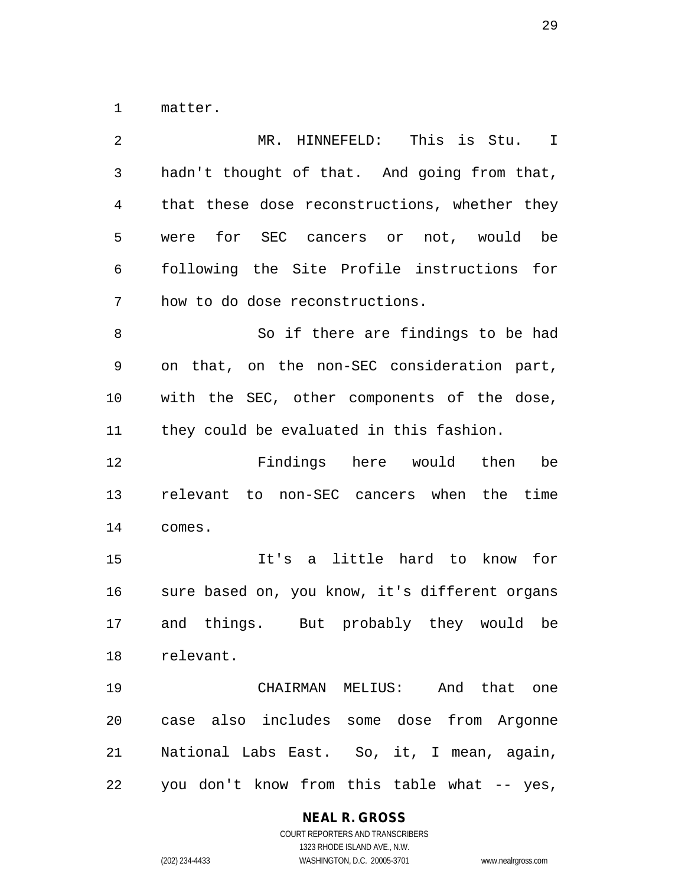matter.

MR. HINNEFELD: This is Stu. I hadn't thought of that. And going from that, that these dose reconstructions, whether they were for SEC cancers or not, would be following the Site Profile instructions for how to do dose reconstructions.

So if there are findings to be had on that, on the non-SEC consideration part, with the SEC, other components of the dose, they could be evaluated in this fashion.

Findings here would then be relevant to non-SEC cancers when the time comes.

It's a little hard to know for sure based on, you know, it's different organs and things. But probably they would be relevant.

CHAIRMAN MELIUS: And that one case also includes some dose from Argonne National Labs East. So, it, I mean, again, you don't know from this table what -- yes,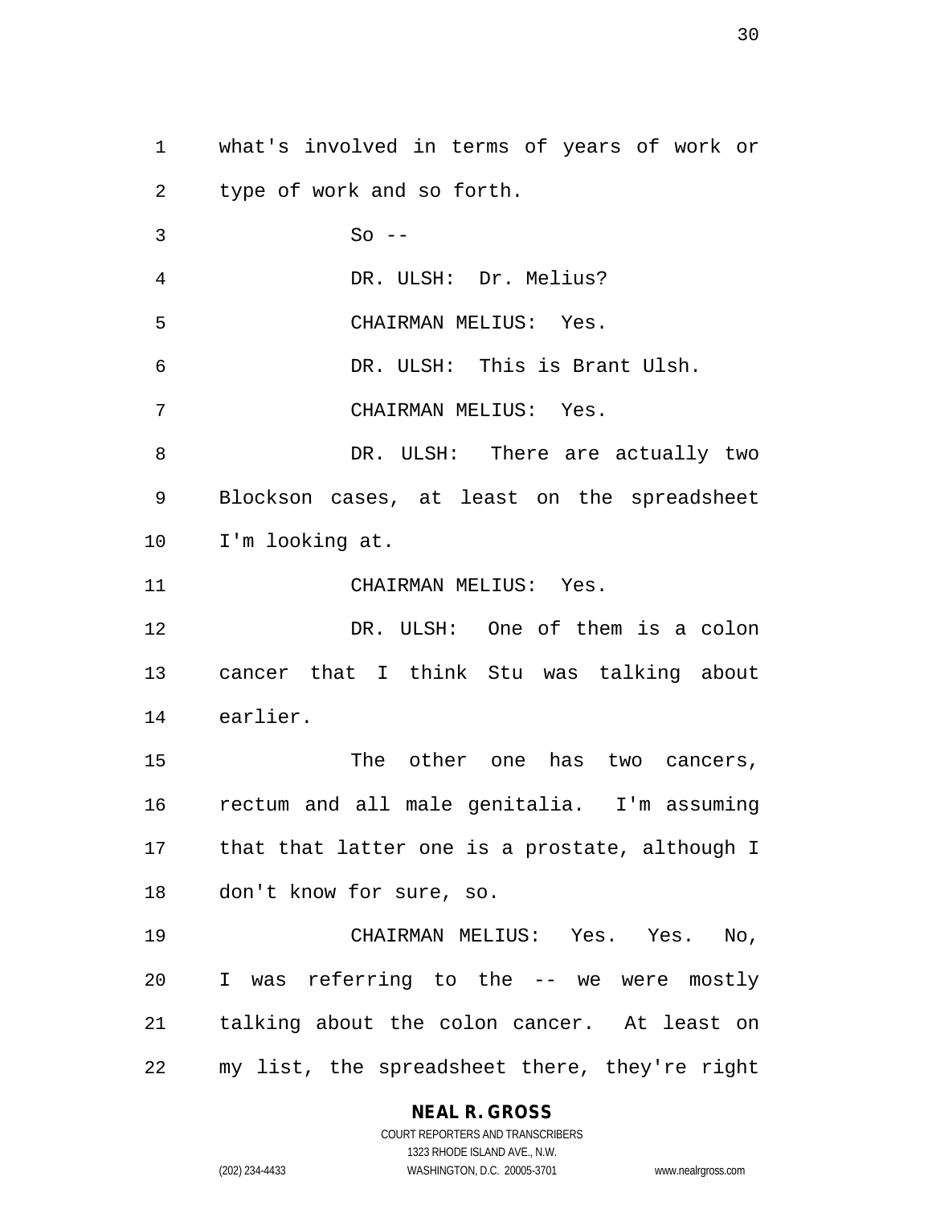what's involved in terms of years of work or type of work and so forth.

So --

DR. ULSH: Dr. Melius?

CHAIRMAN MELIUS: Yes.

DR. ULSH: This is Brant Ulsh.

CHAIRMAN MELIUS: Yes.

DR. ULSH: There are actually two Blockson cases, at least on the spreadsheet I'm looking at.

CHAIRMAN MELIUS: Yes.

DR. ULSH: One of them is a colon cancer that I think Stu was talking about earlier.

The other one has two cancers, rectum and all male genitalia. I'm assuming that that latter one is a prostate, although I don't know for sure, so.

CHAIRMAN MELIUS: Yes. Yes. No, I was referring to the -- we were mostly talking about the colon cancer. At least on my list, the spreadsheet there, they're right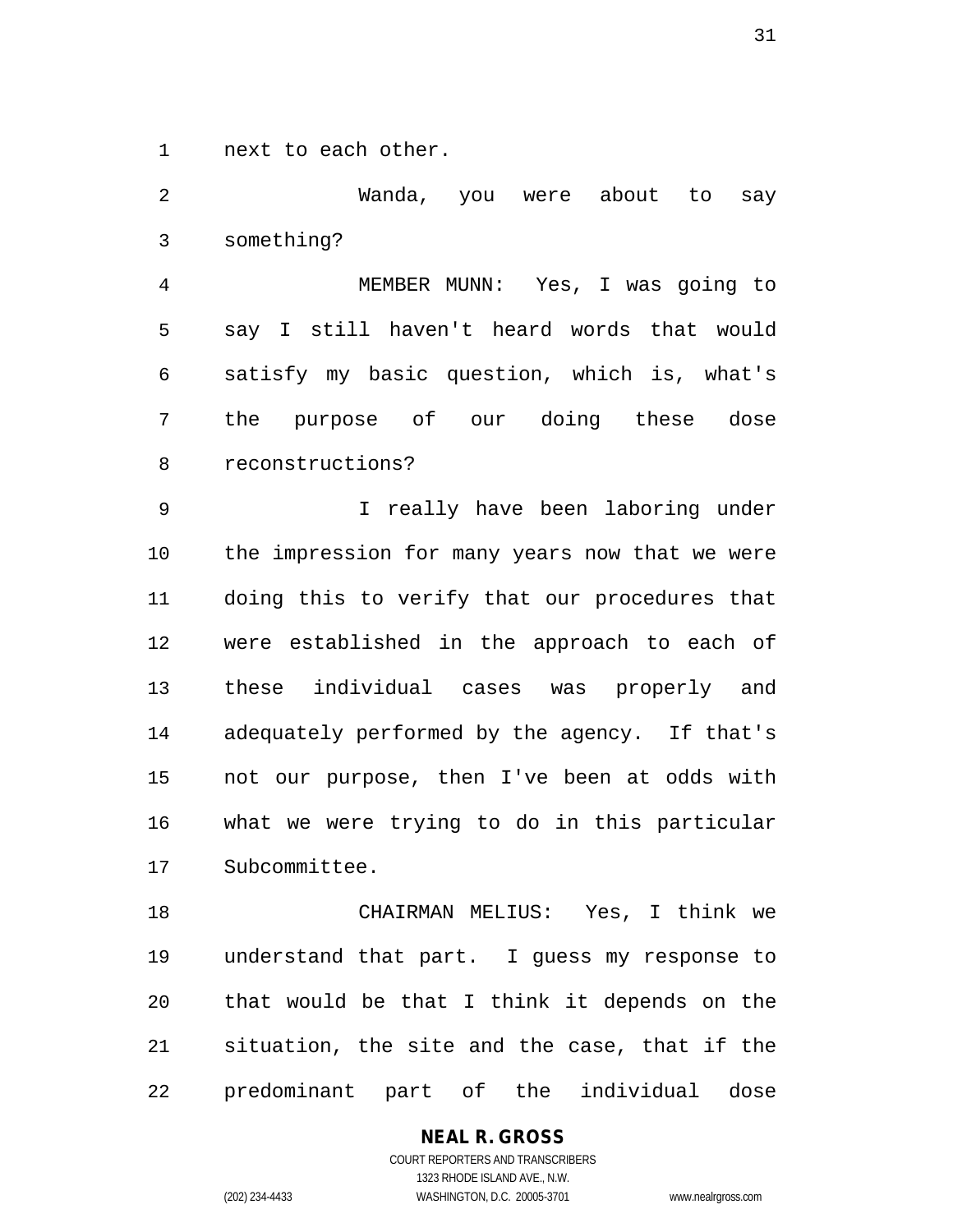next to each other.

Wanda, you were about to say something?

MEMBER MUNN: Yes, I was going to say I still haven't heard words that would satisfy my basic question, which is, what's the purpose of our doing these dose reconstructions?

I really have been laboring under the impression for many years now that we were doing this to verify that our procedures that were established in the approach to each of these individual cases was properly and adequately performed by the agency. If that's not our purpose, then I've been at odds with what we were trying to do in this particular Subcommittee.

CHAIRMAN MELIUS: Yes, I think we understand that part. I guess my response to that would be that I think it depends on the situation, the site and the case, that if the predominant part of the individual dose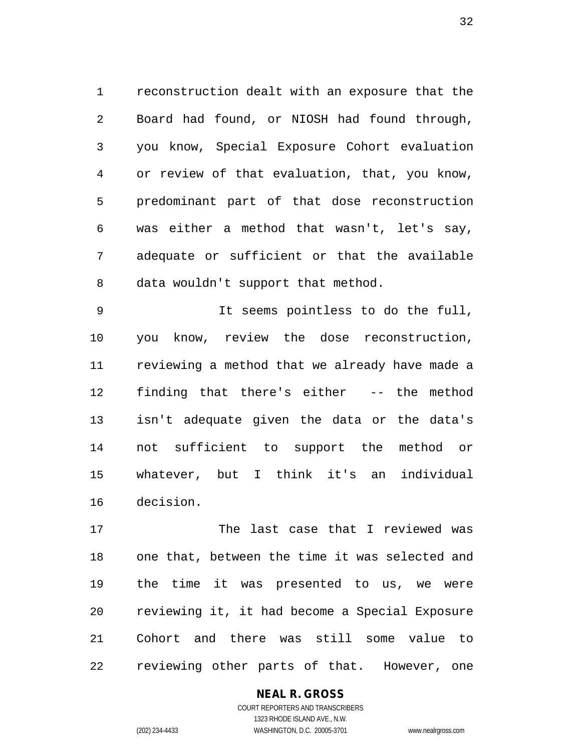reconstruction dealt with an exposure that the Board had found, or NIOSH had found through, you know, Special Exposure Cohort evaluation or review of that evaluation, that, you know, predominant part of that dose reconstruction was either a method that wasn't, let's say, adequate or sufficient or that the available data wouldn't support that method.

It seems pointless to do the full, you know, review the dose reconstruction, reviewing a method that we already have made a finding that there's either -- the method isn't adequate given the data or the data's not sufficient to support the method or whatever, but I think it's an individual decision.

The last case that I reviewed was one that, between the time it was selected and the time it was presented to us, we were reviewing it, it had become a Special Exposure Cohort and there was still some value to reviewing other parts of that. However, one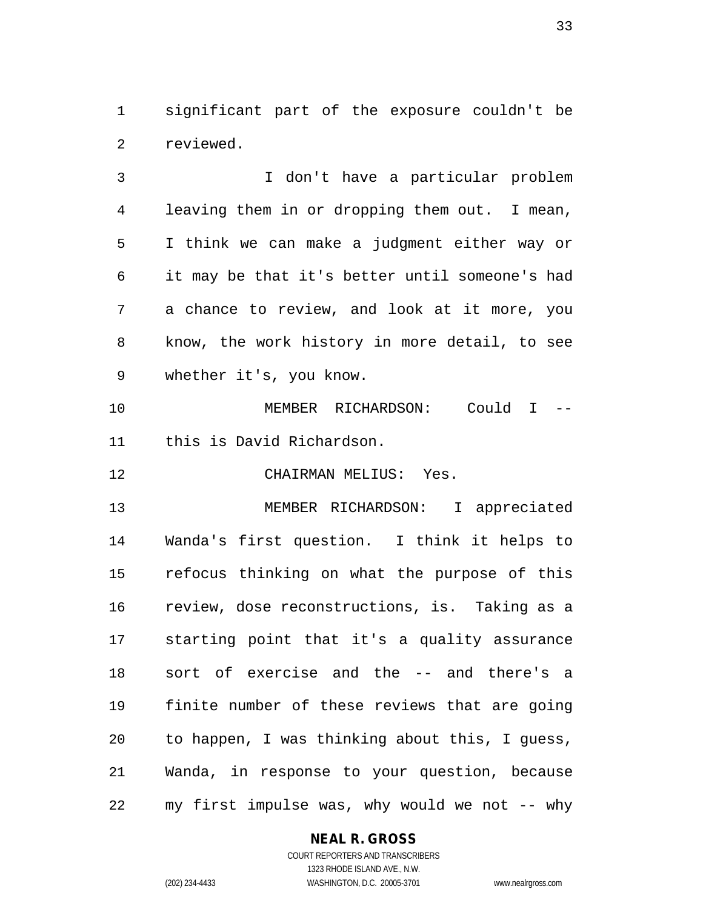significant part of the exposure couldn't be reviewed.

I don't have a particular problem leaving them in or dropping them out. I mean, I think we can make a judgment either way or it may be that it's better until someone's had a chance to review, and look at it more, you know, the work history in more detail, to see whether it's, you know.

MEMBER RICHARDSON: Could I -- this is David Richardson.

CHAIRMAN MELIUS: Yes.

MEMBER RICHARDSON: I appreciated Wanda's first question. I think it helps to refocus thinking on what the purpose of this review, dose reconstructions, is. Taking as a starting point that it's a quality assurance sort of exercise and the -- and there's a finite number of these reviews that are going to happen, I was thinking about this, I guess, Wanda, in response to your question, because my first impulse was, why would we not -- why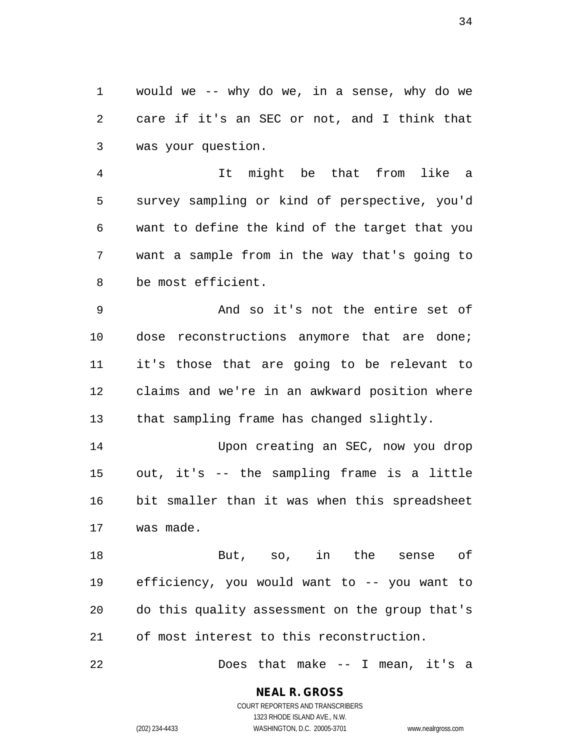would we -- why do we, in a sense, why do we care if it's an SEC or not, and I think that was your question.

It might be that from like a survey sampling or kind of perspective, you'd want to define the kind of the target that you want a sample from in the way that's going to be most efficient.

And so it's not the entire set of dose reconstructions anymore that are done; it's those that are going to be relevant to claims and we're in an awkward position where that sampling frame has changed slightly.

Upon creating an SEC, now you drop out, it's -- the sampling frame is a little bit smaller than it was when this spreadsheet was made.

But, so, in the sense of efficiency, you would want to -- you want to do this quality assessment on the group that's of most interest to this reconstruction.

Does that make -- I mean, it's a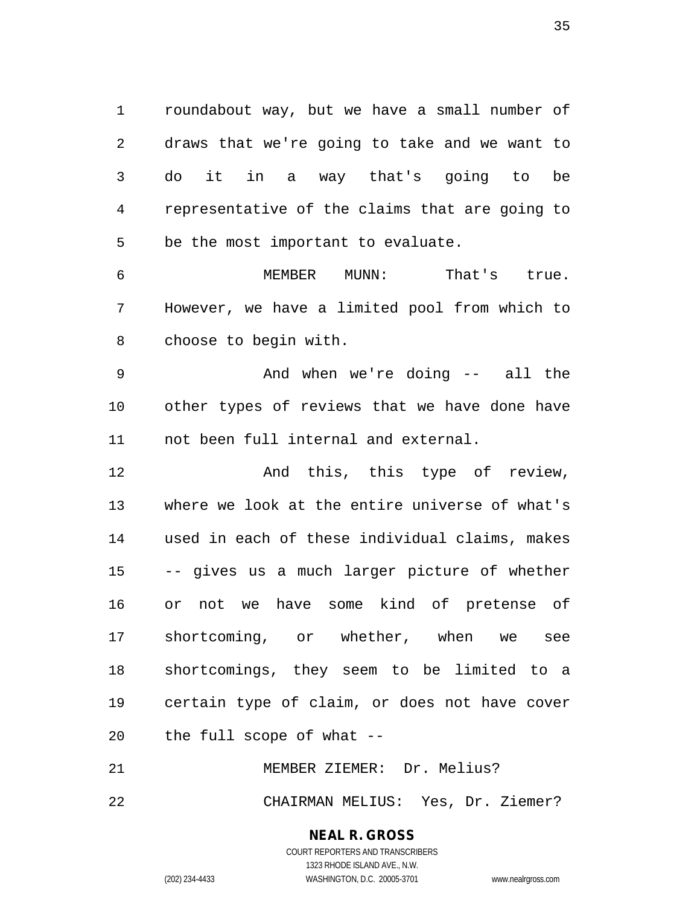roundabout way, but we have a small number of draws that we're going to take and we want to do it in a way that's going to be representative of the claims that are going to be the most important to evaluate.

MEMBER MUNN: That's true. However, we have a limited pool from which to choose to begin with.

And when we're doing -- all the other types of reviews that we have done have not been full internal and external.

And this, this type of review, where we look at the entire universe of what's used in each of these individual claims, makes -- gives us a much larger picture of whether or not we have some kind of pretense of shortcoming, or whether, when we see shortcomings, they seem to be limited to a certain type of claim, or does not have cover the full scope of what --

MEMBER ZIEMER: Dr. Melius?

CHAIRMAN MELIUS: Yes, Dr. Ziemer?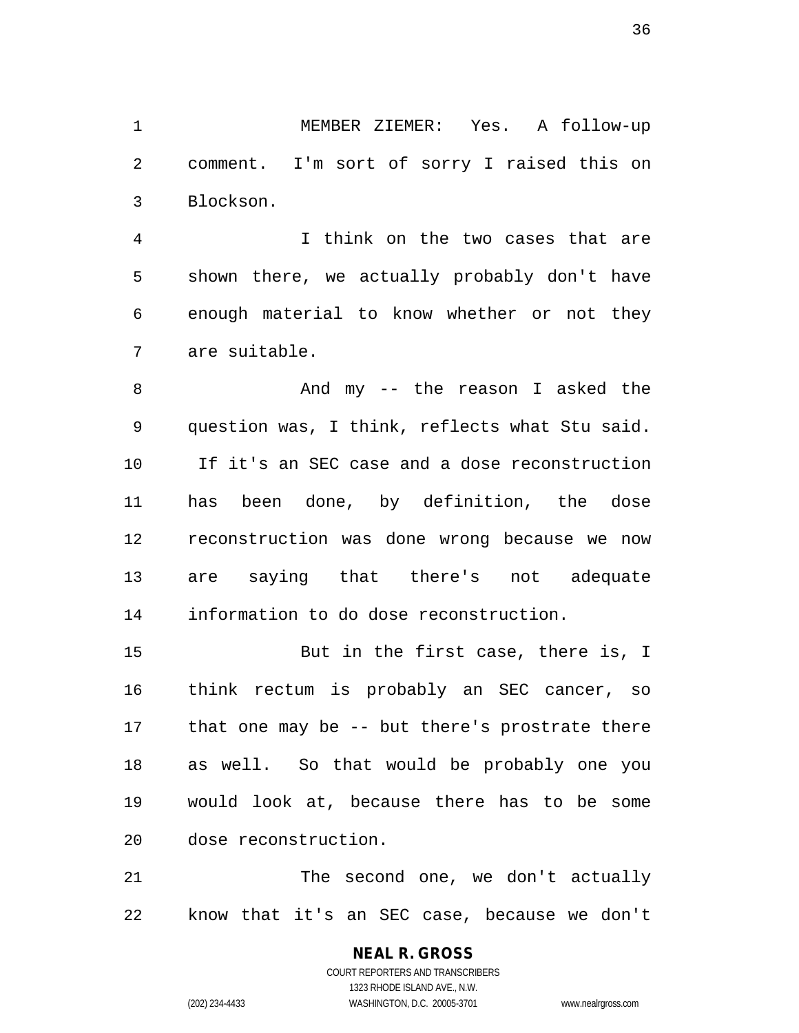MEMBER ZIEMER: Yes. A follow-up comment. I'm sort of sorry I raised this on Blockson.

I think on the two cases that are shown there, we actually probably don't have enough material to know whether or not they are suitable.

And my -- the reason I asked the question was, I think, reflects what Stu said. If it's an SEC case and a dose reconstruction has been done, by definition, the dose reconstruction was done wrong because we now are saying that there's not adequate information to do dose reconstruction.

But in the first case, there is, I think rectum is probably an SEC cancer, so that one may be -- but there's prostrate there as well. So that would be probably one you would look at, because there has to be some dose reconstruction.

The second one, we don't actually know that it's an SEC case, because we don't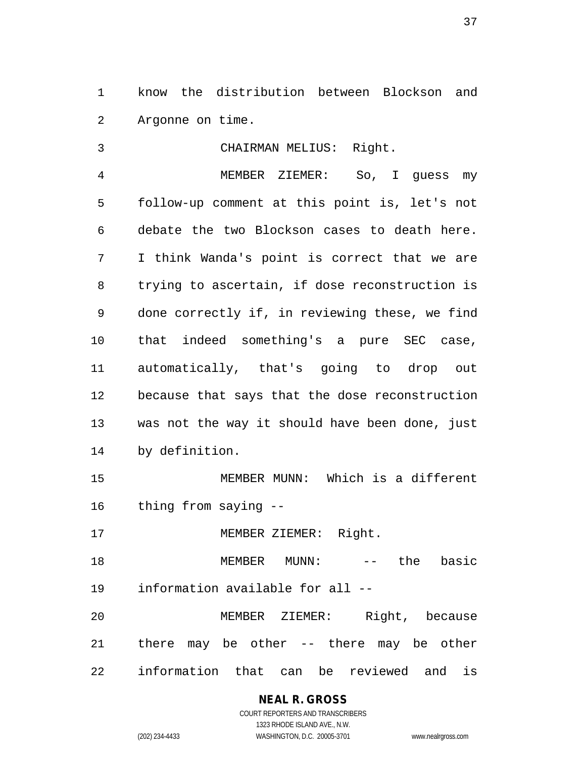know the distribution between Blockson and Argonne on time.

CHAIRMAN MELIUS: Right.

MEMBER ZIEMER: So, I guess my follow-up comment at this point is, let's not debate the two Blockson cases to death here. I think Wanda's point is correct that we are trying to ascertain, if dose reconstruction is done correctly if, in reviewing these, we find that indeed something's a pure SEC case, automatically, that's going to drop out because that says that the dose reconstruction was not the way it should have been done, just by definition.

MEMBER MUNN: Which is a different thing from saying --

MEMBER ZIEMER: Right.

MEMBER MUNN: -- the basic information available for all --

MEMBER ZIEMER: Right, because there may be other -- there may be other information that can be reviewed and is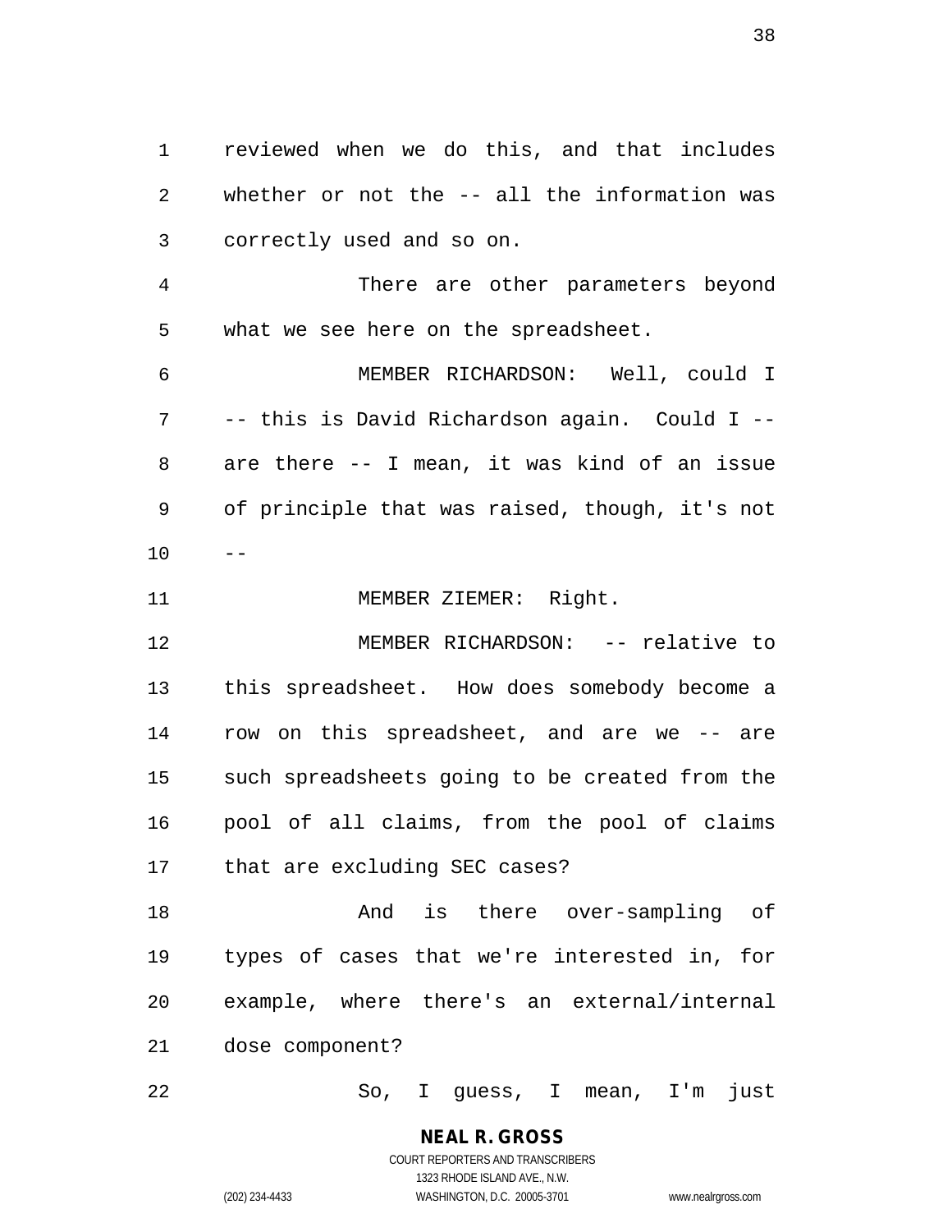reviewed when we do this, and that includes whether or not the -- all the information was correctly used and so on.

There are other parameters beyond what we see here on the spreadsheet.

MEMBER RICHARDSON: Well, could I -- this is David Richardson again. Could I -- are there -- I mean, it was kind of an issue of principle that was raised, though, it's not --

MEMBER ZIEMER: Right.

MEMBER RICHARDSON: -- relative to this spreadsheet. How does somebody become a row on this spreadsheet, and are we -- are such spreadsheets going to be created from the pool of all claims, from the pool of claims that are excluding SEC cases?

And is there over-sampling of types of cases that we're interested in, for example, where there's an external/internal dose component?

So, I guess, I mean, I'm just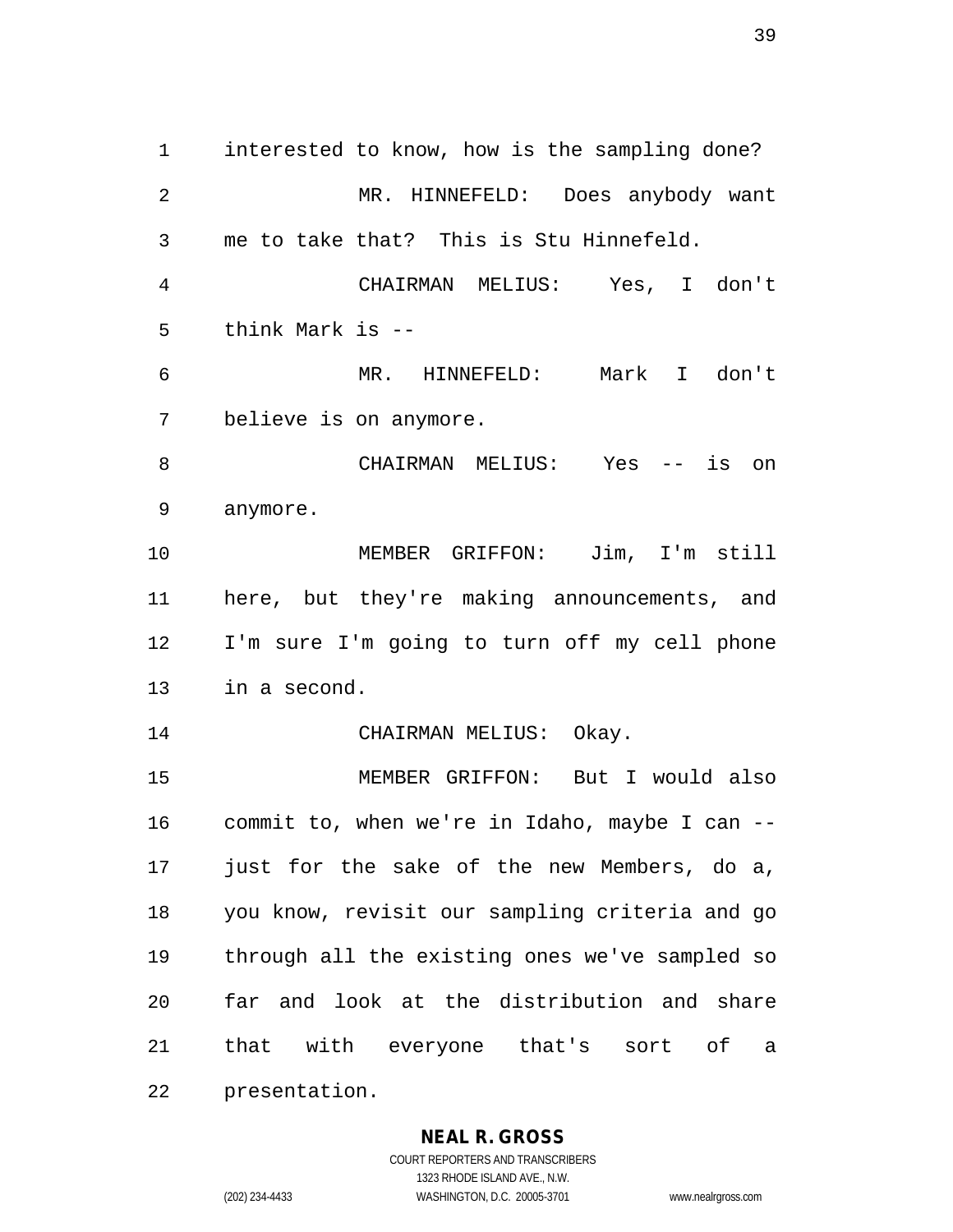interested to know, how is the sampling done?

MR. HINNEFELD: Does anybody want me to take that? This is Stu Hinnefeld.

CHAIRMAN MELIUS: Yes, I don't think Mark is --

MR. HINNEFELD: Mark I don't believe is on anymore.

CHAIRMAN MELIUS: Yes -- is on anymore.

MEMBER GRIFFON: Jim, I'm still here, but they're making announcements, and I'm sure I'm going to turn off my cell phone in a second.

CHAIRMAN MELIUS: Okay.

MEMBER GRIFFON: But I would also commit to, when we're in Idaho, maybe I can -- just for the sake of the new Members, do a, you know, revisit our sampling criteria and go through all the existing ones we've sampled so far and look at the distribution and share that with everyone that's sort of a presentation.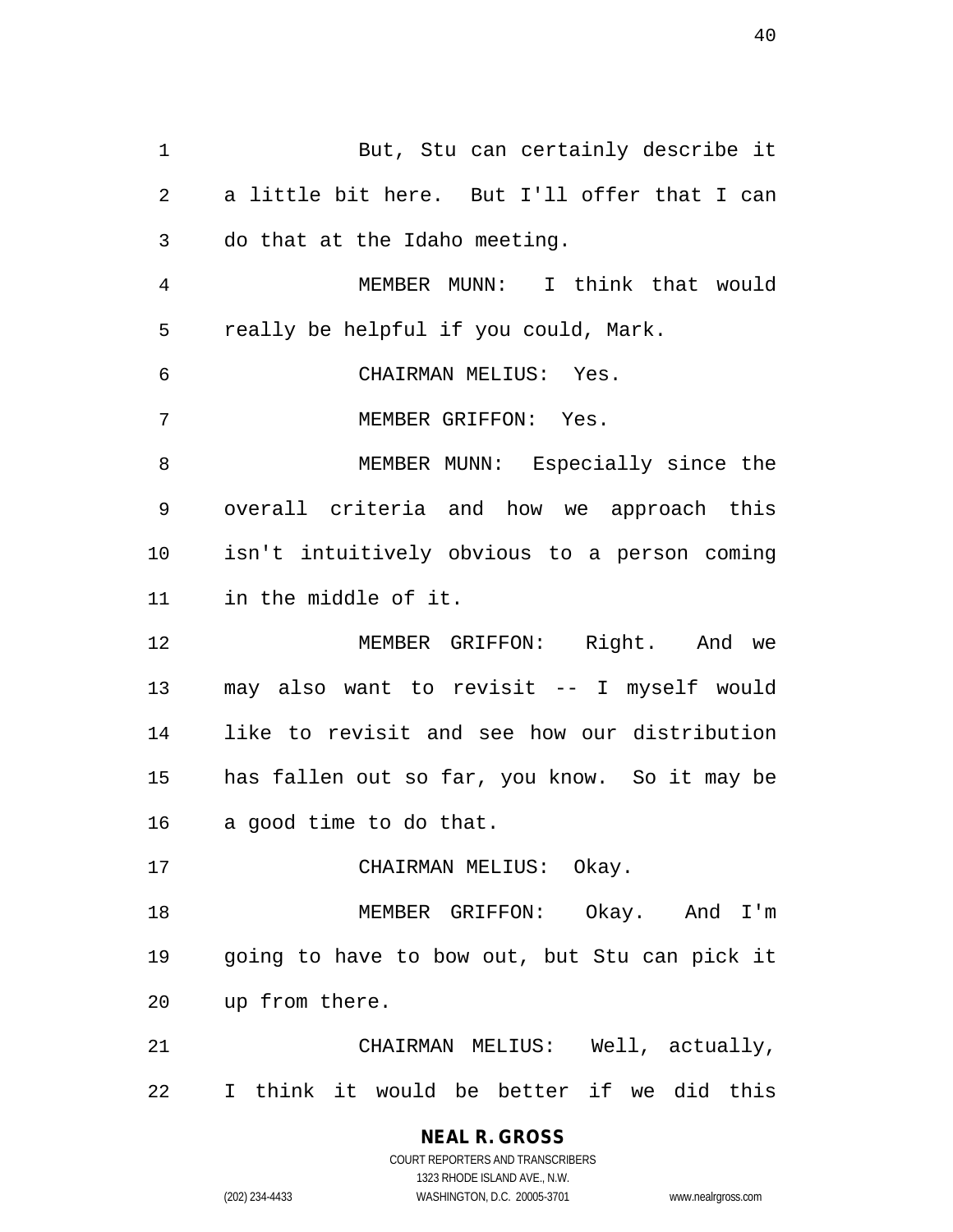But, Stu can certainly describe it a little bit here. But I'll offer that I can do that at the Idaho meeting.

MEMBER MUNN: I think that would really be helpful if you could, Mark.

CHAIRMAN MELIUS: Yes.

MEMBER GRIFFON: Yes.

MEMBER MUNN: Especially since the overall criteria and how we approach this isn't intuitively obvious to a person coming in the middle of it.

MEMBER GRIFFON: Right. And we may also want to revisit -- I myself would like to revisit and see how our distribution has fallen out so far, you know. So it may be a good time to do that.

CHAIRMAN MELIUS: Okay.

MEMBER GRIFFON: Okay. And I'm going to have to bow out, but Stu can pick it up from there.

CHAIRMAN MELIUS: Well, actually, I think it would be better if we did this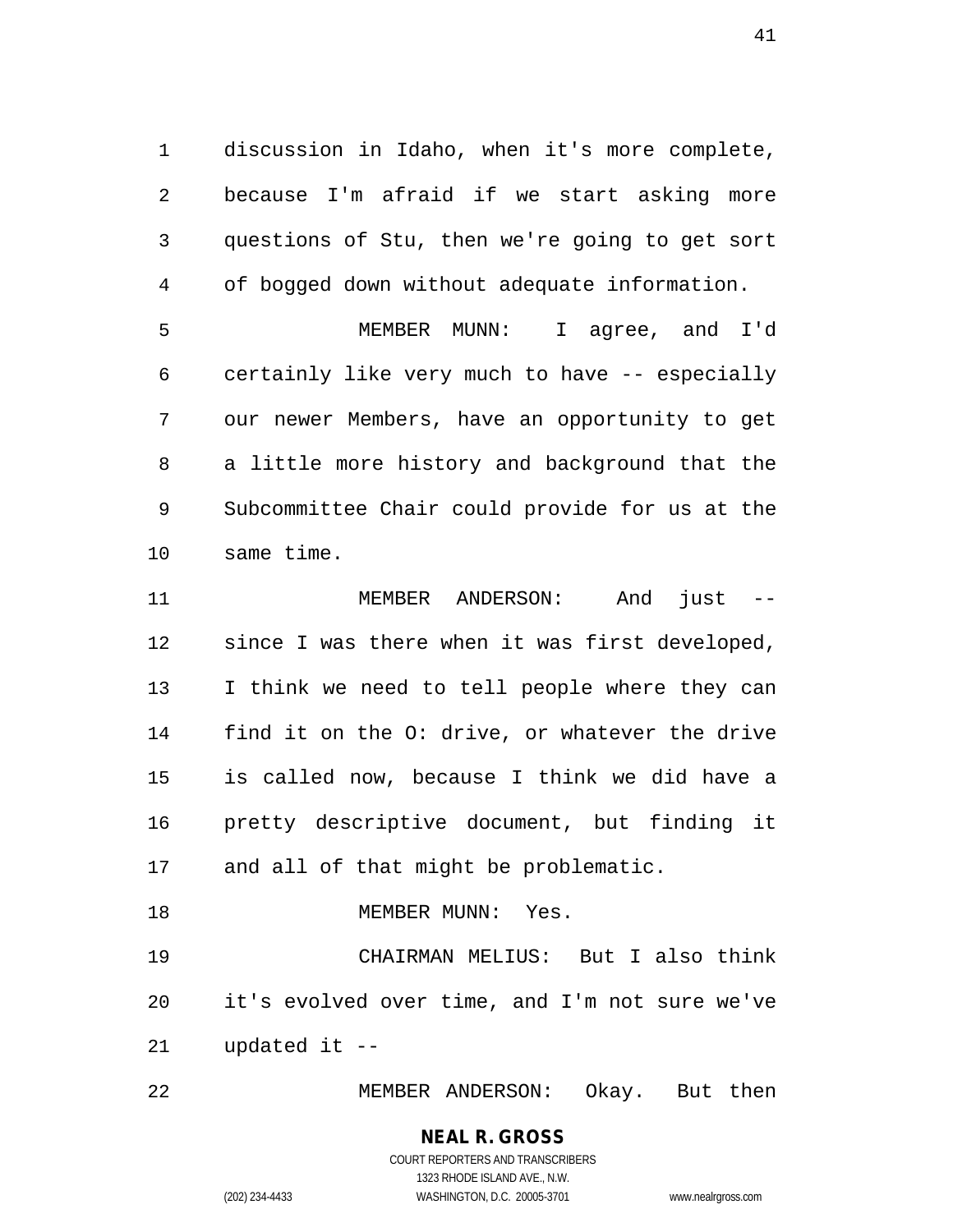discussion in Idaho, when it's more complete, because I'm afraid if we start asking more questions of Stu, then we're going to get sort of bogged down without adequate information.

MEMBER MUNN: I agree, and I'd certainly like very much to have -- especially our newer Members, have an opportunity to get a little more history and background that the Subcommittee Chair could provide for us at the same time.

MEMBER ANDERSON: And just -- since I was there when it was first developed, I think we need to tell people where they can find it on the O: drive, or whatever the drive is called now, because I think we did have a pretty descriptive document, but finding it and all of that might be problematic.

MEMBER MUNN: Yes.

CHAIRMAN MELIUS: But I also think it's evolved over time, and I'm not sure we've updated it --

MEMBER ANDERSON: Okay. But then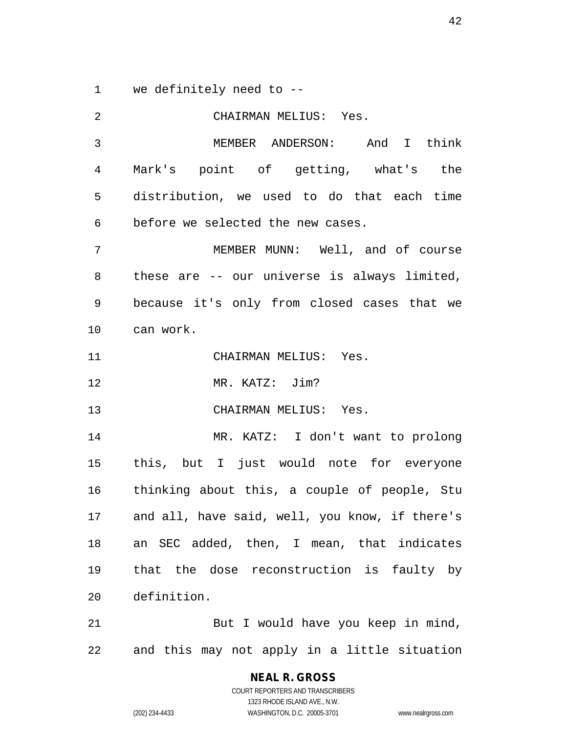we definitely need to --

CHAIRMAN MELIUS: Yes.

MEMBER ANDERSON: And I think Mark's point of getting, what's the distribution, we used to do that each time before we selected the new cases.

MEMBER MUNN: Well, and of course these are -- our universe is always limited, because it's only from closed cases that we can work.

CHAIRMAN MELIUS: Yes.

MR. KATZ: Jim?

CHAIRMAN MELIUS: Yes.

MR. KATZ: I don't want to prolong this, but I just would note for everyone thinking about this, a couple of people, Stu and all, have said, well, you know, if there's an SEC added, then, I mean, that indicates that the dose reconstruction is faulty by definition.

But I would have you keep in mind, and this may not apply in a little situation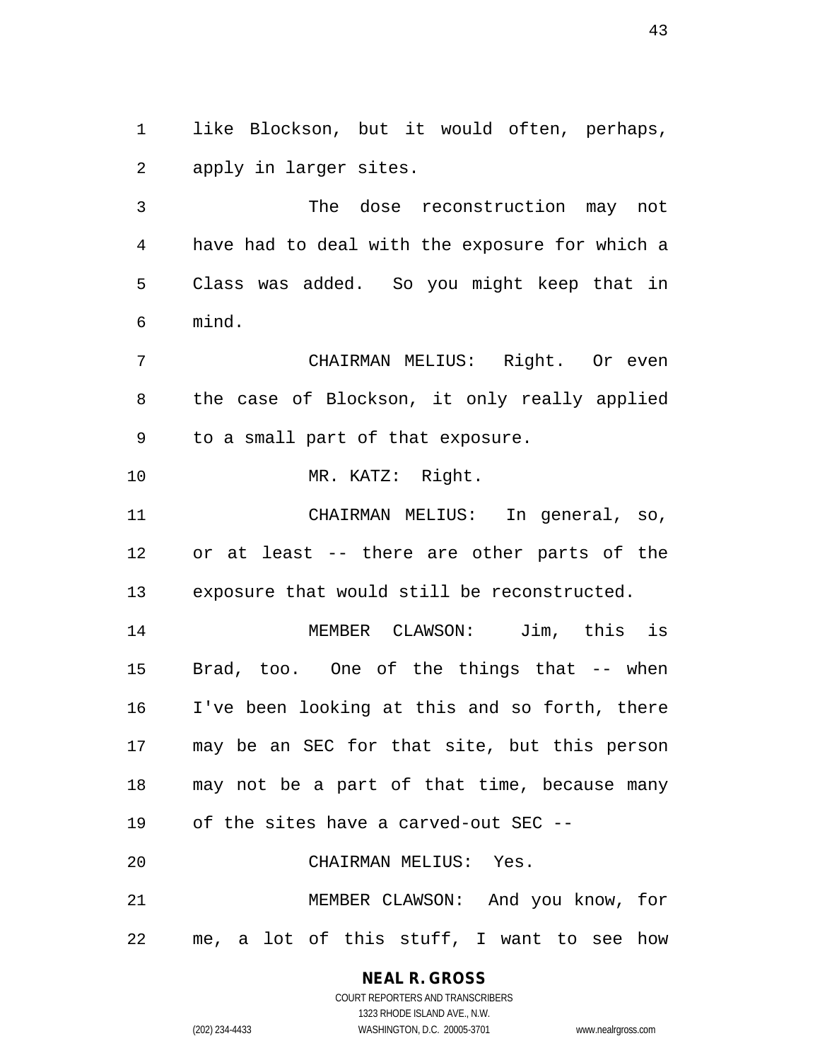like Blockson, but it would often, perhaps, apply in larger sites.

The dose reconstruction may not have had to deal with the exposure for which a Class was added. So you might keep that in mind.

CHAIRMAN MELIUS: Right. Or even the case of Blockson, it only really applied to a small part of that exposure.

MR. KATZ: Right.

CHAIRMAN MELIUS: In general, so, or at least -- there are other parts of the exposure that would still be reconstructed.

MEMBER CLAWSON: Jim, this is Brad, too. One of the things that -- when I've been looking at this and so forth, there may be an SEC for that site, but this person may not be a part of that time, because many of the sites have a carved-out SEC --

CHAIRMAN MELIUS: Yes.

MEMBER CLAWSON: And you know, for me, a lot of this stuff, I want to see how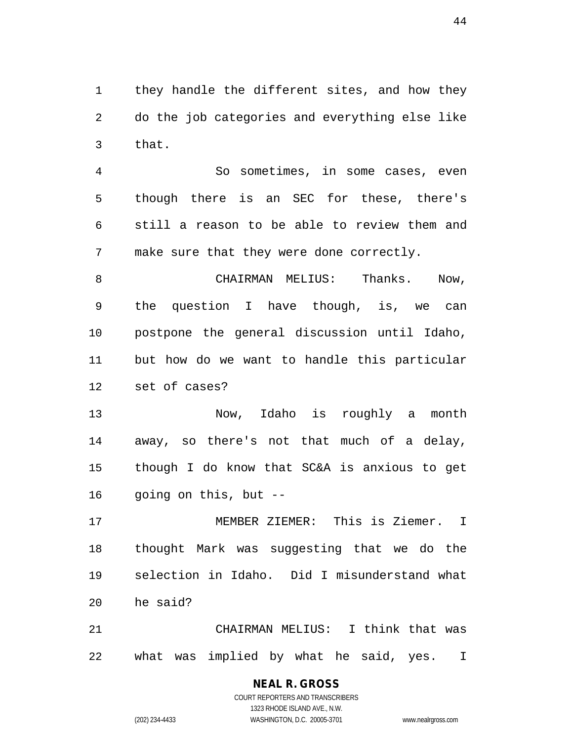they handle the different sites, and how they do the job categories and everything else like that.

So sometimes, in some cases, even though there is an SEC for these, there's still a reason to be able to review them and make sure that they were done correctly.

CHAIRMAN MELIUS: Thanks. Now, the question I have though, is, we can postpone the general discussion until Idaho, but how do we want to handle this particular set of cases?

Now, Idaho is roughly a month away, so there's not that much of a delay, though I do know that SC&A is anxious to get going on this, but --

MEMBER ZIEMER: This is Ziemer. I thought Mark was suggesting that we do the selection in Idaho. Did I misunderstand what he said?

CHAIRMAN MELIUS: I think that was what was implied by what he said, yes. I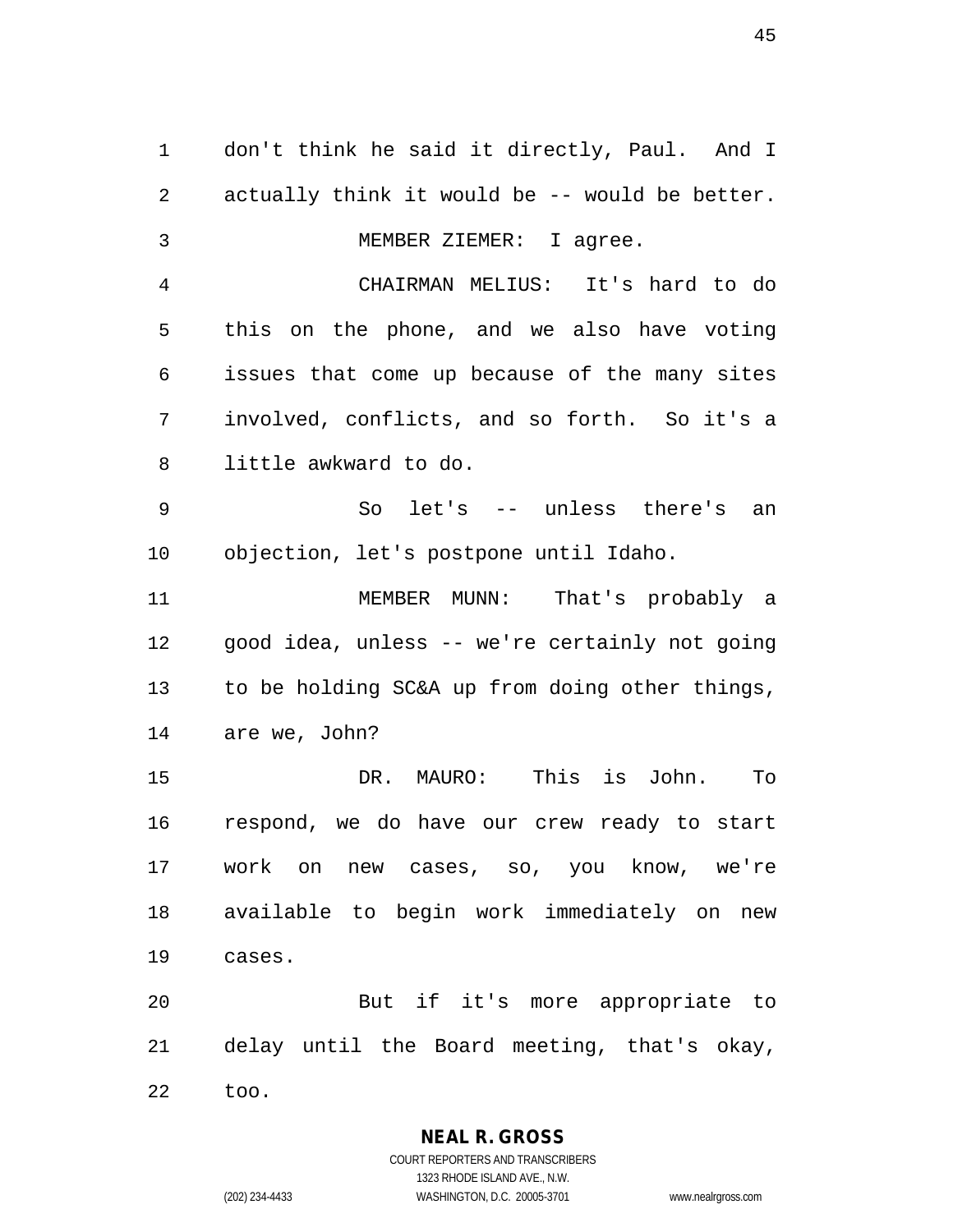don't think he said it directly, Paul. And I actually think it would be -- would be better.

MEMBER ZIEMER: I agree.

CHAIRMAN MELIUS: It's hard to do this on the phone, and we also have voting issues that come up because of the many sites involved, conflicts, and so forth. So it's a little awkward to do.

So let's -- unless there's an objection, let's postpone until Idaho.

MEMBER MUNN: That's probably a good idea, unless -- we're certainly not going to be holding SC&A up from doing other things, are we, John?

DR. MAURO: This is John. To respond, we do have our crew ready to start work on new cases, so, you know, we're available to begin work immediately on new cases.

But if it's more appropriate to delay until the Board meeting, that's okay, too.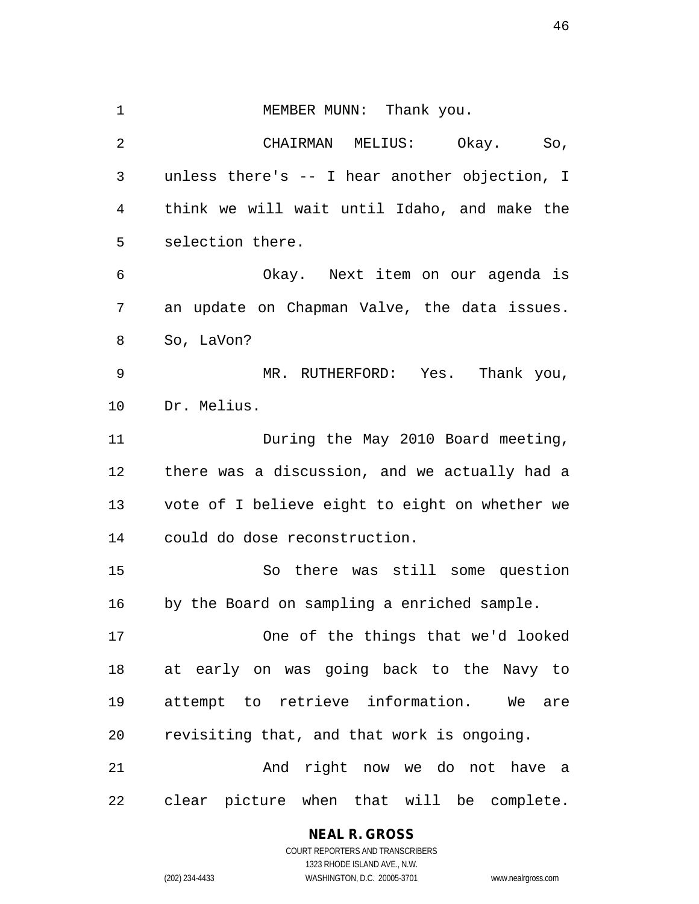MEMBER MUNN: Thank you.

CHAIRMAN MELIUS: Okay. So, unless there's -- I hear another objection, I think we will wait until Idaho, and make the selection there.

Okay. Next item on our agenda is an update on Chapman Valve, the data issues. So, LaVon?

MR. RUTHERFORD: Yes. Thank you, Dr. Melius.

During the May 2010 Board meeting, there was a discussion, and we actually had a vote of I believe eight to eight on whether we could do dose reconstruction.

So there was still some question by the Board on sampling a enriched sample.

One of the things that we'd looked at early on was going back to the Navy to attempt to retrieve information. We are revisiting that, and that work is ongoing.

And right now we do not have a clear picture when that will be complete.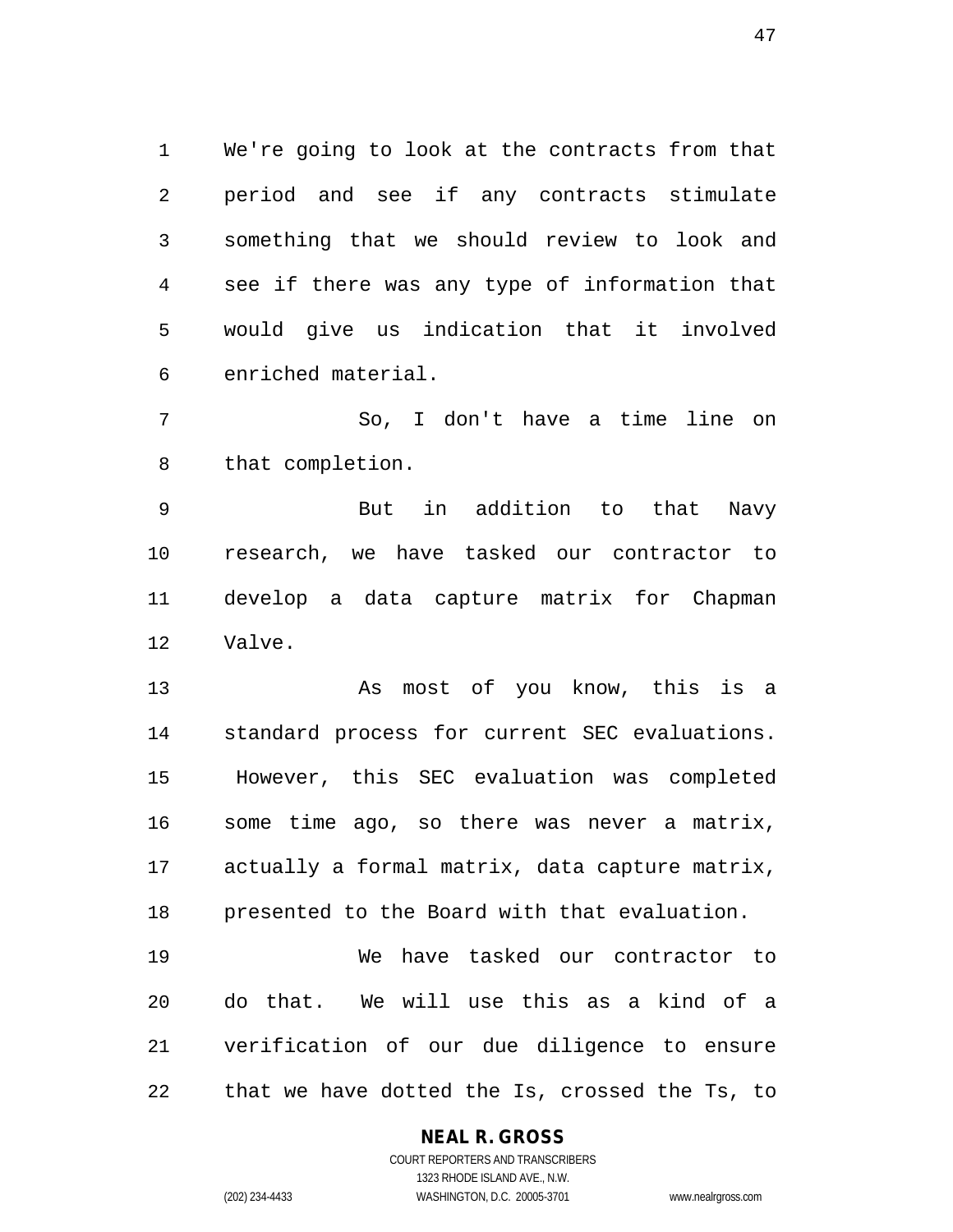We're going to look at the contracts from that period and see if any contracts stimulate something that we should review to look and see if there was any type of information that would give us indication that it involved enriched material.

So, I don't have a time line on that completion.

But in addition to that Navy research, we have tasked our contractor to develop a data capture matrix for Chapman Valve.

As most of you know, this is a standard process for current SEC evaluations. However, this SEC evaluation was completed some time ago, so there was never a matrix, actually a formal matrix, data capture matrix, presented to the Board with that evaluation.

We have tasked our contractor to do that. We will use this as a kind of a verification of our due diligence to ensure that we have dotted the Is, crossed the Ts, to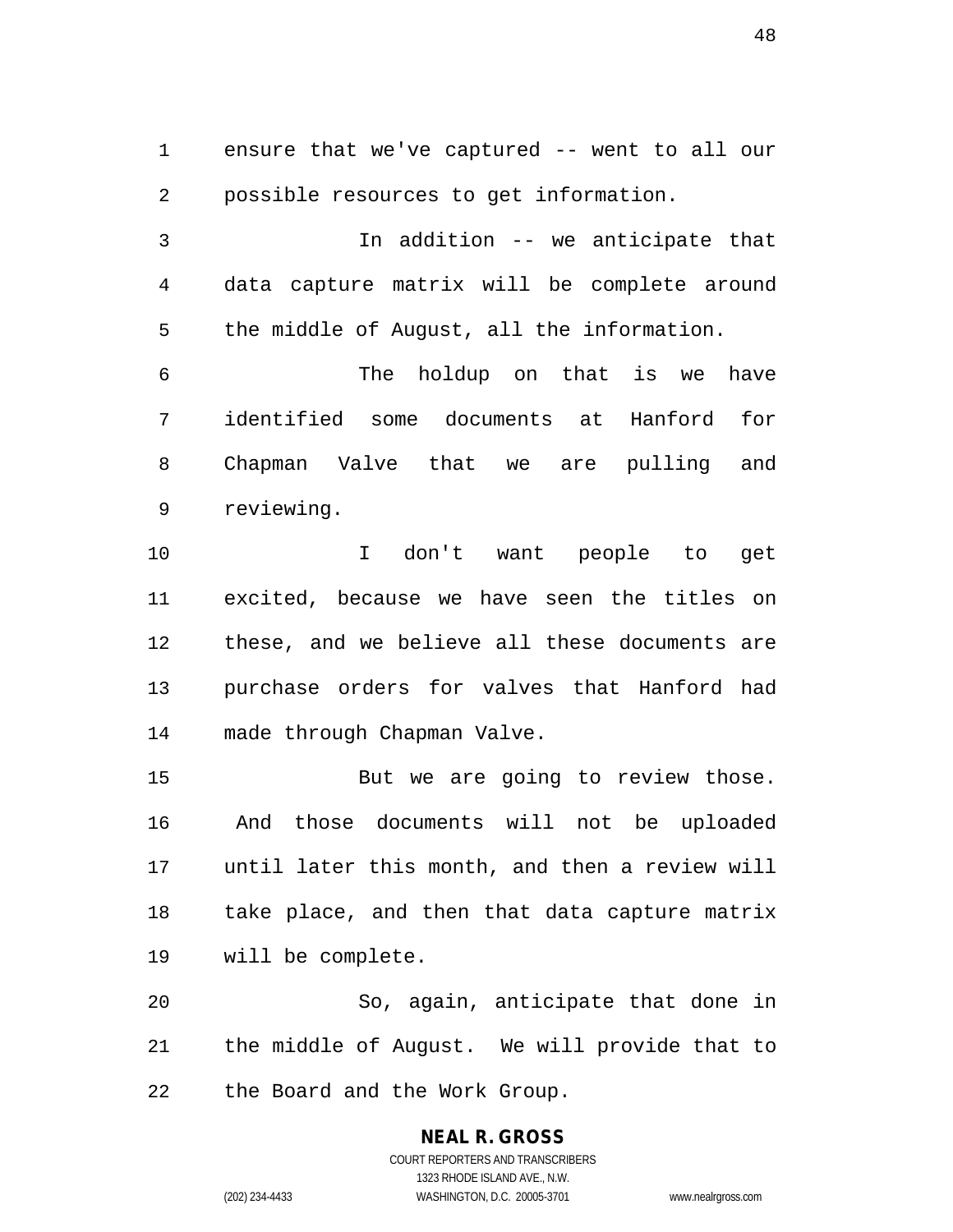ensure that we've captured -- went to all our possible resources to get information.

In addition -- we anticipate that data capture matrix will be complete around the middle of August, all the information.

The holdup on that is we have identified some documents at Hanford for Chapman Valve that we are pulling and reviewing.

I don't want people to get excited, because we have seen the titles on these, and we believe all these documents are purchase orders for valves that Hanford had made through Chapman Valve.

But we are going to review those. And those documents will not be uploaded until later this month, and then a review will take place, and then that data capture matrix will be complete.

So, again, anticipate that done in the middle of August. We will provide that to the Board and the Work Group.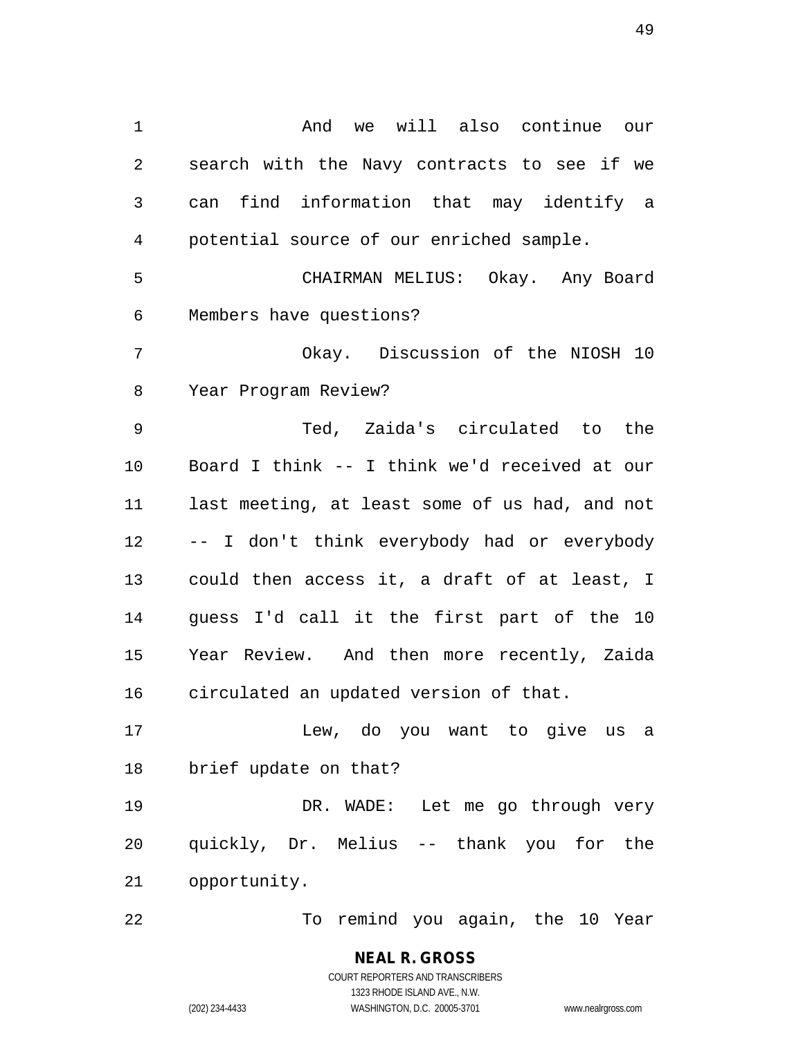And we will also continue our search with the Navy contracts to see if we can find information that may identify a potential source of our enriched sample.

CHAIRMAN MELIUS: Okay. Any Board Members have questions?

Okay. Discussion of the NIOSH 10 Year Program Review?

Ted, Zaida's circulated to the Board I think -- I think we'd received at our last meeting, at least some of us had, and not -- I don't think everybody had or everybody could then access it, a draft of at least, I guess I'd call it the first part of the 10 Year Review. And then more recently, Zaida circulated an updated version of that.

Lew, do you want to give us a brief update on that?

DR. WADE: Let me go through very quickly, Dr. Melius -- thank you for the opportunity.

To remind you again, the 10 Year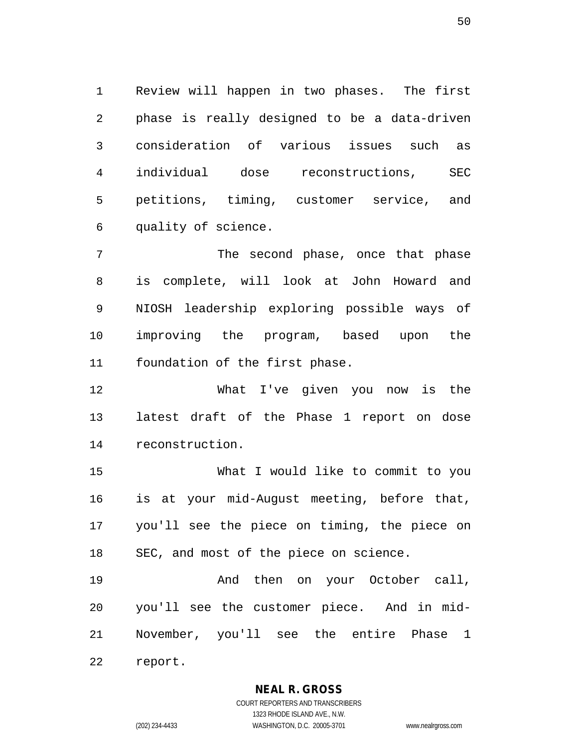Review will happen in two phases. The first phase is really designed to be a data-driven consideration of various issues such as individual dose reconstructions, SEC petitions, timing, customer service, and quality of science.

The second phase, once that phase is complete, will look at John Howard and NIOSH leadership exploring possible ways of improving the program, based upon the foundation of the first phase.

What I've given you now is the latest draft of the Phase 1 report on dose reconstruction.

What I would like to commit to you is at your mid-August meeting, before that, you'll see the piece on timing, the piece on SEC, and most of the piece on science.

And then on your October call, you'll see the customer piece. And in mid-November, you'll see the entire Phase 1 report.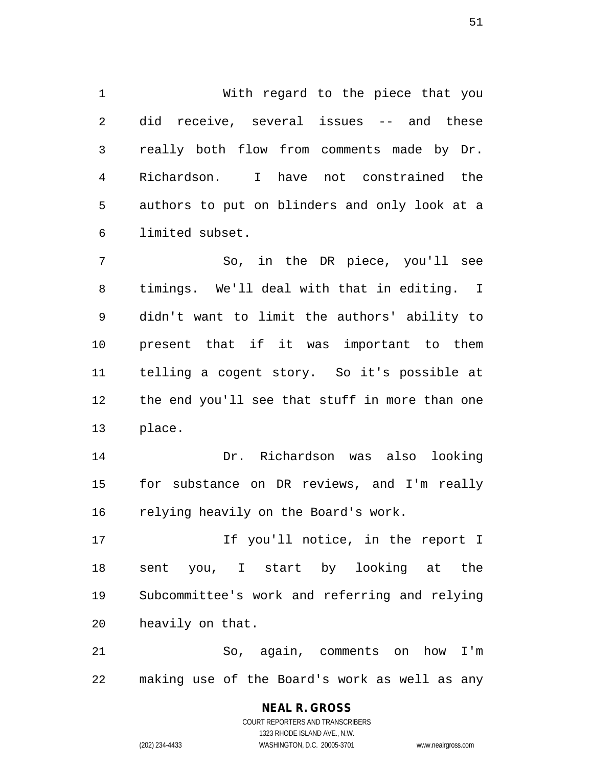With regard to the piece that you did receive, several issues -- and these really both flow from comments made by Dr. Richardson. I have not constrained the authors to put on blinders and only look at a limited subset.

So, in the DR piece, you'll see timings. We'll deal with that in editing. I didn't want to limit the authors' ability to present that if it was important to them telling a cogent story. So it's possible at the end you'll see that stuff in more than one place.

Dr. Richardson was also looking for substance on DR reviews, and I'm really relying heavily on the Board's work.

If you'll notice, in the report I sent you, I start by looking at the Subcommittee's work and referring and relying heavily on that.

So, again, comments on how I'm making use of the Board's work as well as any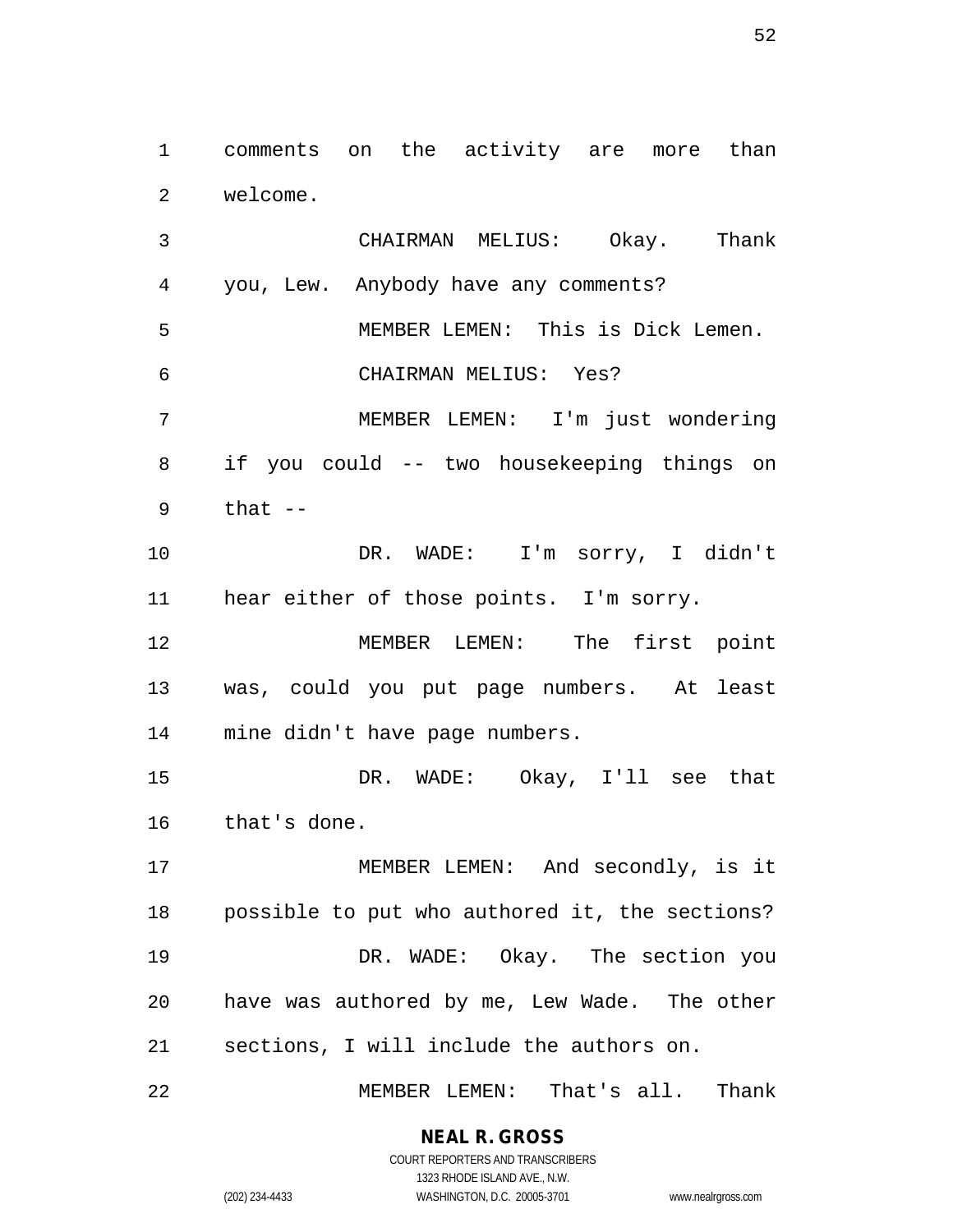comments on the activity are more than welcome.

CHAIRMAN MELIUS: Okay. Thank you, Lew. Anybody have any comments?

MEMBER LEMEN: This is Dick Lemen.

CHAIRMAN MELIUS: Yes?

MEMBER LEMEN: I'm just wondering if you could -- two housekeeping things on that --

DR. WADE: I'm sorry, I didn't hear either of those points. I'm sorry.

MEMBER LEMEN: The first point was, could you put page numbers. At least mine didn't have page numbers.

DR. WADE: Okay, I'll see that that's done.

MEMBER LEMEN: And secondly, is it possible to put who authored it, the sections?

DR. WADE: Okay. The section you have was authored by me, Lew Wade. The other sections, I will include the authors on.

MEMBER LEMEN: That's all. Thank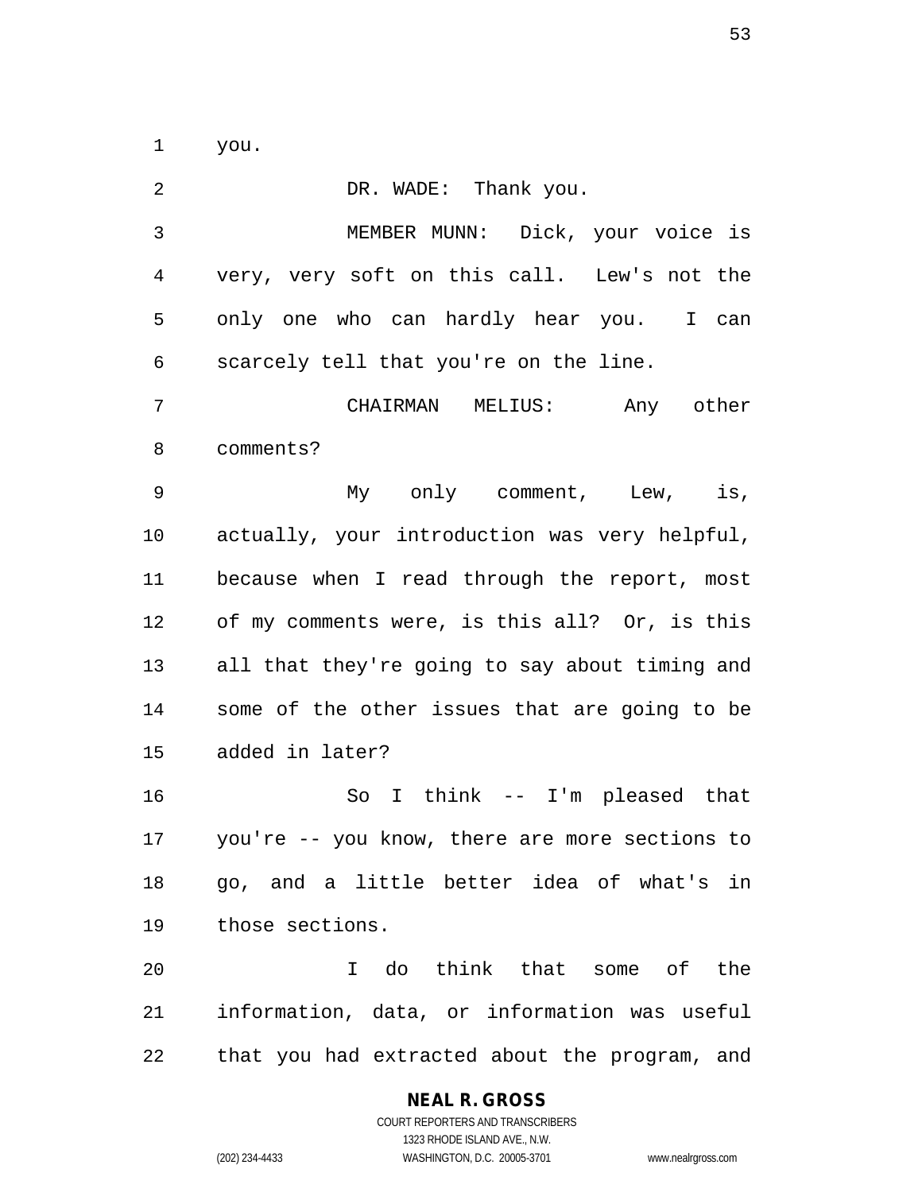you.

DR. WADE: Thank you.

MEMBER MUNN: Dick, your voice is very, very soft on this call. Lew's not the only one who can hardly hear you. I can scarcely tell that you're on the line.

CHAIRMAN MELIUS: Any other comments?

My only comment, Lew, is, actually, your introduction was very helpful, because when I read through the report, most of my comments were, is this all? Or, is this all that they're going to say about timing and some of the other issues that are going to be added in later?

So I think -- I'm pleased that you're -- you know, there are more sections to go, and a little better idea of what's in those sections.

I do think that some of the information, data, or information was useful that you had extracted about the program, and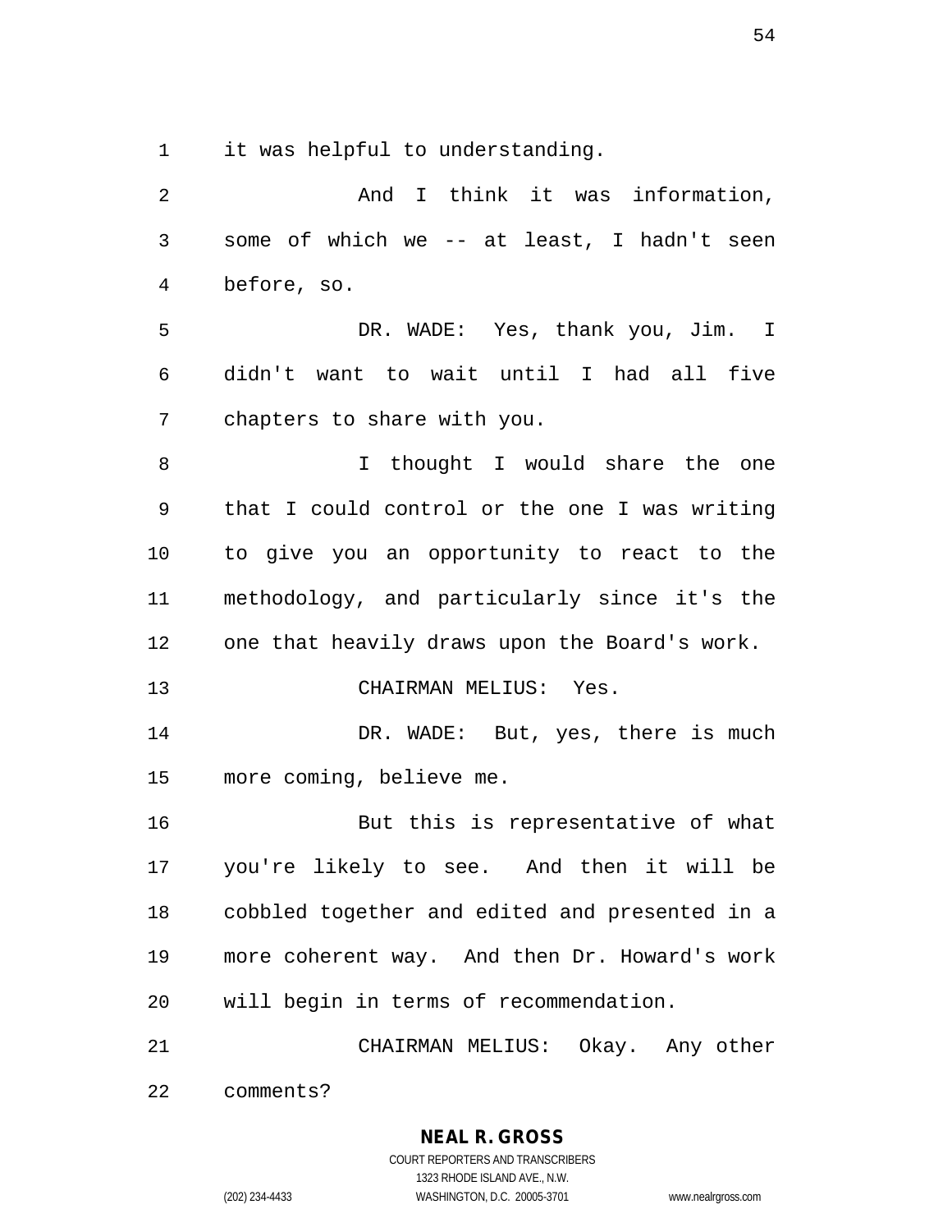it was helpful to understanding.

And I think it was information, some of which we -- at least, I hadn't seen before, so.

DR. WADE: Yes, thank you, Jim. I didn't want to wait until I had all five chapters to share with you.

I thought I would share the one that I could control or the one I was writing to give you an opportunity to react to the methodology, and particularly since it's the one that heavily draws upon the Board's work.

CHAIRMAN MELIUS: Yes.

DR. WADE: But, yes, there is much more coming, believe me.

But this is representative of what you're likely to see. And then it will be cobbled together and edited and presented in a more coherent way. And then Dr. Howard's work will begin in terms of recommendation.

CHAIRMAN MELIUS: Okay. Any other comments?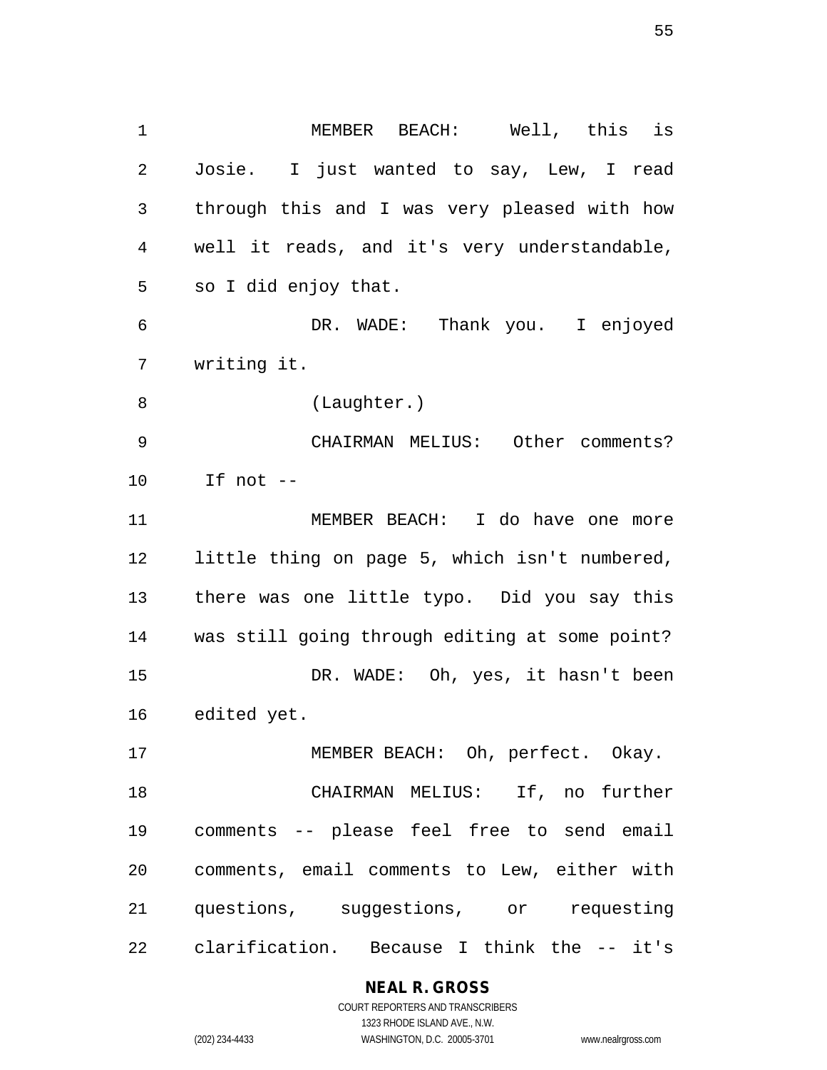MEMBER BEACH: Well, this is Josie. I just wanted to say, Lew, I read through this and I was very pleased with how well it reads, and it's very understandable, so I did enjoy that.

DR. WADE: Thank you. I enjoyed writing it.

(Laughter.)

CHAIRMAN MELIUS: Other comments? If not --

MEMBER BEACH: I do have one more little thing on page 5, which isn't numbered, there was one little typo. Did you say this was still going through editing at some point?

DR. WADE: Oh, yes, it hasn't been edited yet.

MEMBER BEACH: Oh, perfect. Okay.

CHAIRMAN MELIUS: If, no further comments -- please feel free to send email comments, email comments to Lew, either with questions, suggestions, or requesting clarification. Because I think the -- it's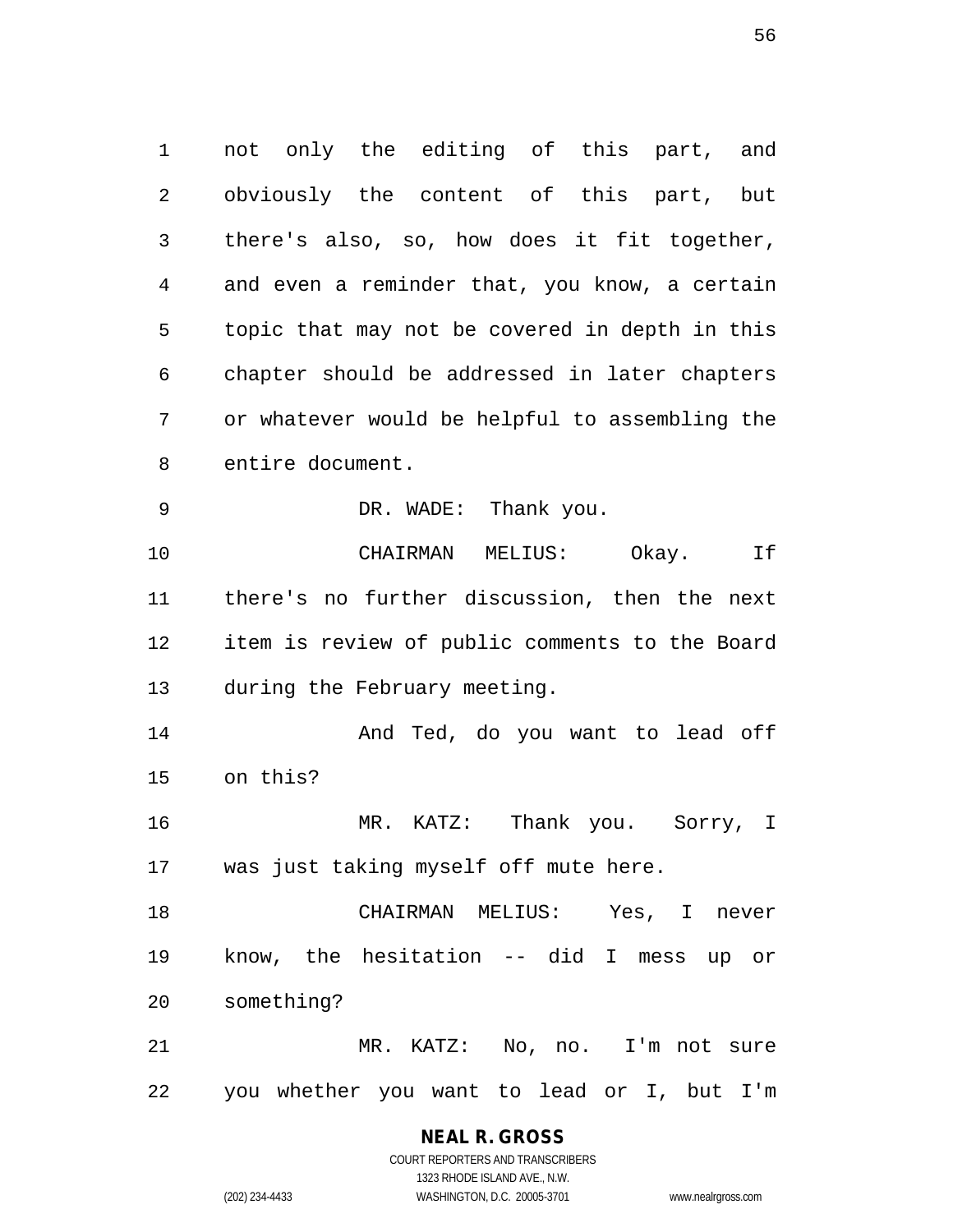not only the editing of this part, and obviously the content of this part, but there's also, so, how does it fit together, and even a reminder that, you know, a certain topic that may not be covered in depth in this chapter should be addressed in later chapters or whatever would be helpful to assembling the entire document.

DR. WADE: Thank you.

CHAIRMAN MELIUS: Okay. If there's no further discussion, then the next item is review of public comments to the Board during the February meeting.

And Ted, do you want to lead off on this?

MR. KATZ: Thank you. Sorry, I was just taking myself off mute here.

CHAIRMAN MELIUS: Yes, I never know, the hesitation -- did I mess up or something?

MR. KATZ: No, no. I'm not sure you whether you want to lead or I, but I'm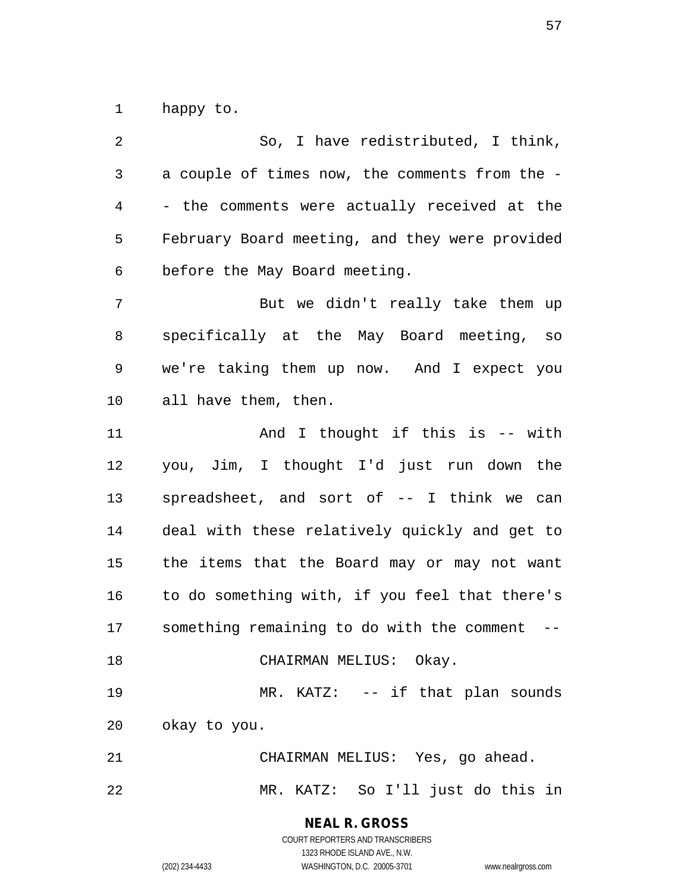happy to.

So, I have redistributed, I think, a couple of times now, the comments from the -- the comments were actually received at the February Board meeting, and they were provided before the May Board meeting.

But we didn't really take them up specifically at the May Board meeting, so we're taking them up now. And I expect you all have them, then.

And I thought if this is -- with you, Jim, I thought I'd just run down the spreadsheet, and sort of -- I think we can deal with these relatively quickly and get to the items that the Board may or may not want to do something with, if you feel that there's something remaining to do with the comment --

CHAIRMAN MELIUS: Okay.

MR. KATZ: -- if that plan sounds okay to you.

CHAIRMAN MELIUS: Yes, go ahead.

MR. KATZ: So I'll just do this in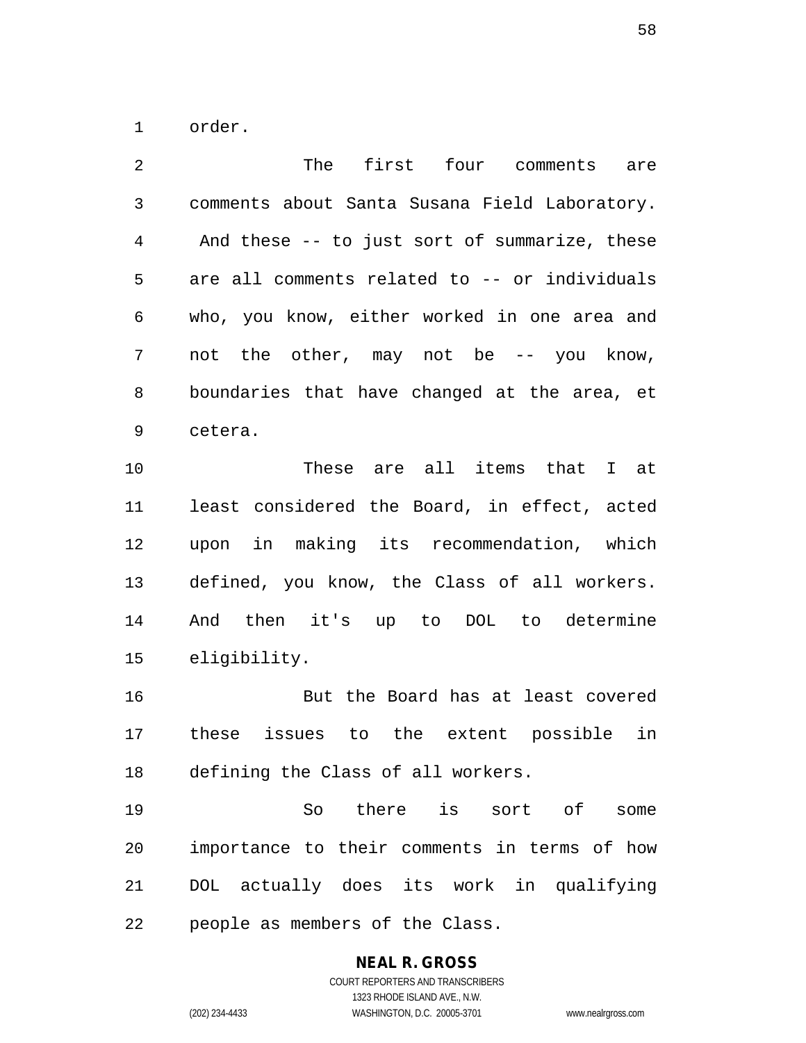order.

The first four comments are comments about Santa Susana Field Laboratory. And these -- to just sort of summarize, these are all comments related to -- or individuals who, you know, either worked in one area and not the other, may not be -- you know, boundaries that have changed at the area, et cetera.

These are all items that I at least considered the Board, in effect, acted upon in making its recommendation, which defined, you know, the Class of all workers. And then it's up to DOL to determine eligibility.

But the Board has at least covered these issues to the extent possible in defining the Class of all workers.

So there is sort of some importance to their comments in terms of how DOL actually does its work in qualifying people as members of the Class.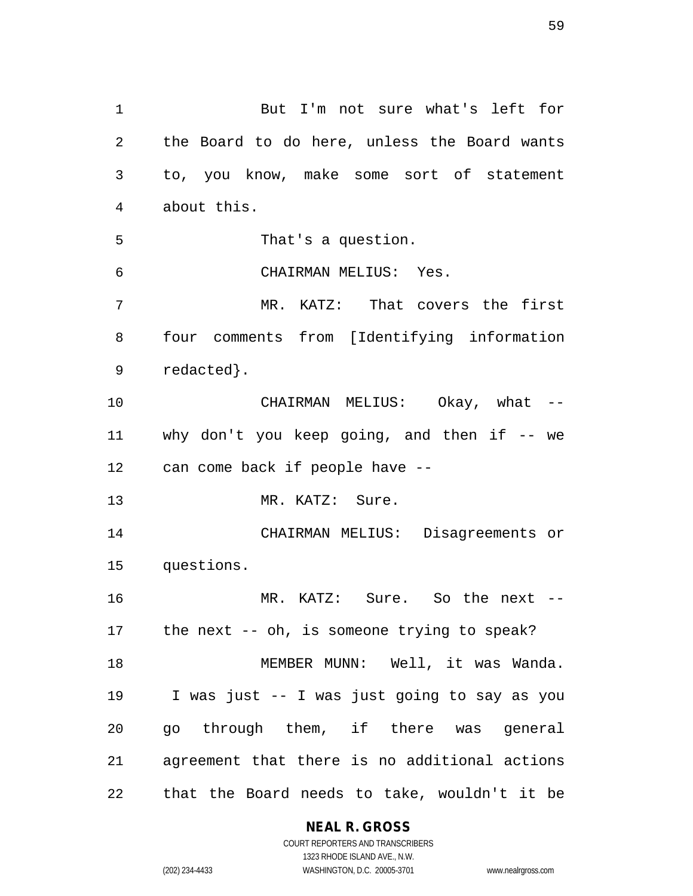But I'm not sure what's left for the Board to do here, unless the Board wants to, you know, make some sort of statement about this.

That's a question.

CHAIRMAN MELIUS: Yes.

MR. KATZ: That covers the first four comments from [Identifying information redacted}.

CHAIRMAN MELIUS: Okay, what -- why don't you keep going, and then if -- we can come back if people have --

MR. KATZ: Sure.

CHAIRMAN MELIUS: Disagreements or questions.

MR. KATZ: Sure. So the next -- the next -- oh, is someone trying to speak?

MEMBER MUNN: Well, it was Wanda. I was just -- I was just going to say as you go through them, if there was general agreement that there is no additional actions that the Board needs to take, wouldn't it be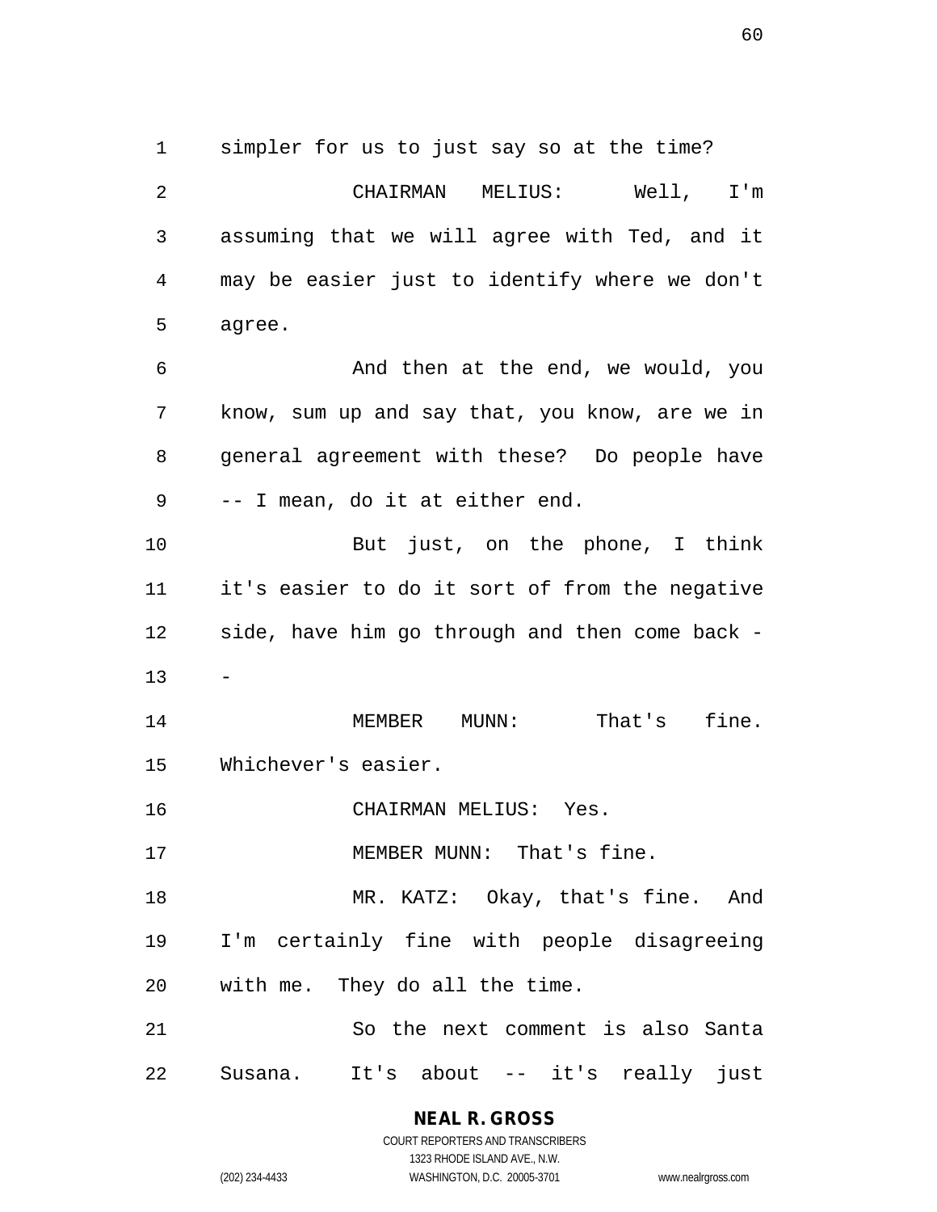simpler for us to just say so at the time?

CHAIRMAN MELIUS: Well, I'm assuming that we will agree with Ted, and it may be easier just to identify where we don't agree.

And then at the end, we would, you know, sum up and say that, you know, are we in general agreement with these? Do people have -- I mean, do it at either end.

But just, on the phone, I think it's easier to do it sort of from the negative side, have him go through and then come back --

MEMBER MUNN: That's fine. Whichever's easier.

CHAIRMAN MELIUS: Yes.

MEMBER MUNN: That's fine.

MR. KATZ: Okay, that's fine. And I'm certainly fine with people disagreeing with me. They do all the time.

So the next comment is also Santa Susana. It's about -- it's really just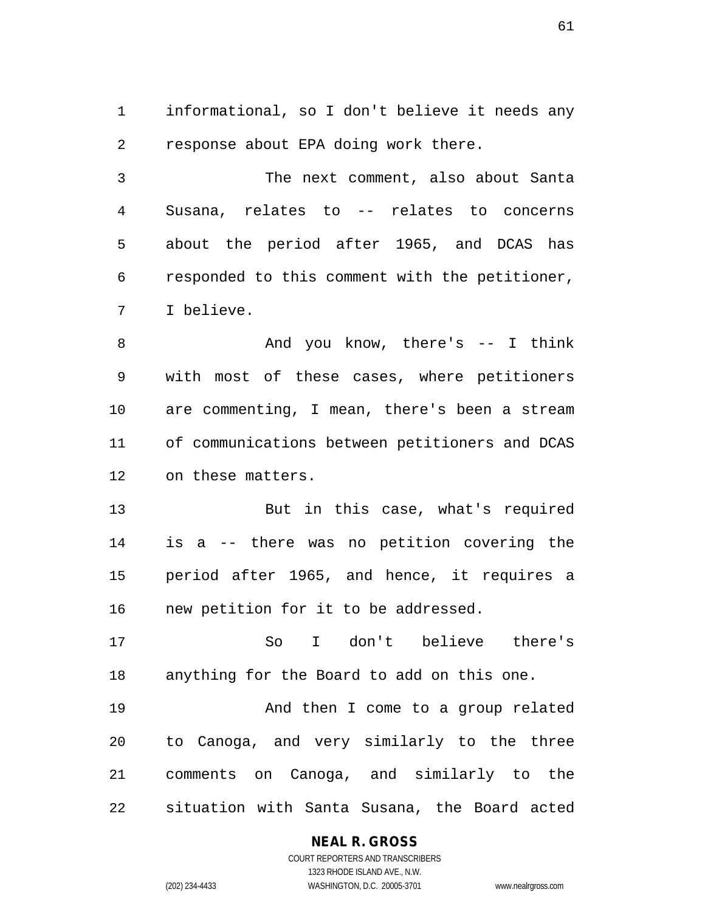informational, so I don't believe it needs any response about EPA doing work there.

The next comment, also about Santa Susana, relates to -- relates to concerns about the period after 1965, and DCAS has responded to this comment with the petitioner, I believe.

And you know, there's -- I think with most of these cases, where petitioners are commenting, I mean, there's been a stream of communications between petitioners and DCAS on these matters.

But in this case, what's required is a -- there was no petition covering the period after 1965, and hence, it requires a new petition for it to be addressed.

So I don't believe there's anything for the Board to add on this one.

And then I come to a group related to Canoga, and very similarly to the three comments on Canoga, and similarly to the situation with Santa Susana, the Board acted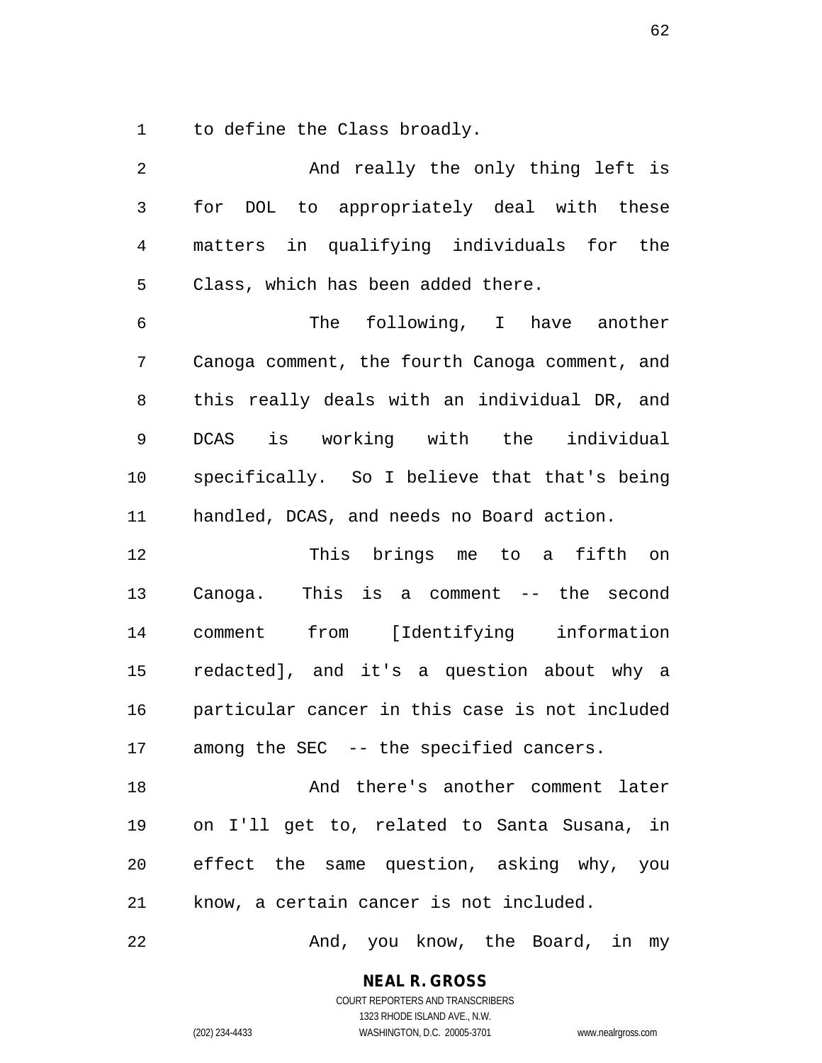to define the Class broadly.

And really the only thing left is for DOL to appropriately deal with these matters in qualifying individuals for the Class, which has been added there.

The following, I have another Canoga comment, the fourth Canoga comment, and this really deals with an individual DR, and DCAS is working with the individual specifically. So I believe that that's being handled, DCAS, and needs no Board action.

This brings me to a fifth on Canoga. This is a comment -- the second comment from [Identifying information redacted], and it's a question about why a particular cancer in this case is not included among the SEC -- the specified cancers.

And there's another comment later on I'll get to, related to Santa Susana, in effect the same question, asking why, you know, a certain cancer is not included.

And, you know, the Board, in my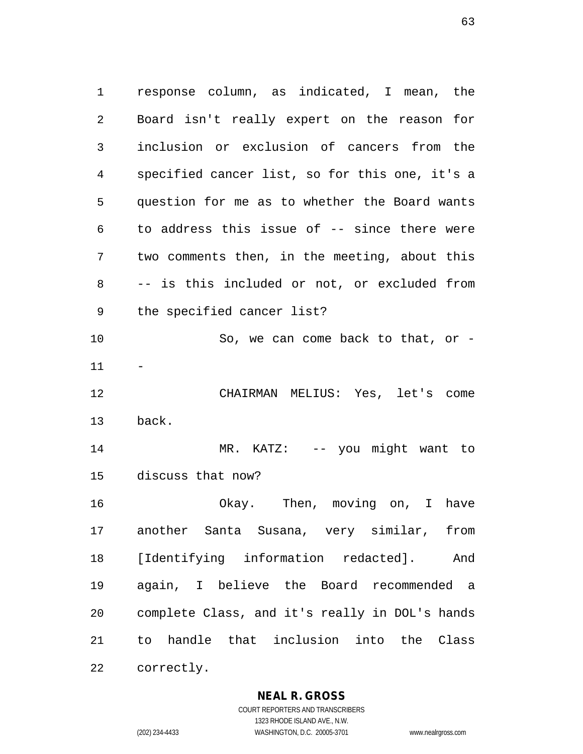response column, as indicated, I mean, the Board isn't really expert on the reason for inclusion or exclusion of cancers from the specified cancer list, so for this one, it's a question for me as to whether the Board wants to address this issue of -- since there were two comments then, in the meeting, about this -- is this included or not, or excluded from the specified cancer list?

So, we can come back to that, or --

CHAIRMAN MELIUS: Yes, let's come back.

MR. KATZ: -- you might want to discuss that now?

Okay. Then, moving on, I have another Santa Susana, very similar, from [Identifying information redacted]. And again, I believe the Board recommended a complete Class, and it's really in DOL's hands to handle that inclusion into the Class correctly.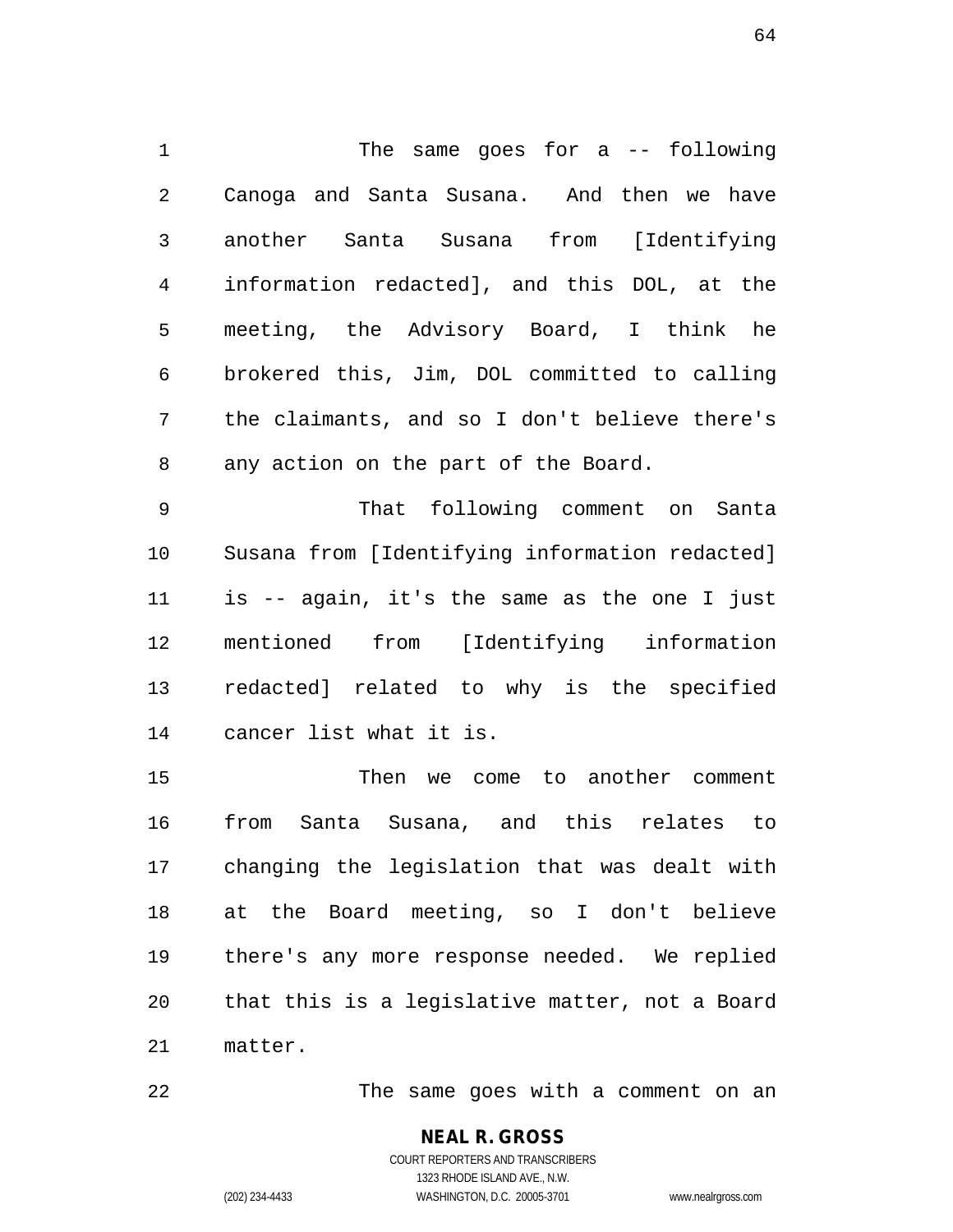The same goes for a -- following Canoga and Santa Susana. And then we have another Santa Susana from [Identifying information redacted], and this DOL, at the meeting, the Advisory Board, I think he brokered this, Jim, DOL committed to calling the claimants, and so I don't believe there's any action on the part of the Board.

That following comment on Santa Susana from [Identifying information redacted] is -- again, it's the same as the one I just mentioned from [Identifying information redacted] related to why is the specified cancer list what it is.

Then we come to another comment from Santa Susana, and this relates to changing the legislation that was dealt with at the Board meeting, so I don't believe there's any more response needed. We replied that this is a legislative matter, not a Board matter.

The same goes with a comment on an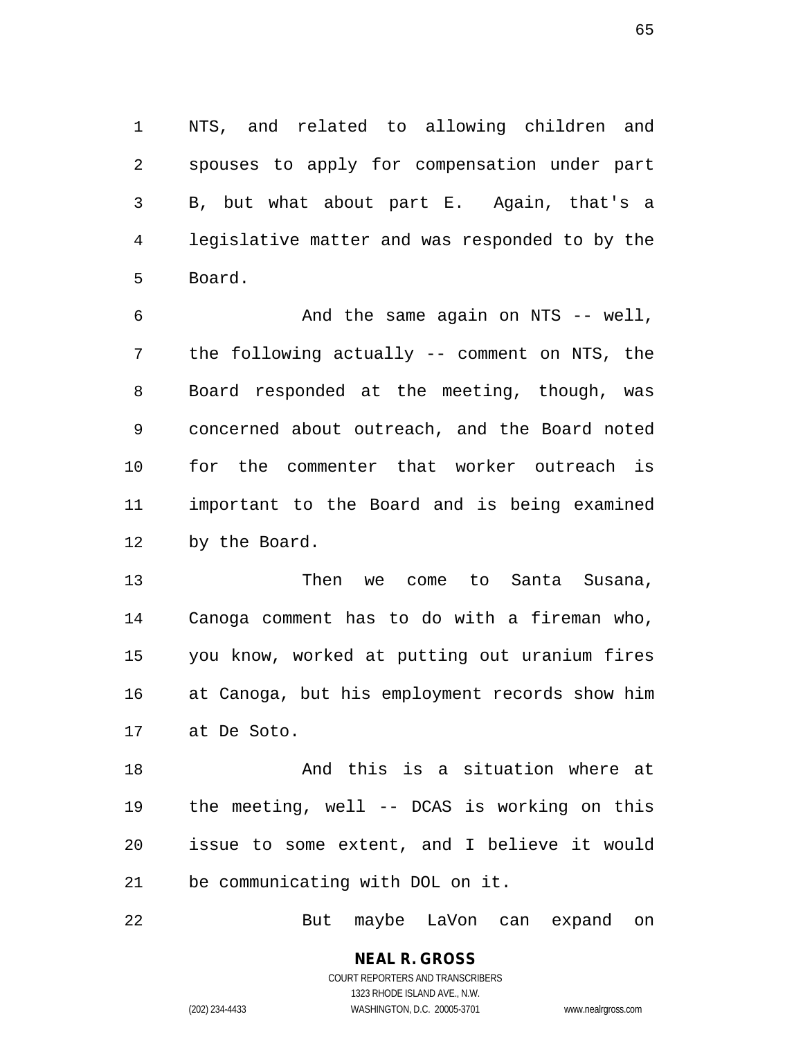NTS, and related to allowing children and spouses to apply for compensation under part B, but what about part E. Again, that's a legislative matter and was responded to by the Board.

And the same again on NTS -- well, the following actually -- comment on NTS, the Board responded at the meeting, though, was concerned about outreach, and the Board noted for the commenter that worker outreach is important to the Board and is being examined by the Board.

Then we come to Santa Susana, Canoga comment has to do with a fireman who, you know, worked at putting out uranium fires at Canoga, but his employment records show him at De Soto.

And this is a situation where at the meeting, well -- DCAS is working on this issue to some extent, and I believe it would be communicating with DOL on it.

But maybe LaVon can expand on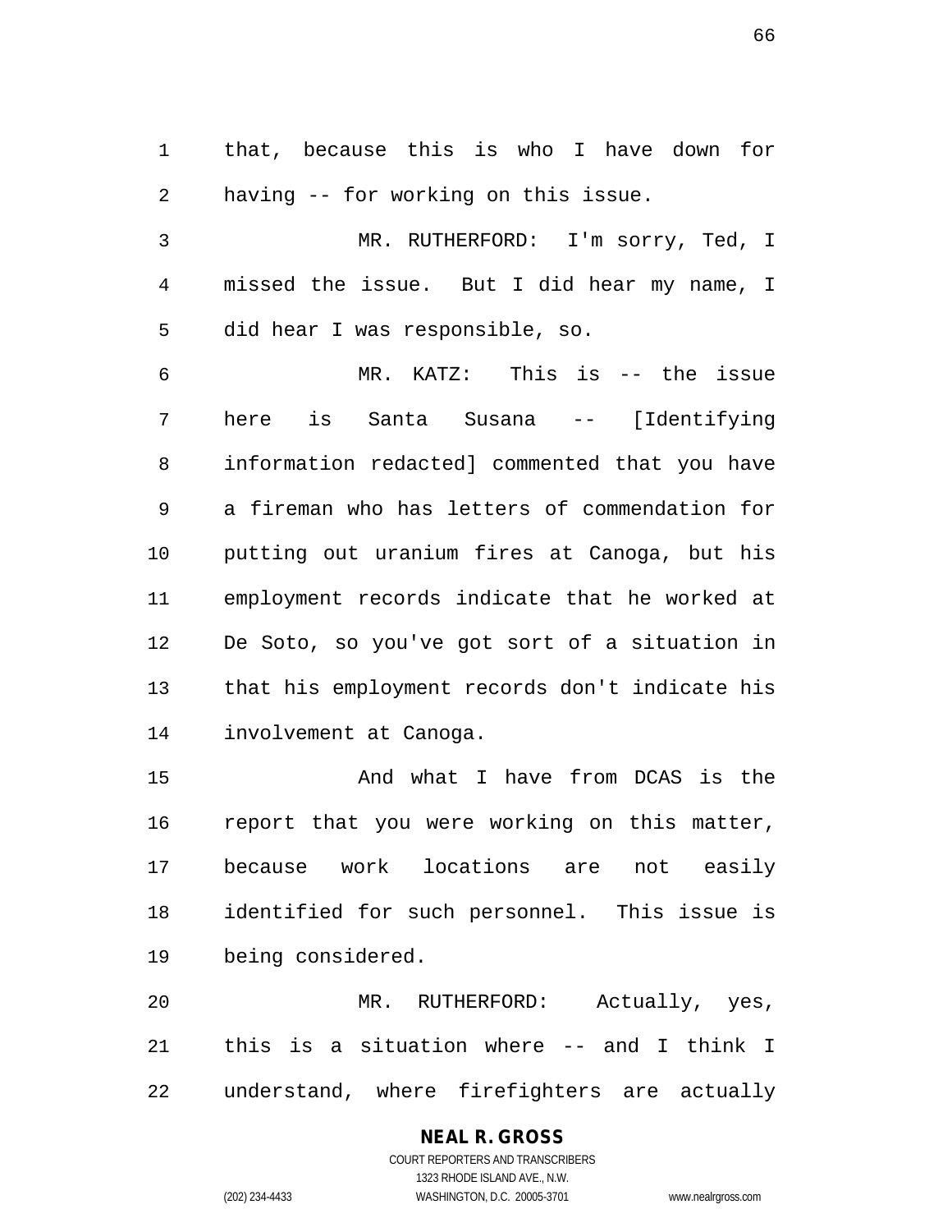that, because this is who I have down for having -- for working on this issue.

MR. RUTHERFORD: I'm sorry, Ted, I missed the issue. But I did hear my name, I did hear I was responsible, so.

MR. KATZ: This is -- the issue here is Santa Susana -- [Identifying information redacted] commented that you have a fireman who has letters of commendation for putting out uranium fires at Canoga, but his employment records indicate that he worked at De Soto, so you've got sort of a situation in that his employment records don't indicate his involvement at Canoga.

And what I have from DCAS is the report that you were working on this matter, because work locations are not easily identified for such personnel. This issue is being considered.

MR. RUTHERFORD: Actually, yes, this is a situation where -- and I think I understand, where firefighters are actually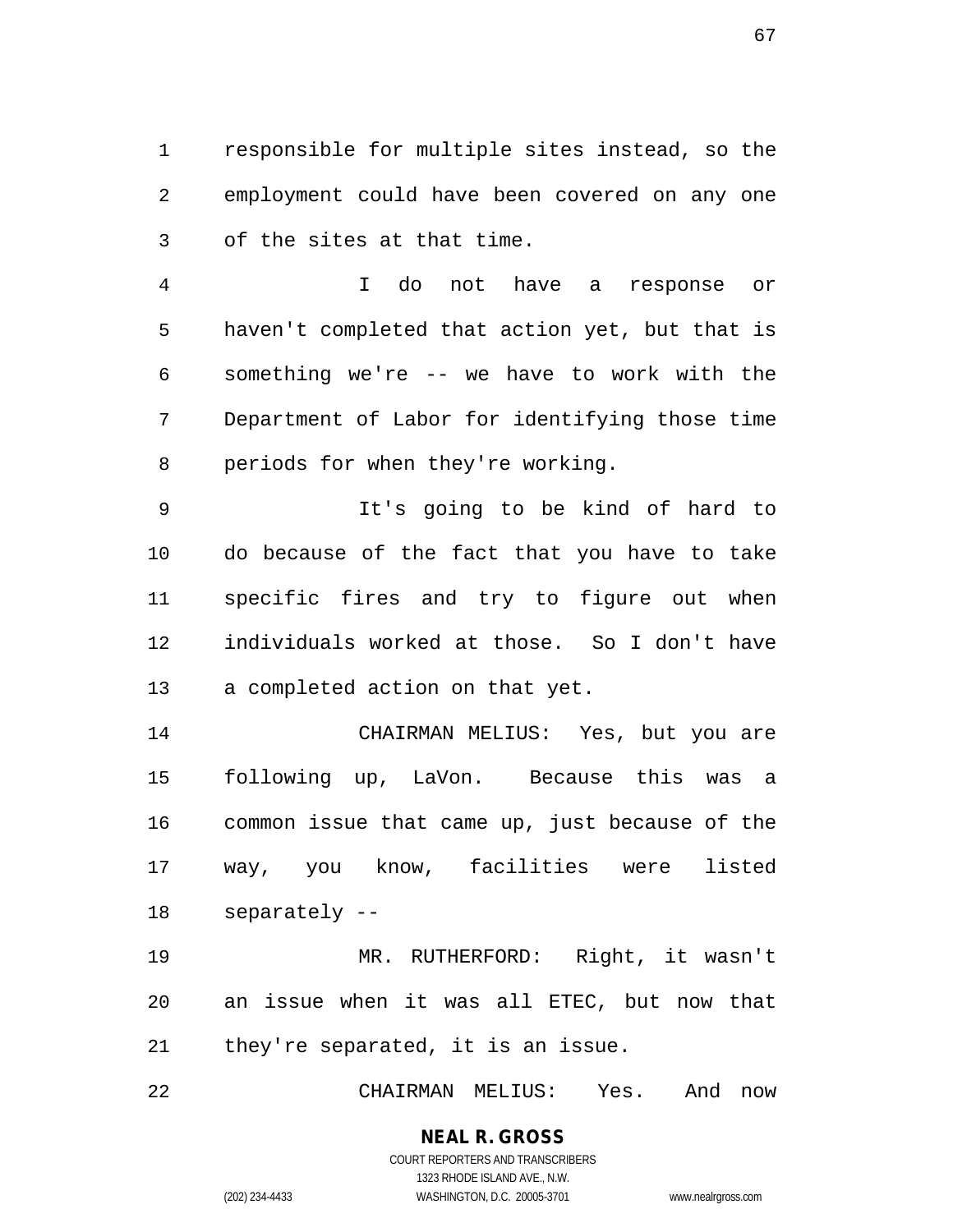responsible for multiple sites instead, so the employment could have been covered on any one of the sites at that time.

I do not have a response or haven't completed that action yet, but that is something we're -- we have to work with the Department of Labor for identifying those time periods for when they're working.

It's going to be kind of hard to do because of the fact that you have to take specific fires and try to figure out when individuals worked at those. So I don't have a completed action on that yet.

CHAIRMAN MELIUS: Yes, but you are following up, LaVon. Because this was a common issue that came up, just because of the way, you know, facilities were listed separately --

MR. RUTHERFORD: Right, it wasn't an issue when it was all ETEC, but now that they're separated, it is an issue.

CHAIRMAN MELIUS: Yes. And now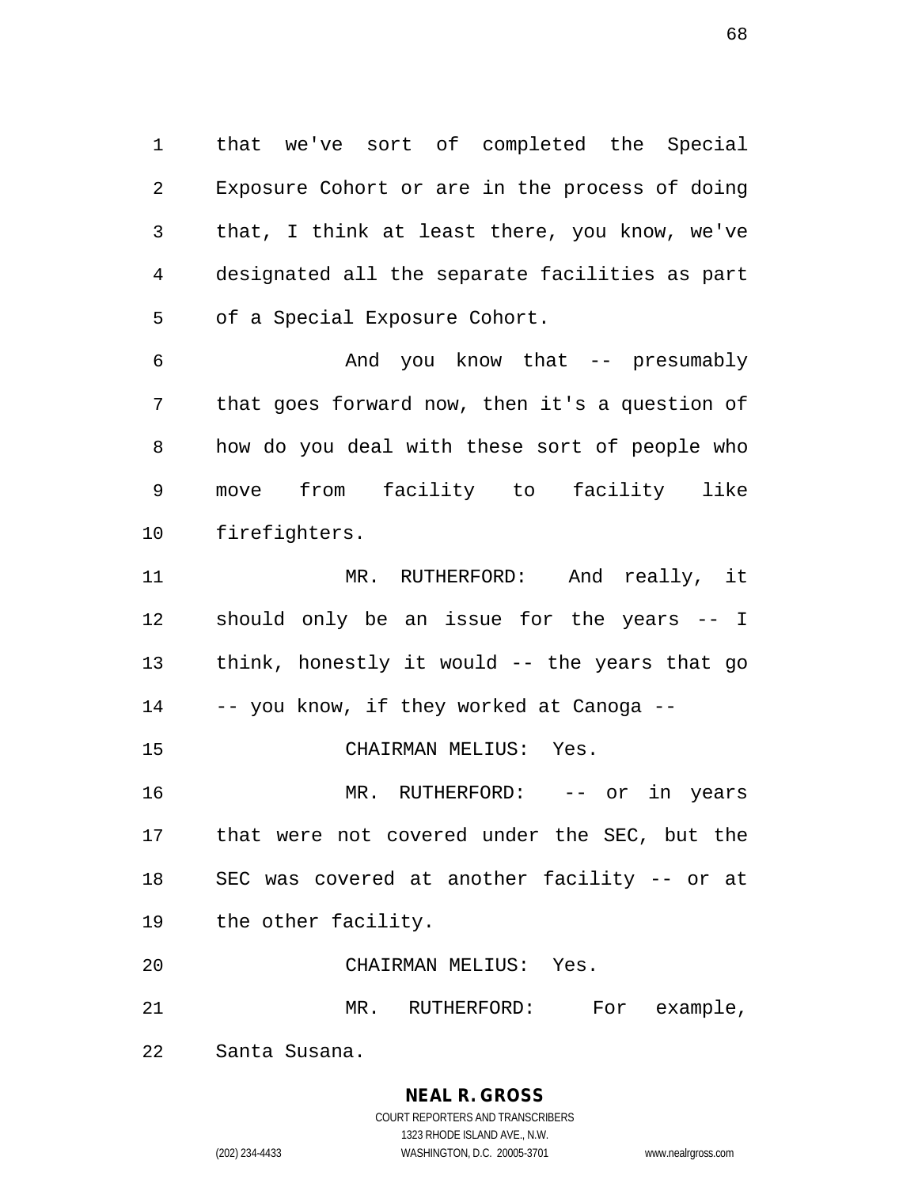that we've sort of completed the Special Exposure Cohort or are in the process of doing that, I think at least there, you know, we've designated all the separate facilities as part of a Special Exposure Cohort.

And you know that -- presumably that goes forward now, then it's a question of how do you deal with these sort of people who move from facility to facility like firefighters.

MR. RUTHERFORD: And really, it should only be an issue for the years -- I think, honestly it would -- the years that go -- you know, if they worked at Canoga --

CHAIRMAN MELIUS: Yes.

MR. RUTHERFORD: -- or in years that were not covered under the SEC, but the SEC was covered at another facility -- or at the other facility.

CHAIRMAN MELIUS: Yes.

MR. RUTHERFORD: For example, Santa Susana.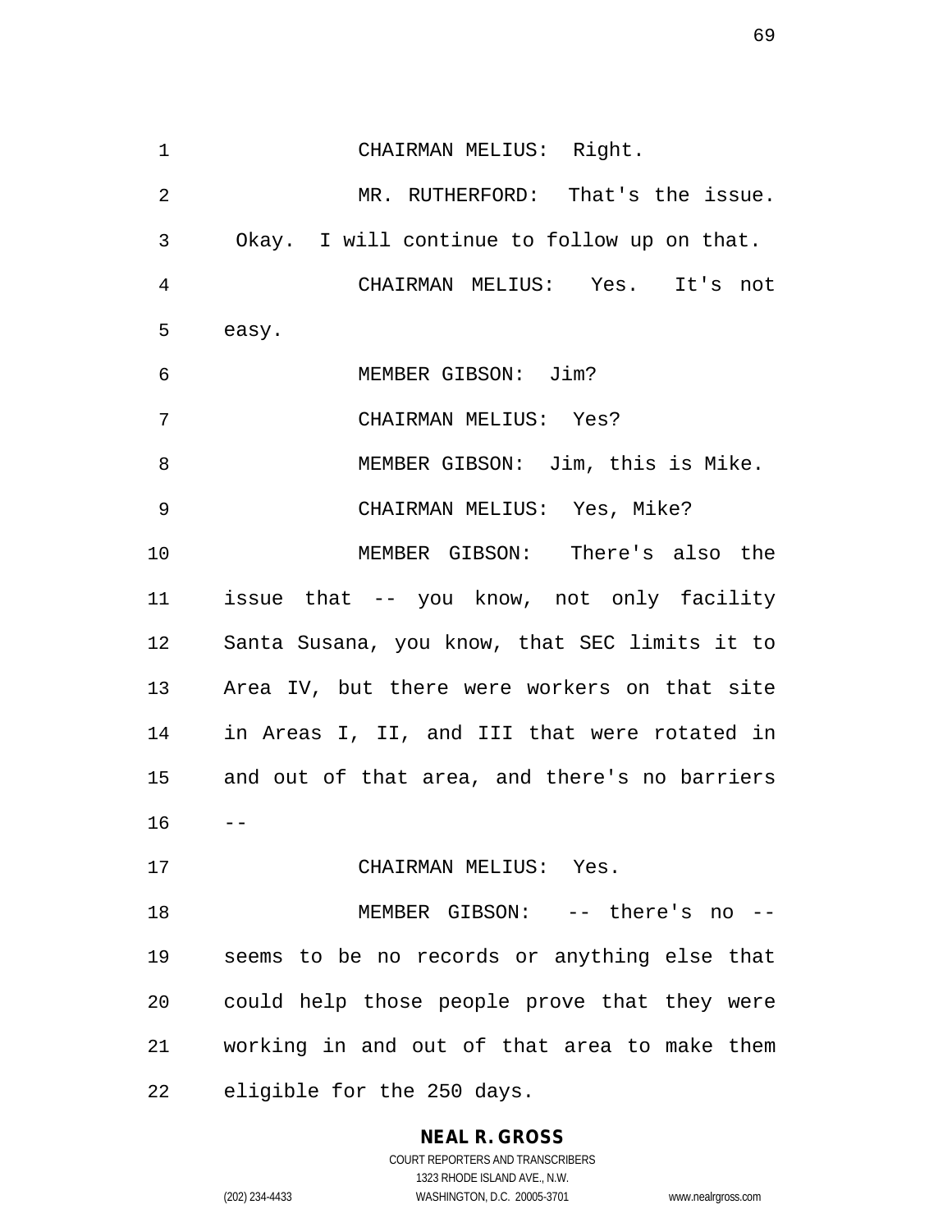CHAIRMAN MELIUS: Right.

MR. RUTHERFORD: That's the issue. Okay. I will continue to follow up on that.

CHAIRMAN MELIUS: Yes. It's not easy.

MEMBER GIBSON: Jim?

CHAIRMAN MELIUS: Yes?

MEMBER GIBSON: Jim, this is Mike.

CHAIRMAN MELIUS: Yes, Mike?

MEMBER GIBSON: There's also the issue that -- you know, not only facility Santa Susana, you know, that SEC limits it to Area IV, but there were workers on that site in Areas I, II, and III that were rotated in and out of that area, and there's no barriers --

CHAIRMAN MELIUS: Yes.

MEMBER GIBSON: -- there's no -- seems to be no records or anything else that could help those people prove that they were working in and out of that area to make them eligible for the 250 days.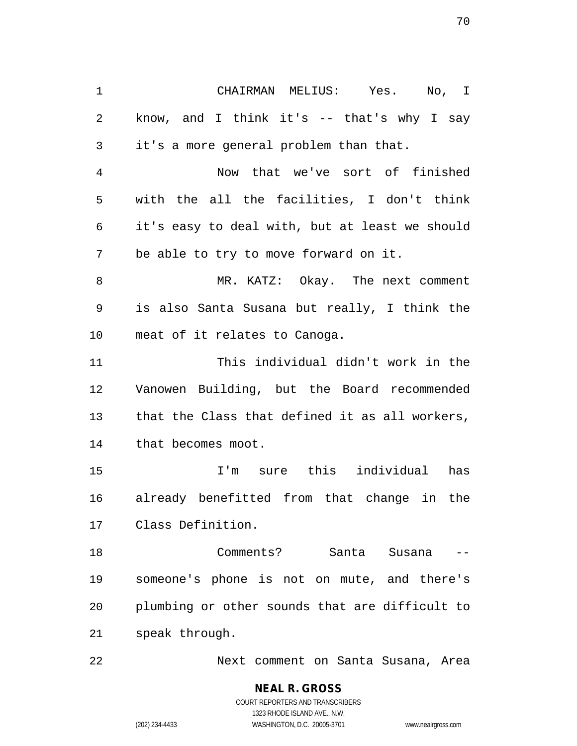CHAIRMAN MELIUS: Yes. No, I know, and I think it's -- that's why I say it's a more general problem than that.

Now that we've sort of finished with the all the facilities, I don't think it's easy to deal with, but at least we should be able to try to move forward on it.

MR. KATZ: Okay. The next comment is also Santa Susana but really, I think the meat of it relates to Canoga.

This individual didn't work in the Vanowen Building, but the Board recommended that the Class that defined it as all workers, that becomes moot.

I'm sure this individual has already benefitted from that change in the Class Definition.

Comments? Santa Susana -- someone's phone is not on mute, and there's plumbing or other sounds that are difficult to speak through.

Next comment on Santa Susana, Area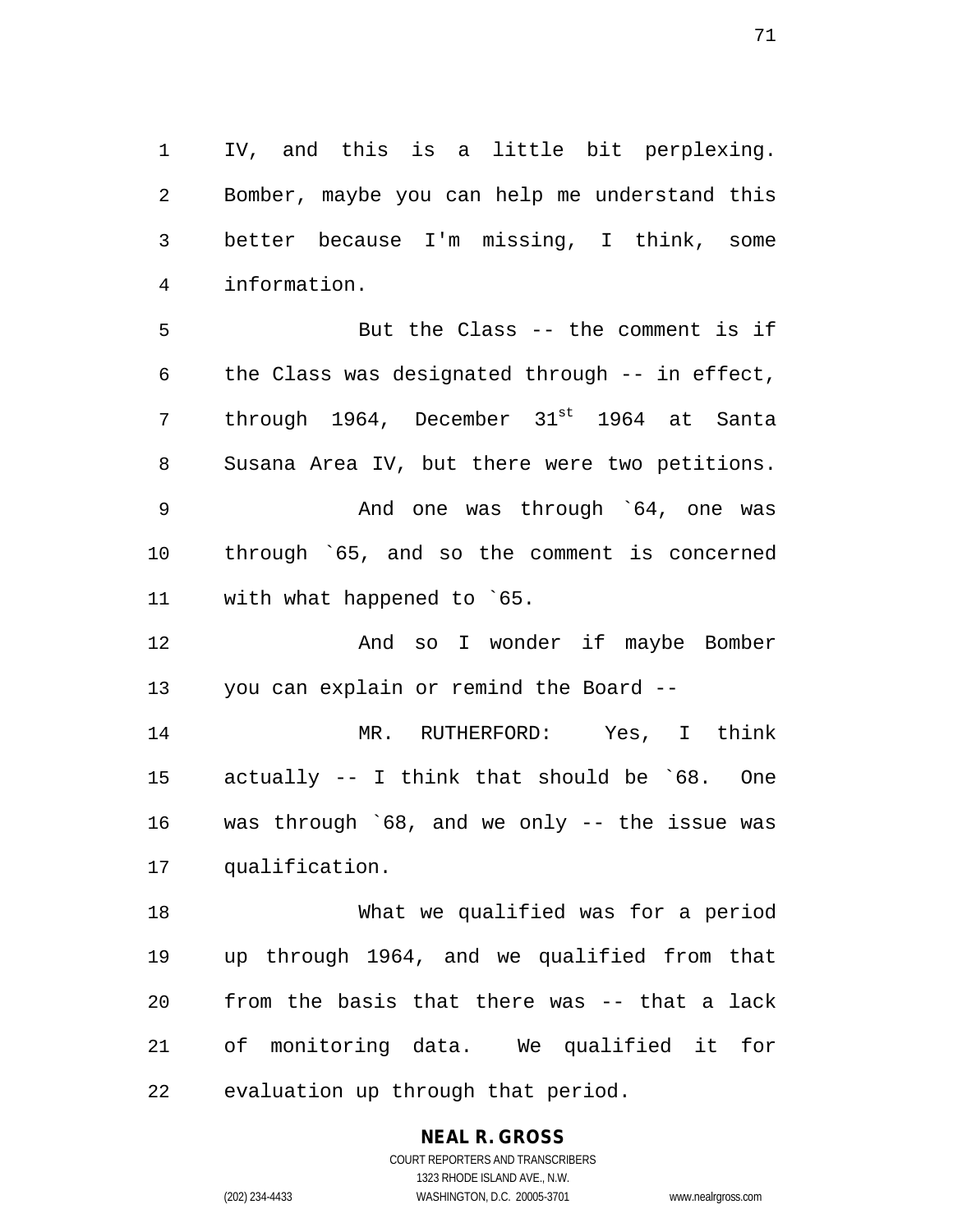IV, and this is a little bit perplexing. Bomber, maybe you can help me understand this better because I'm missing, I think, some information.

But the Class -- the comment is if the Class was designated through -- in effect, through 1964, December 31st 1964 at Santa Susana Area IV, but there were two petitions.

And one was through `64, one was through `65, and so the comment is concerned with what happened to `65.

And so I wonder if maybe Bomber you can explain or remind the Board --

MR. RUTHERFORD: Yes, I think actually -- I think that should be `68. One was through `68, and we only -- the issue was qualification.

What we qualified was for a period up through 1964, and we qualified from that from the basis that there was -- that a lack of monitoring data. We qualified it for evaluation up through that period.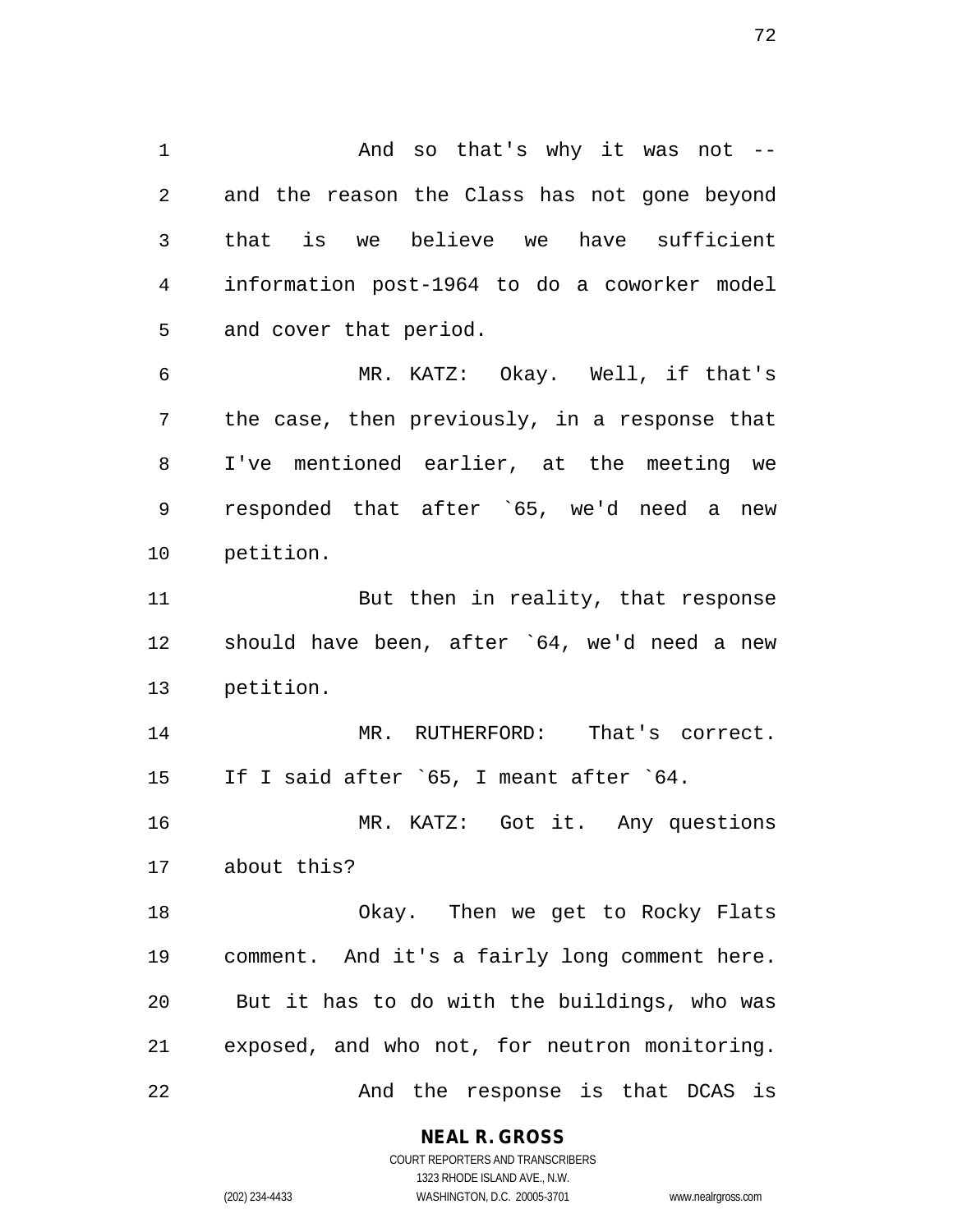And so that's why it was not -- and the reason the Class has not gone beyond that is we believe we have sufficient information post-1964 to do a coworker model and cover that period.

MR. KATZ: Okay. Well, if that's the case, then previously, in a response that I've mentioned earlier, at the meeting we responded that after `65, we'd need a new petition.

But then in reality, that response should have been, after `64, we'd need a new petition.

MR. RUTHERFORD: That's correct. If I said after `65, I meant after `64.

MR. KATZ: Got it. Any questions about this?

Okay. Then we get to Rocky Flats comment. And it's a fairly long comment here. But it has to do with the buildings, who was exposed, and who not, for neutron monitoring.

And the response is that DCAS is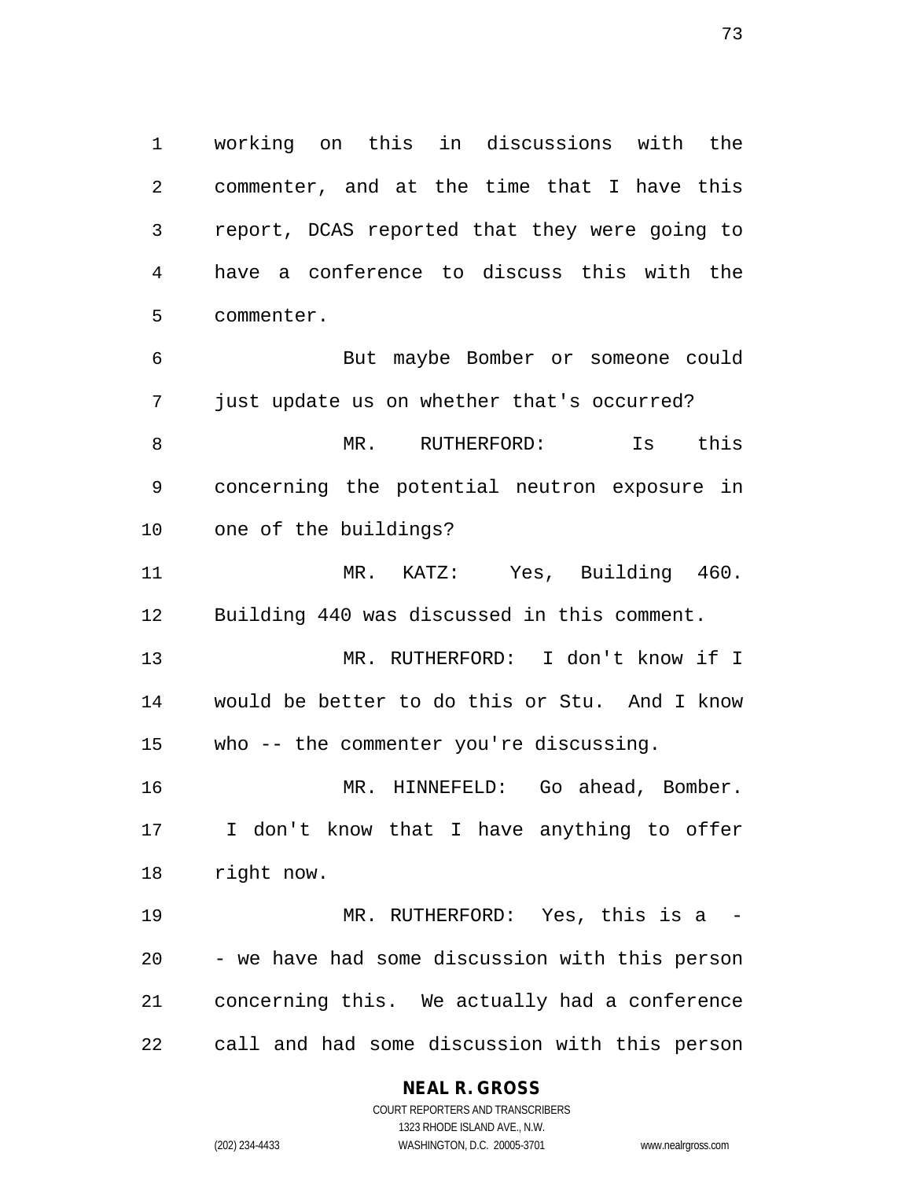working on this in discussions with the commenter, and at the time that I have this report, DCAS reported that they were going to have a conference to discuss this with the commenter.

But maybe Bomber or someone could just update us on whether that's occurred?

MR. RUTHERFORD: Is this concerning the potential neutron exposure in one of the buildings?

MR. KATZ: Yes, Building 460. Building 440 was discussed in this comment.

MR. RUTHERFORD: I don't know if I would be better to do this or Stu. And I know who -- the commenter you're discussing.

MR. HINNEFELD: Go ahead, Bomber. I don't know that I have anything to offer right now.

MR. RUTHERFORD: Yes, this is a -- we have had some discussion with this person concerning this. We actually had a conference call and had some discussion with this person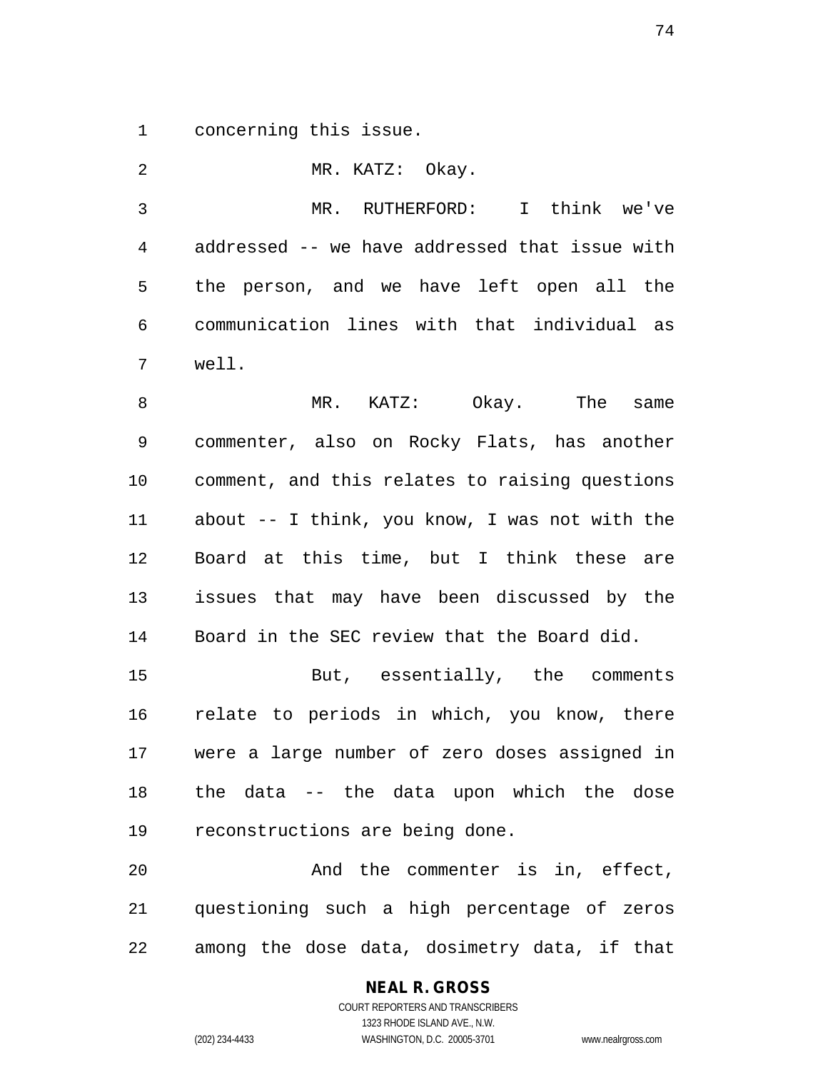concerning this issue.

MR. KATZ: Okay.

MR. RUTHERFORD: I think we've addressed -- we have addressed that issue with the person, and we have left open all the communication lines with that individual as well.

MR. KATZ: Okay. The same commenter, also on Rocky Flats, has another comment, and this relates to raising questions about -- I think, you know, I was not with the Board at this time, but I think these are issues that may have been discussed by the Board in the SEC review that the Board did.

But, essentially, the comments relate to periods in which, you know, there were a large number of zero doses assigned in the data -- the data upon which the dose reconstructions are being done.

And the commenter is in, effect, questioning such a high percentage of zeros among the dose data, dosimetry data, if that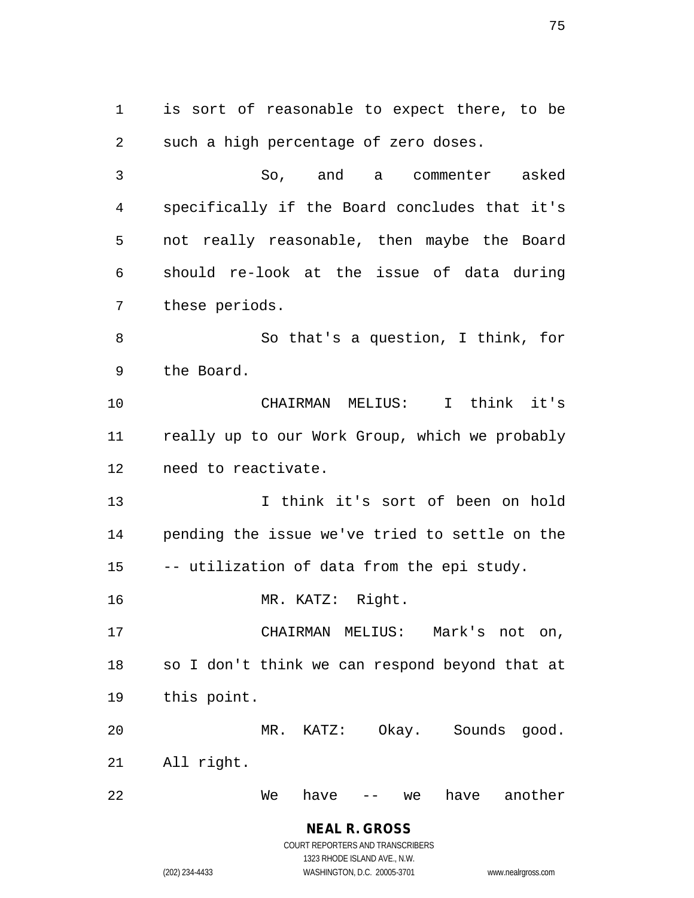is sort of reasonable to expect there, to be such a high percentage of zero doses.

So, and a commenter asked specifically if the Board concludes that it's not really reasonable, then maybe the Board should re-look at the issue of data during these periods.

So that's a question, I think, for the Board.

CHAIRMAN MELIUS: I think it's really up to our Work Group, which we probably need to reactivate.

I think it's sort of been on hold pending the issue we've tried to settle on the -- utilization of data from the epi study.

MR. KATZ: Right.

CHAIRMAN MELIUS: Mark's not on, so I don't think we can respond beyond that at this point.

MR. KATZ: Okay. Sounds good. All right.

We have -- we have another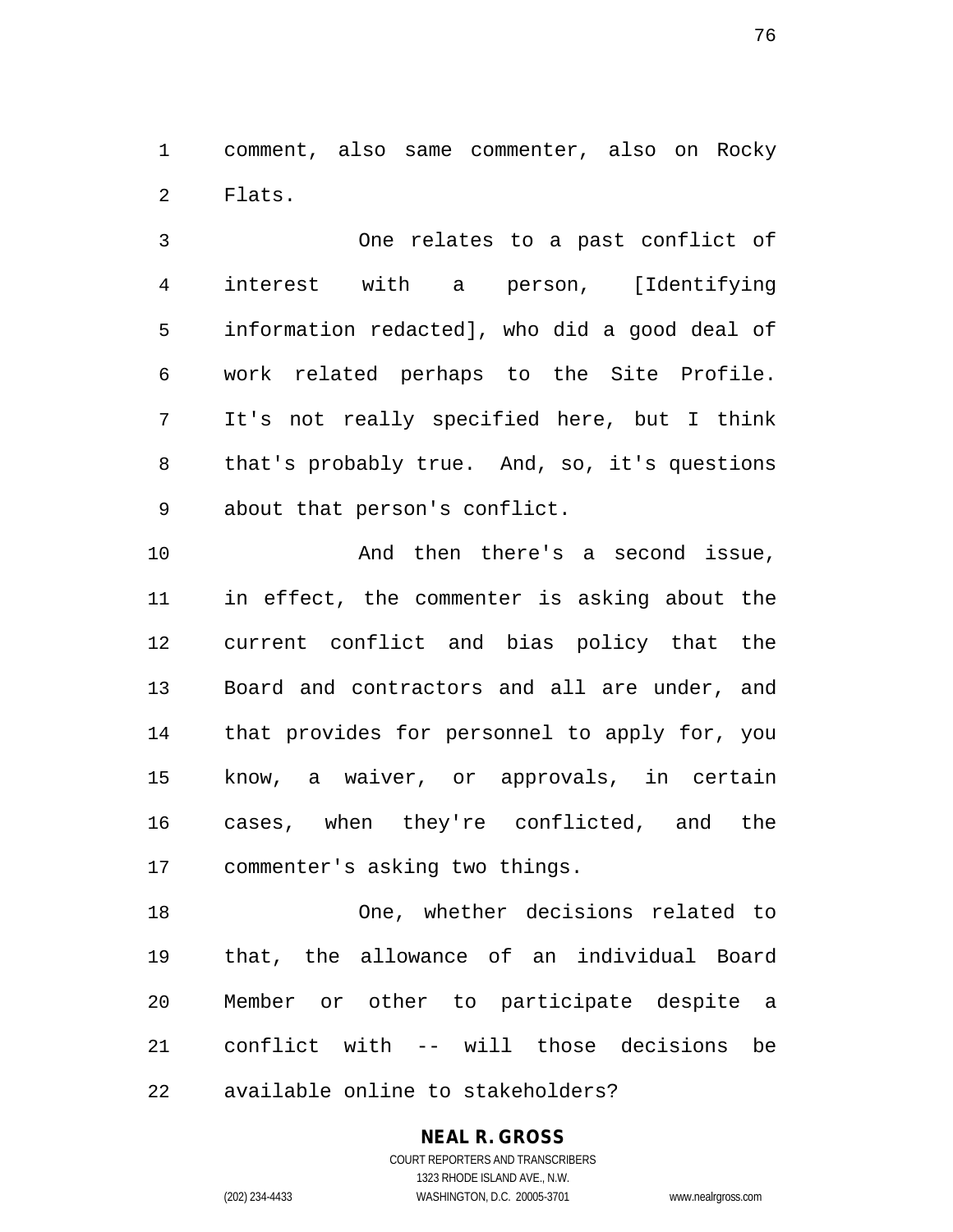comment, also same commenter, also on Rocky Flats.

One relates to a past conflict of interest with a person, [Identifying information redacted], who did a good deal of work related perhaps to the Site Profile. It's not really specified here, but I think that's probably true. And, so, it's questions about that person's conflict.

And then there's a second issue, in effect, the commenter is asking about the current conflict and bias policy that the Board and contractors and all are under, and that provides for personnel to apply for, you know, a waiver, or approvals, in certain cases, when they're conflicted, and the commenter's asking two things.

One, whether decisions related to that, the allowance of an individual Board Member or other to participate despite a conflict with -- will those decisions be available online to stakeholders?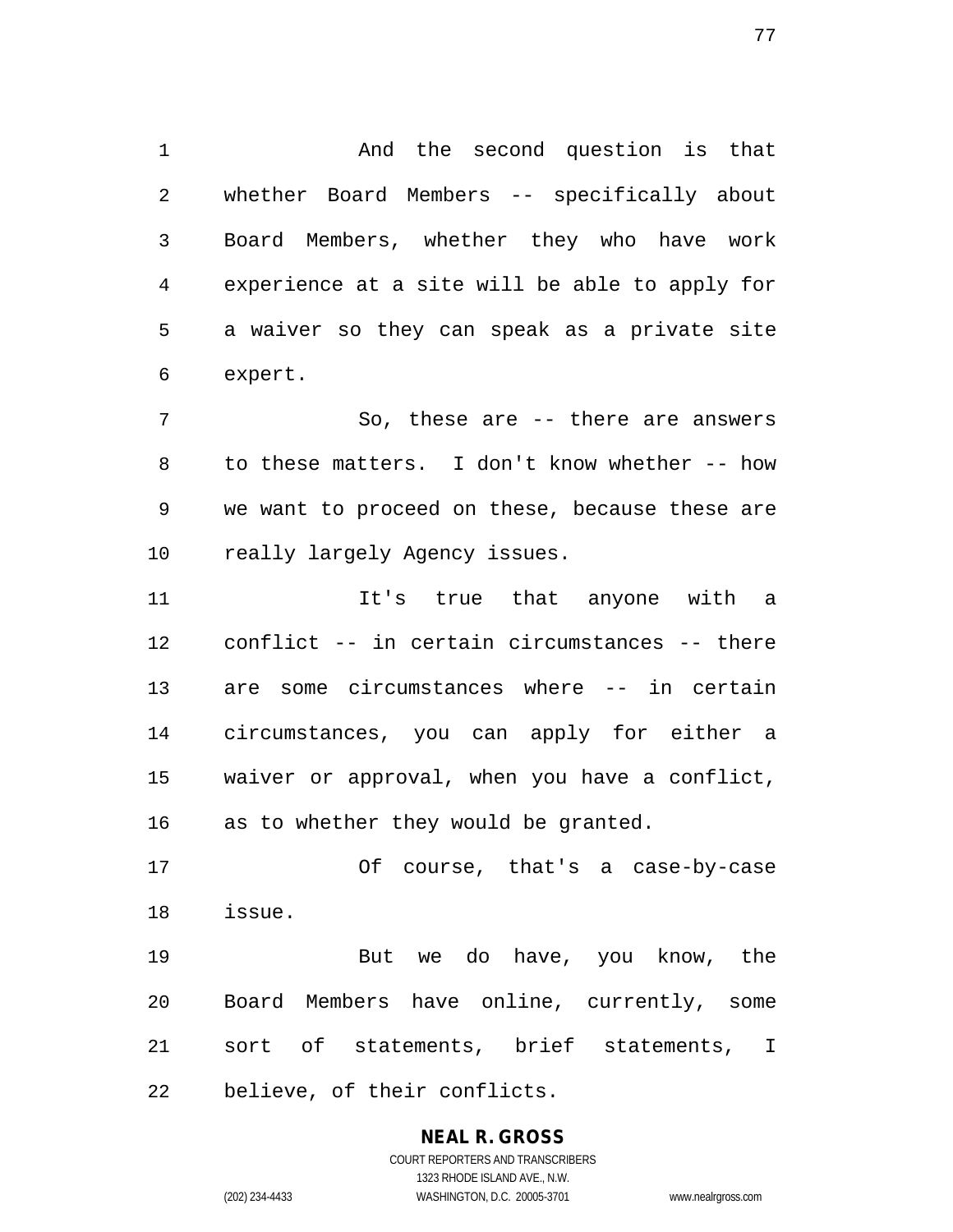And the second question is that whether Board Members -- specifically about Board Members, whether they who have work experience at a site will be able to apply for a waiver so they can speak as a private site expert.

So, these are -- there are answers to these matters. I don't know whether -- how we want to proceed on these, because these are really largely Agency issues.

It's true that anyone with a conflict -- in certain circumstances -- there are some circumstances where -- in certain circumstances, you can apply for either a waiver or approval, when you have a conflict, as to whether they would be granted.

Of course, that's a case-by-case issue.

But we do have, you know, the Board Members have online, currently, some sort of statements, brief statements, I believe, of their conflicts.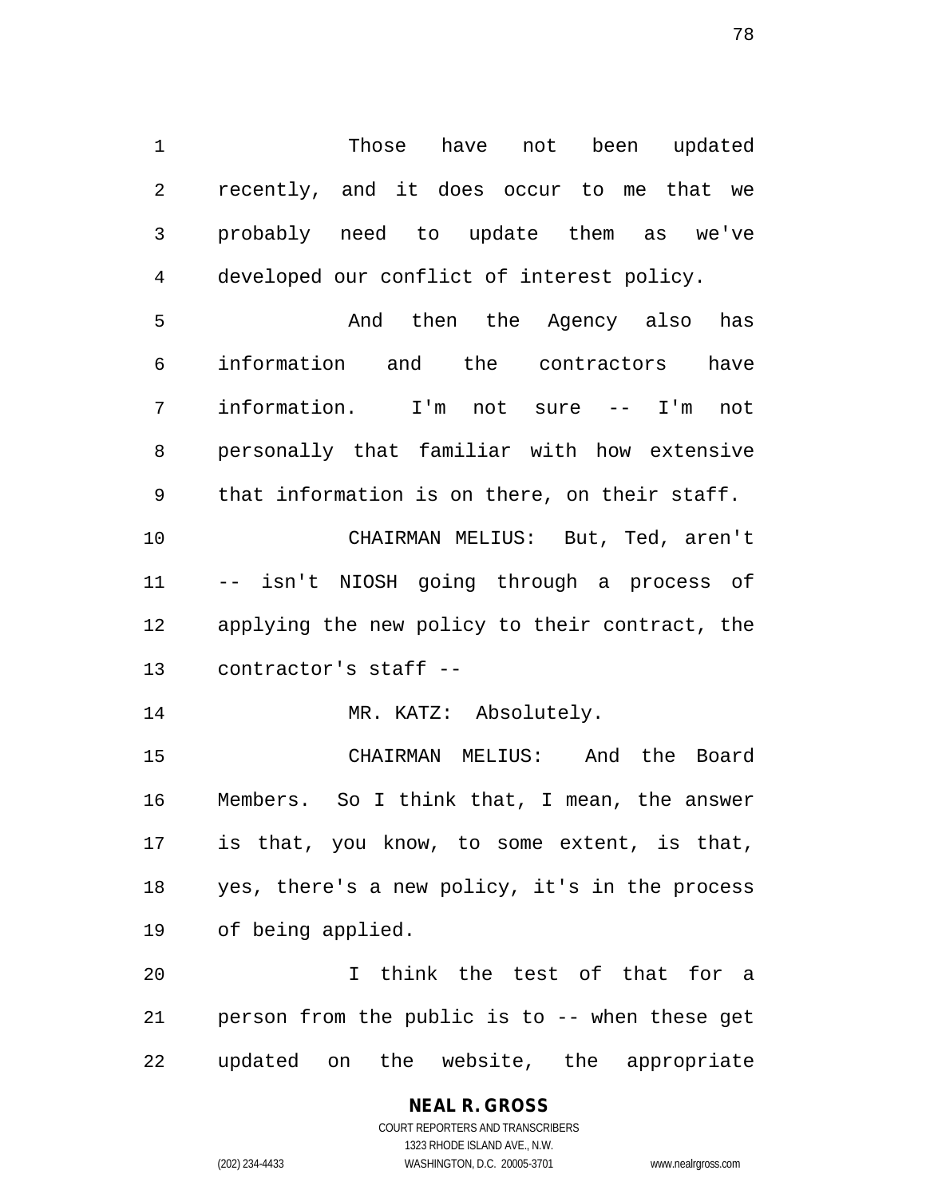Those have not been updated recently, and it does occur to me that we probably need to update them as we've developed our conflict of interest policy.

And then the Agency also has information and the contractors have information. I'm not sure -- I'm not personally that familiar with how extensive that information is on there, on their staff.

CHAIRMAN MELIUS: But, Ted, aren't -- isn't NIOSH going through a process of applying the new policy to their contract, the contractor's staff --

MR. KATZ: Absolutely.

CHAIRMAN MELIUS: And the Board Members. So I think that, I mean, the answer is that, you know, to some extent, is that, yes, there's a new policy, it's in the process of being applied.

I think the test of that for a person from the public is to -- when these get updated on the website, the appropriate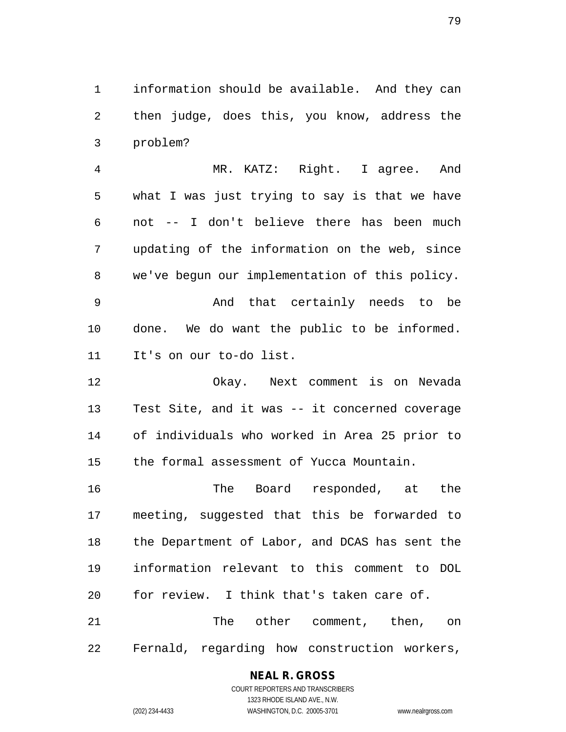information should be available. And they can then judge, does this, you know, address the problem?

MR. KATZ: Right. I agree. And what I was just trying to say is that we have not -- I don't believe there has been much updating of the information on the web, since we've begun our implementation of this policy.

And that certainly needs to be done. We do want the public to be informed. It's on our to-do list.

Okay. Next comment is on Nevada Test Site, and it was -- it concerned coverage of individuals who worked in Area 25 prior to the formal assessment of Yucca Mountain.

The Board responded, at the meeting, suggested that this be forwarded to the Department of Labor, and DCAS has sent the information relevant to this comment to DOL for review. I think that's taken care of.

The other comment, then, on Fernald, regarding how construction workers,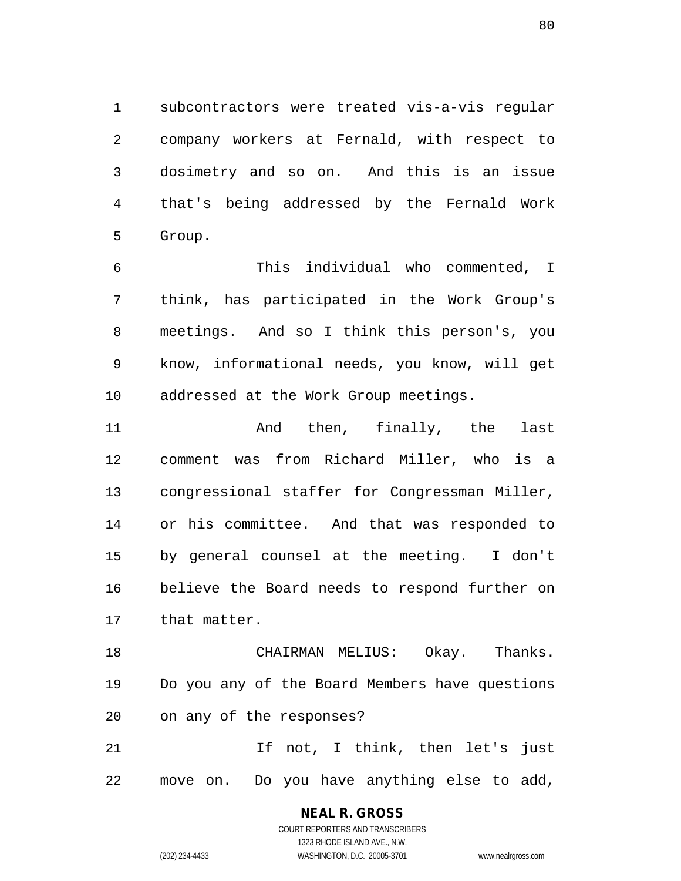subcontractors were treated vis-a-vis regular company workers at Fernald, with respect to dosimetry and so on. And this is an issue that's being addressed by the Fernald Work Group.

This individual who commented, I think, has participated in the Work Group's meetings. And so I think this person's, you know, informational needs, you know, will get addressed at the Work Group meetings.

And then, finally, the last comment was from Richard Miller, who is a congressional staffer for Congressman Miller, or his committee. And that was responded to by general counsel at the meeting. I don't believe the Board needs to respond further on that matter.

CHAIRMAN MELIUS: Okay. Thanks. Do you any of the Board Members have questions on any of the responses?

If not, I think, then let's just move on. Do you have anything else to add,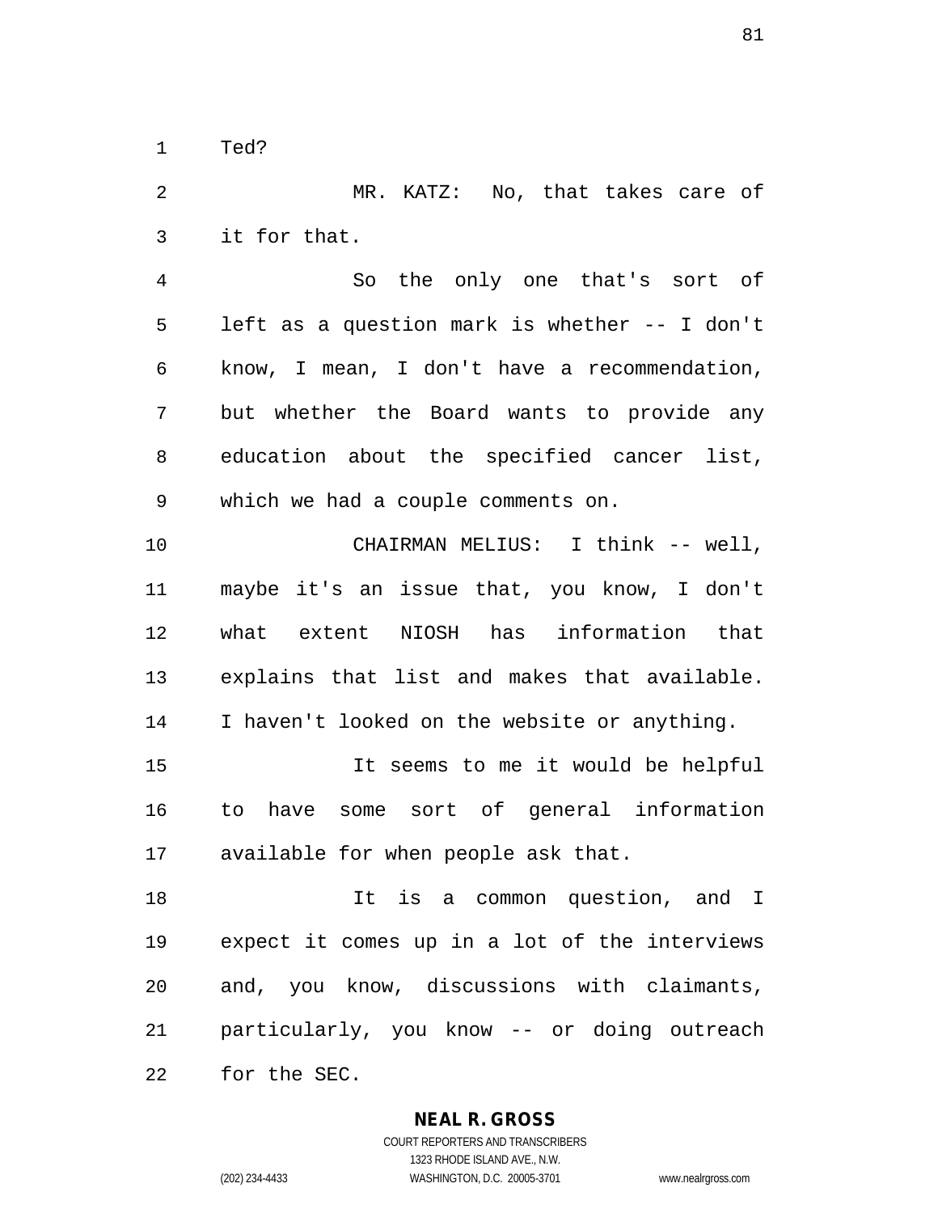Ted?

MR. KATZ: No, that takes care of it for that.

So the only one that's sort of left as a question mark is whether -- I don't know, I mean, I don't have a recommendation, but whether the Board wants to provide any education about the specified cancer list, which we had a couple comments on.

CHAIRMAN MELIUS: I think -- well, maybe it's an issue that, you know, I don't what extent NIOSH has information that explains that list and makes that available. I haven't looked on the website or anything.

It seems to me it would be helpful to have some sort of general information available for when people ask that.

It is a common question, and I expect it comes up in a lot of the interviews and, you know, discussions with claimants, particularly, you know -- or doing outreach for the SEC.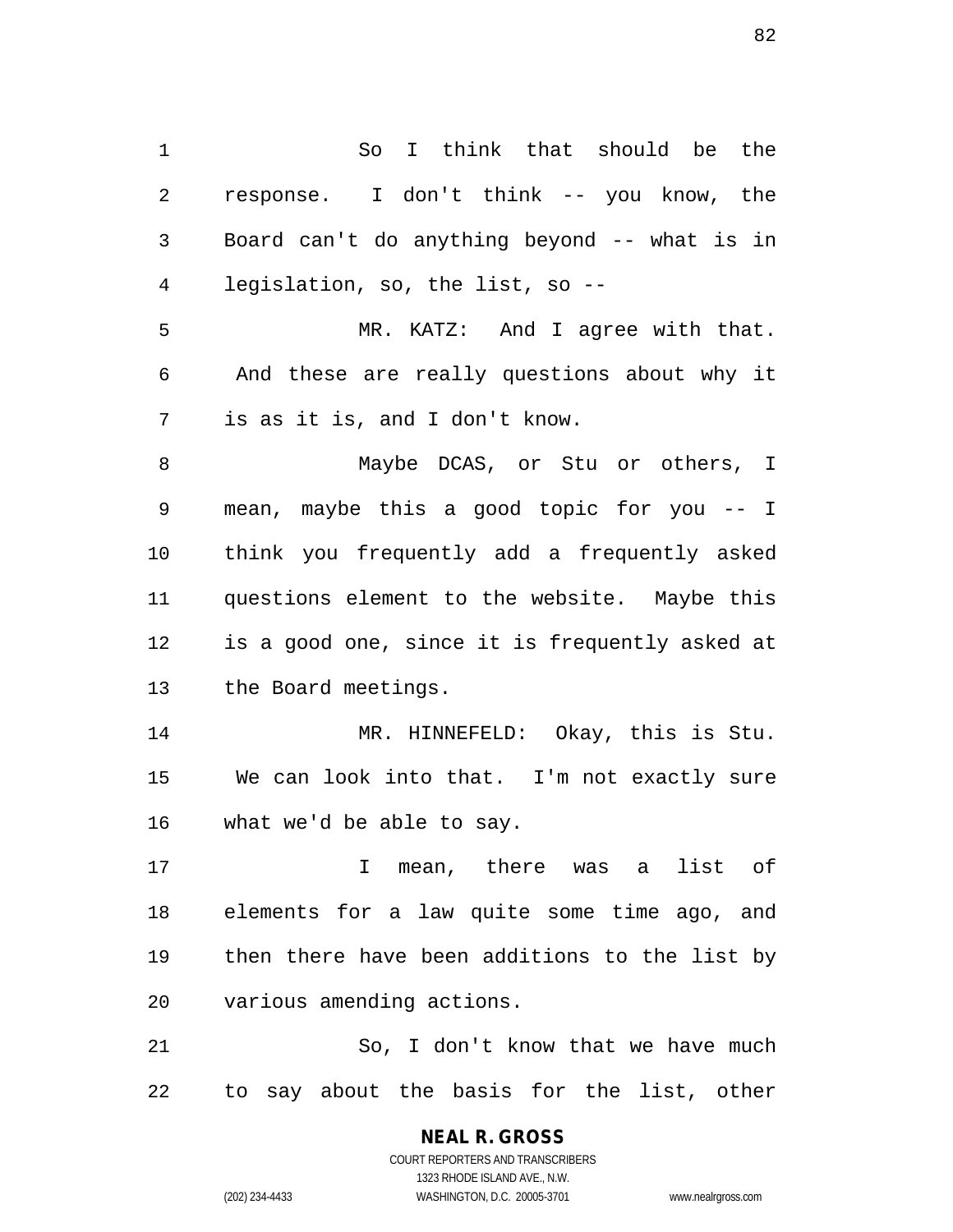So I think that should be the response. I don't think -- you know, the Board can't do anything beyond -- what is in legislation, so, the list, so --

MR. KATZ: And I agree with that. And these are really questions about why it is as it is, and I don't know.

Maybe DCAS, or Stu or others, I mean, maybe this a good topic for you -- I think you frequently add a frequently asked questions element to the website. Maybe this is a good one, since it is frequently asked at the Board meetings.

MR. HINNEFELD: Okay, this is Stu. We can look into that. I'm not exactly sure what we'd be able to say.

I mean, there was a list of elements for a law quite some time ago, and then there have been additions to the list by various amending actions.

So, I don't know that we have much to say about the basis for the list, other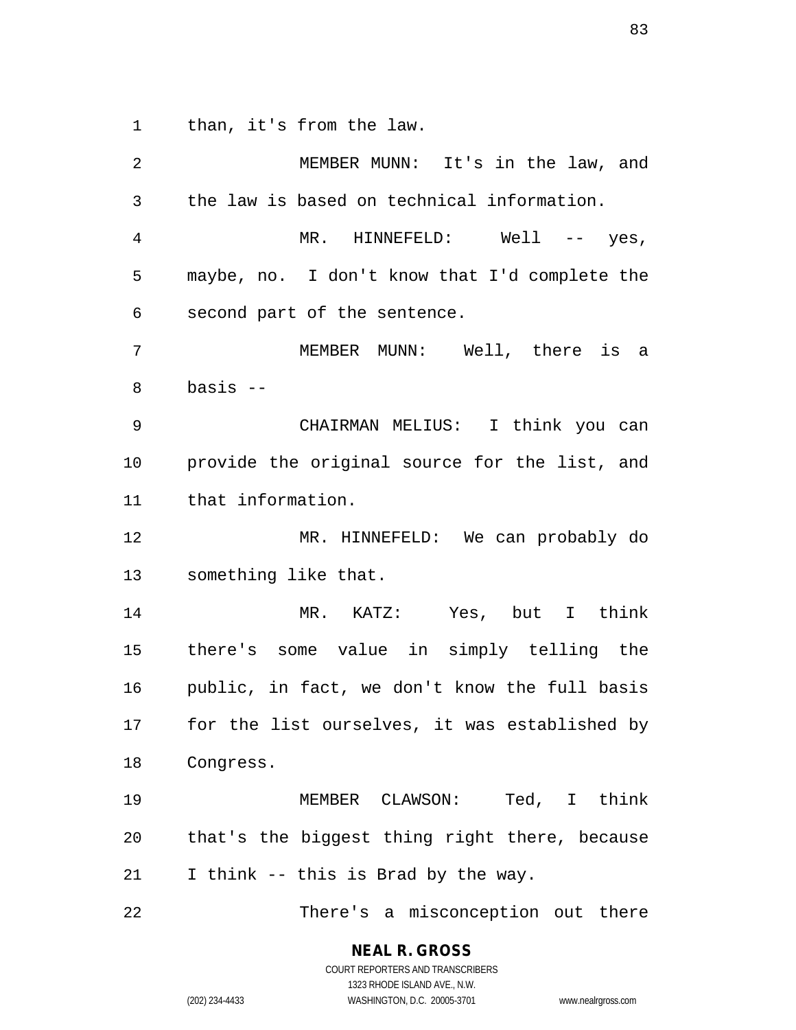than, it's from the law.

MEMBER MUNN: It's in the law, and the law is based on technical information.

MR. HINNEFELD: Well -- yes, maybe, no. I don't know that I'd complete the second part of the sentence.

MEMBER MUNN: Well, there is a basis --

CHAIRMAN MELIUS: I think you can provide the original source for the list, and that information.

MR. HINNEFELD: We can probably do something like that.

MR. KATZ: Yes, but I think there's some value in simply telling the public, in fact, we don't know the full basis for the list ourselves, it was established by Congress.

MEMBER CLAWSON: Ted, I think that's the biggest thing right there, because I think -- this is Brad by the way.

There's a misconception out there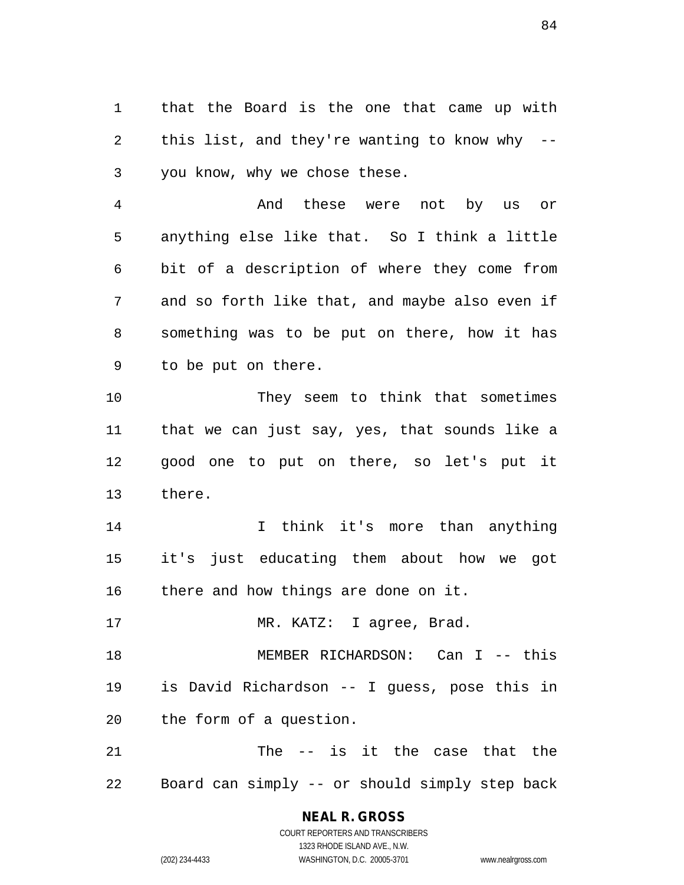that the Board is the one that came up with this list, and they're wanting to know why -- you know, why we chose these.

And these were not by us or anything else like that. So I think a little bit of a description of where they come from and so forth like that, and maybe also even if something was to be put on there, how it has to be put on there.

They seem to think that sometimes that we can just say, yes, that sounds like a good one to put on there, so let's put it there.

I think it's more than anything it's just educating them about how we got there and how things are done on it.

MR. KATZ: I agree, Brad.

MEMBER RICHARDSON: Can I -- this is David Richardson -- I guess, pose this in the form of a question.

The -- is it the case that the Board can simply -- or should simply step back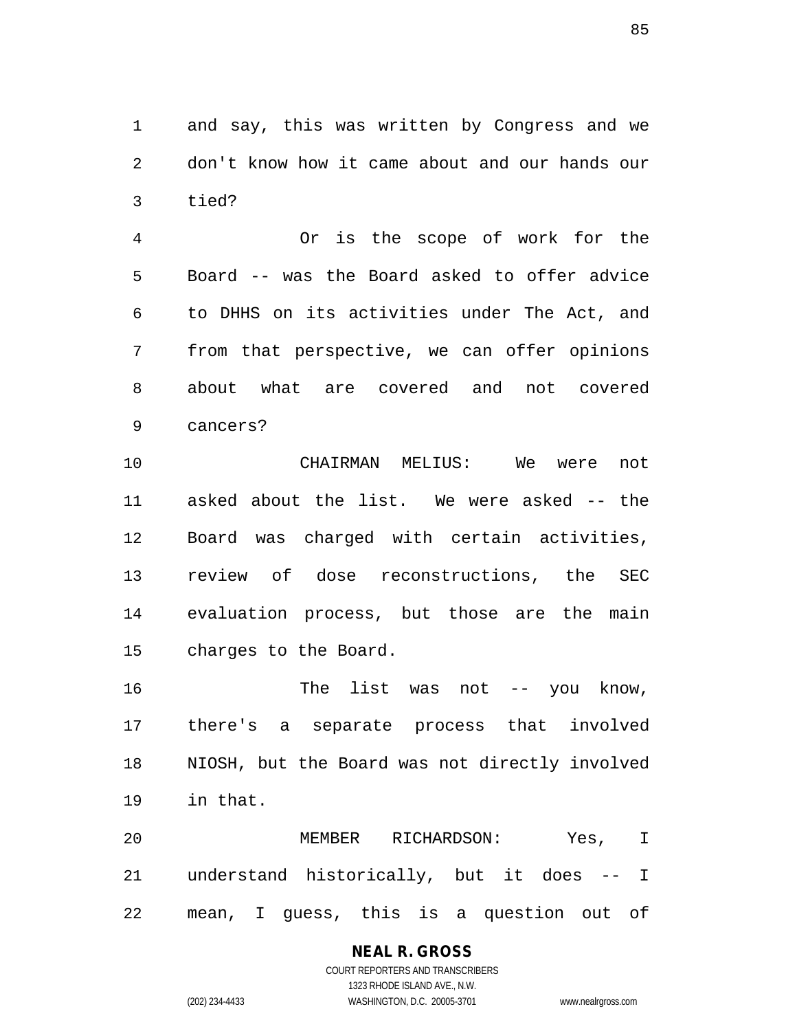and say, this was written by Congress and we don't know how it came about and our hands our tied?

Or is the scope of work for the Board -- was the Board asked to offer advice to DHHS on its activities under The Act, and from that perspective, we can offer opinions about what are covered and not covered cancers?

CHAIRMAN MELIUS: We were not asked about the list. We were asked -- the Board was charged with certain activities, review of dose reconstructions, the SEC evaluation process, but those are the main charges to the Board.

The list was not -- you know, there's a separate process that involved NIOSH, but the Board was not directly involved in that.

MEMBER RICHARDSON: Yes, I understand historically, but it does -- I mean, I guess, this is a question out of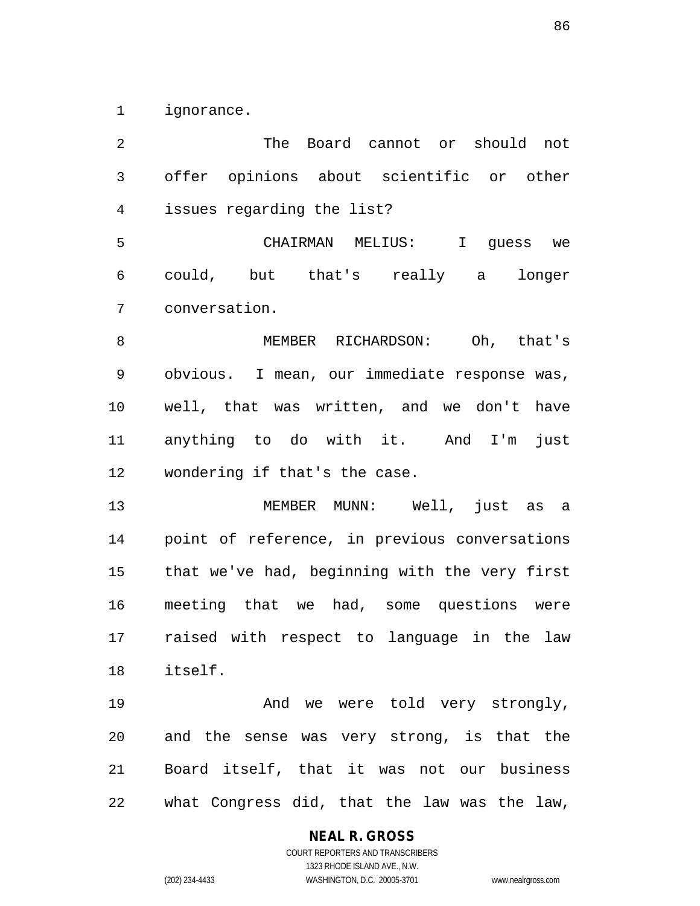ignorance.

The Board cannot or should not offer opinions about scientific or other issues regarding the list?

CHAIRMAN MELIUS: I guess we could, but that's really a longer conversation.

MEMBER RICHARDSON: Oh, that's obvious. I mean, our immediate response was, well, that was written, and we don't have anything to do with it. And I'm just wondering if that's the case.

MEMBER MUNN: Well, just as a point of reference, in previous conversations that we've had, beginning with the very first meeting that we had, some questions were raised with respect to language in the law itself.

And we were told very strongly, and the sense was very strong, is that the Board itself, that it was not our business what Congress did, that the law was the law,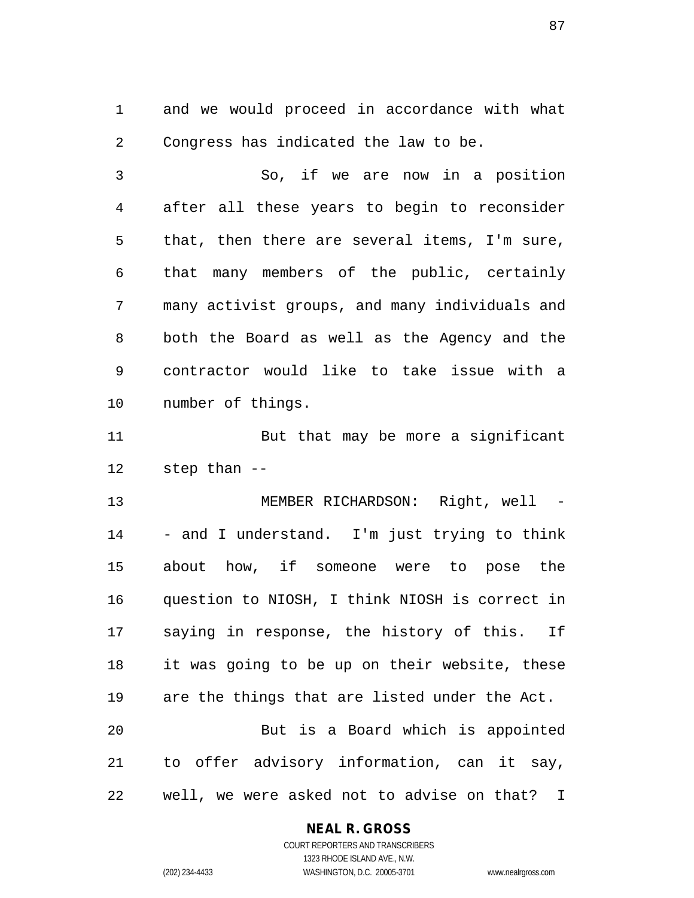and we would proceed in accordance with what Congress has indicated the law to be.

So, if we are now in a position after all these years to begin to reconsider that, then there are several items, I'm sure, that many members of the public, certainly many activist groups, and many individuals and both the Board as well as the Agency and the contractor would like to take issue with a number of things.

But that may be more a significant step than --

MEMBER RICHARDSON: Right, well -- and I understand. I'm just trying to think about how, if someone were to pose the question to NIOSH, I think NIOSH is correct in saying in response, the history of this. If it was going to be up on their website, these are the things that are listed under the Act.

But is a Board which is appointed to offer advisory information, can it say, well, we were asked not to advise on that? I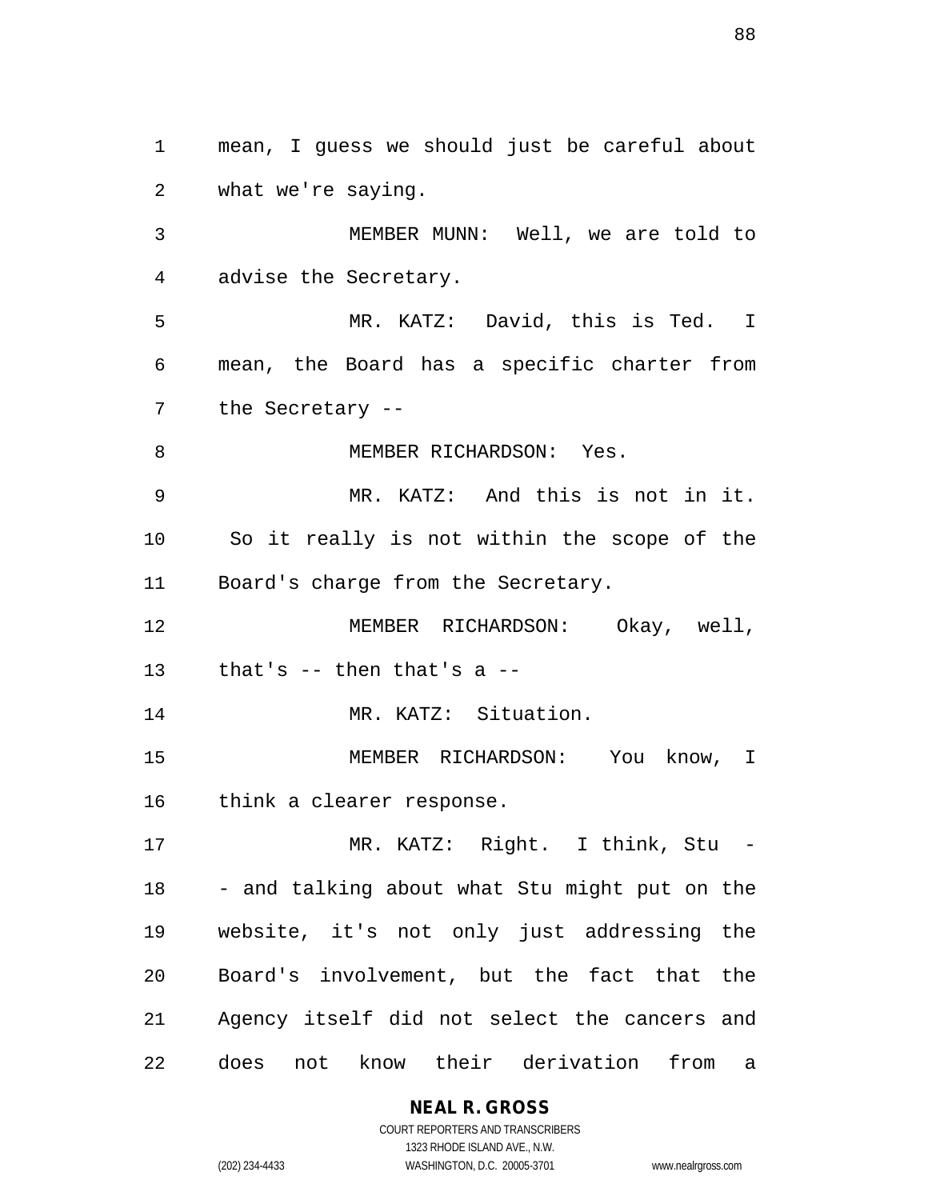mean, I guess we should just be careful about what we're saying.

MEMBER MUNN: Well, we are told to advise the Secretary.

MR. KATZ: David, this is Ted. I mean, the Board has a specific charter from the Secretary --

MEMBER RICHARDSON: Yes.

MR. KATZ: And this is not in it. So it really is not within the scope of the Board's charge from the Secretary.

MEMBER RICHARDSON: Okay, well, that's -- then that's a --

MR. KATZ: Situation.

MEMBER RICHARDSON: You know, I think a clearer response.

MR. KATZ: Right. I think, Stu -- and talking about what Stu might put on the website, it's not only just addressing the Board's involvement, but the fact that the Agency itself did not select the cancers and does not know their derivation from a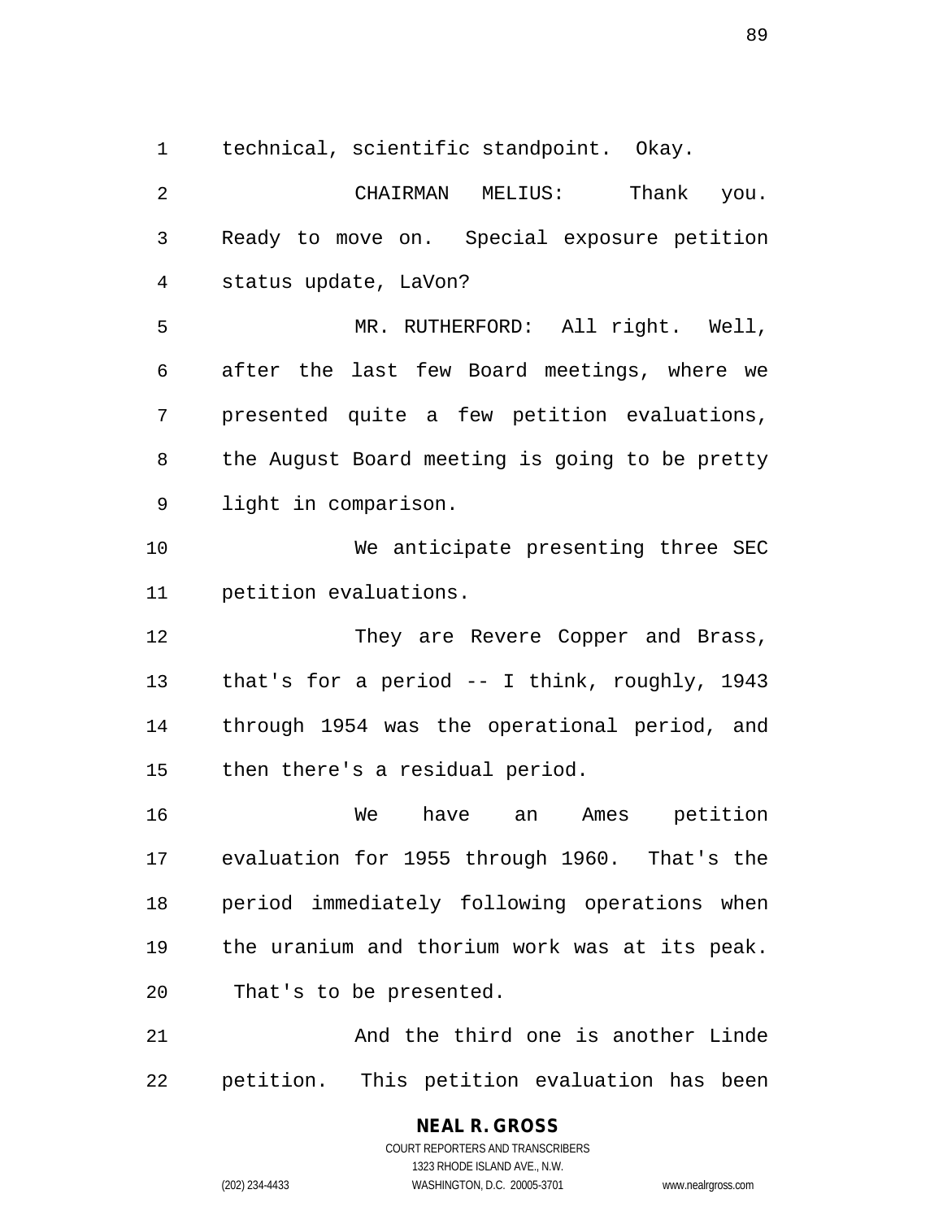technical, scientific standpoint. Okay.

CHAIRMAN MELIUS: Thank you. Ready to move on. Special exposure petition status update, LaVon?

MR. RUTHERFORD: All right. Well, after the last few Board meetings, where we presented quite a few petition evaluations, the August Board meeting is going to be pretty light in comparison.

We anticipate presenting three SEC petition evaluations.

They are Revere Copper and Brass, that's for a period -- I think, roughly, 1943 through 1954 was the operational period, and then there's a residual period.

We have an Ames petition evaluation for 1955 through 1960. That's the period immediately following operations when the uranium and thorium work was at its peak. That's to be presented.

And the third one is another Linde petition. This petition evaluation has been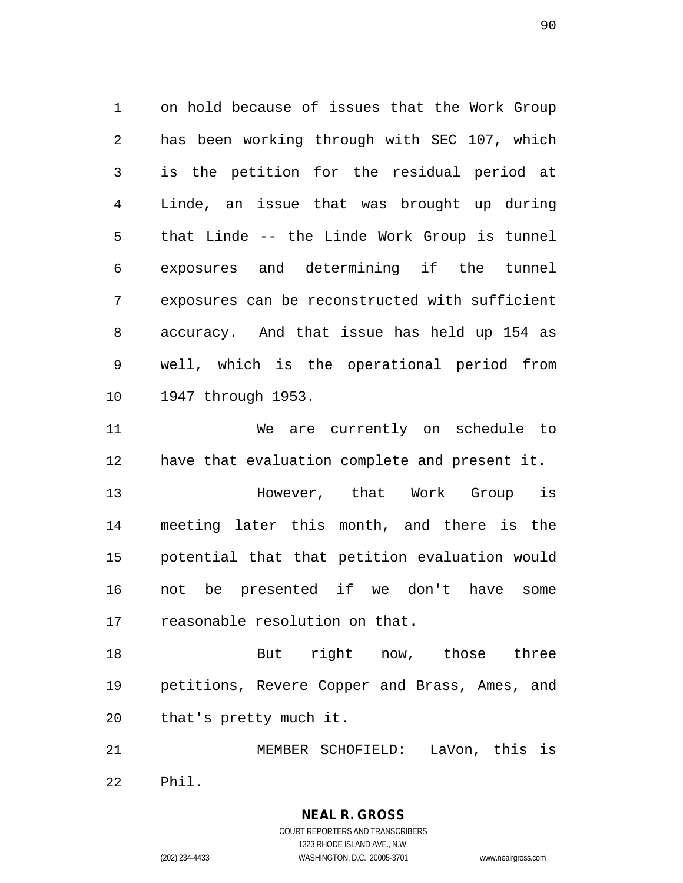on hold because of issues that the Work Group has been working through with SEC 107, which is the petition for the residual period at Linde, an issue that was brought up during that Linde -- the Linde Work Group is tunnel exposures and determining if the tunnel exposures can be reconstructed with sufficient accuracy. And that issue has held up 154 as well, which is the operational period from 1947 through 1953.

We are currently on schedule to have that evaluation complete and present it.

However, that Work Group is meeting later this month, and there is the potential that that petition evaluation would not be presented if we don't have some reasonable resolution on that.

But right now, those three petitions, Revere Copper and Brass, Ames, and that's pretty much it.

MEMBER SCHOFIELD: LaVon, this is Phil.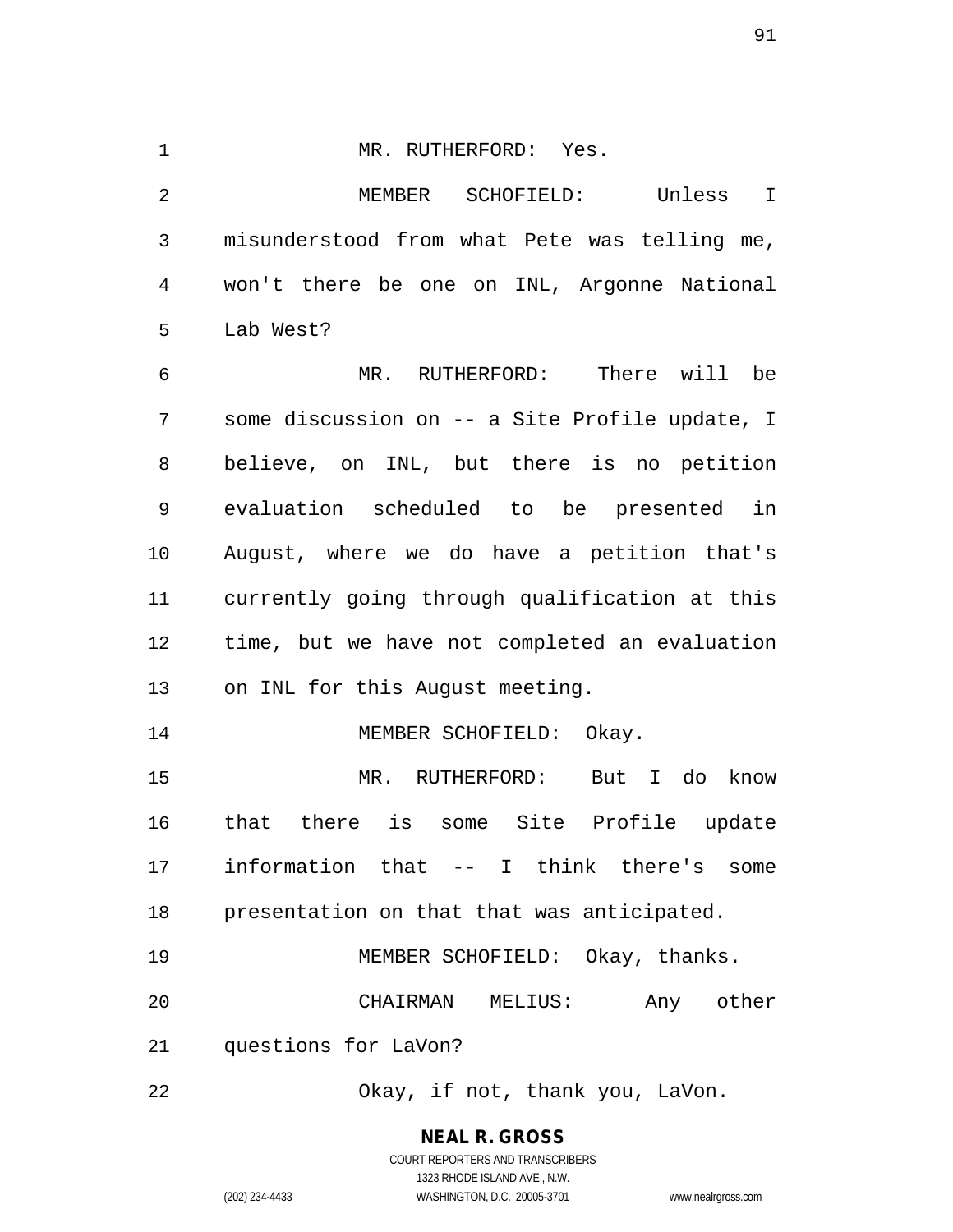MR. RUTHERFORD: Yes.

MEMBER SCHOFIELD: Unless I misunderstood from what Pete was telling me, won't there be one on INL, Argonne National Lab West?

MR. RUTHERFORD: There will be some discussion on -- a Site Profile update, I believe, on INL, but there is no petition evaluation scheduled to be presented in August, where we do have a petition that's currently going through qualification at this time, but we have not completed an evaluation on INL for this August meeting.

MEMBER SCHOFIELD: Okay.

MR. RUTHERFORD: But I do know that there is some Site Profile update information that -- I think there's some presentation on that that was anticipated.

MEMBER SCHOFIELD: Okay, thanks.

CHAIRMAN MELIUS: Any other questions for LaVon?

Okay, if not, thank you, LaVon.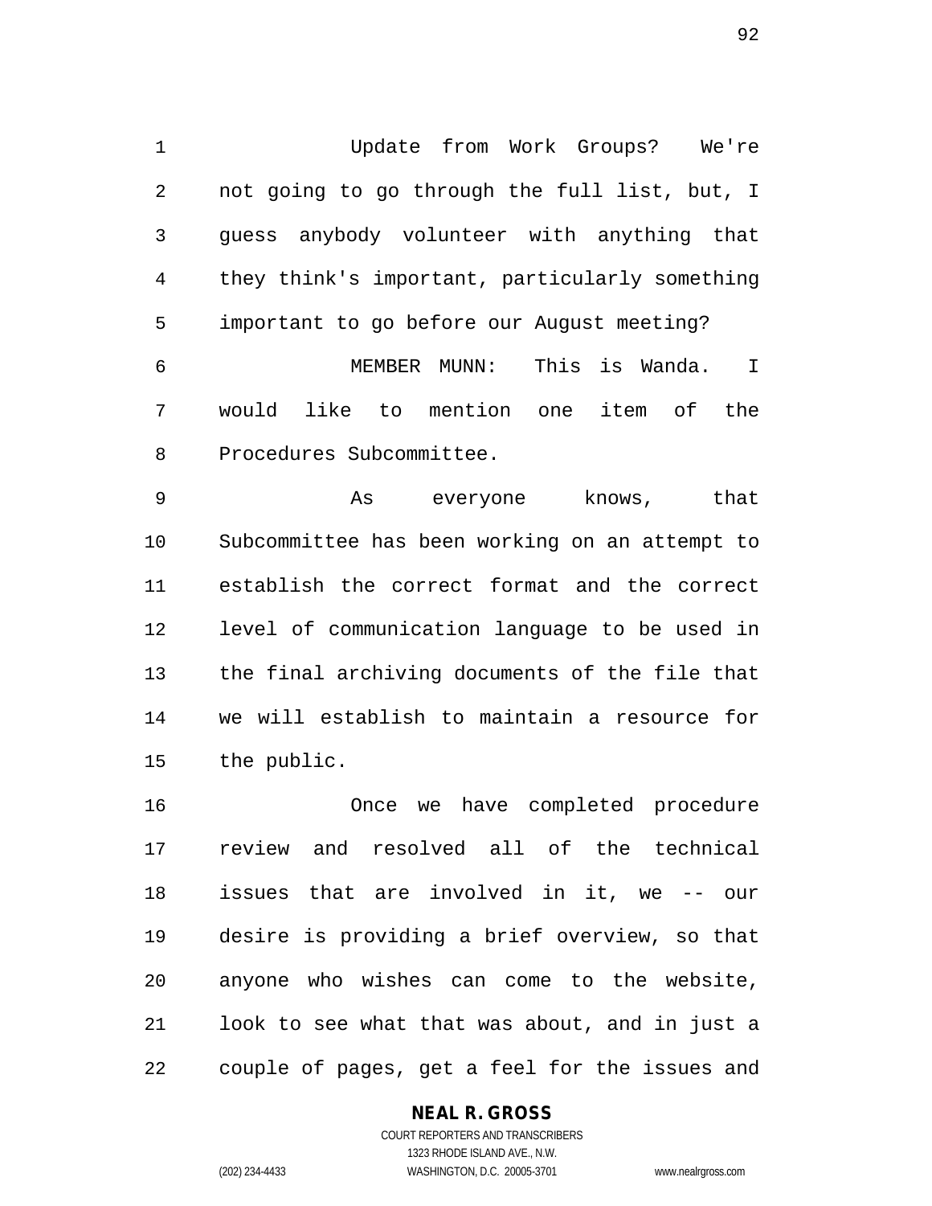Update from Work Groups? We're not going to go through the full list, but, I guess anybody volunteer with anything that they think's important, particularly something important to go before our August meeting?

MEMBER MUNN: This is Wanda. I would like to mention one item of the Procedures Subcommittee.

As everyone knows, that Subcommittee has been working on an attempt to establish the correct format and the correct level of communication language to be used in the final archiving documents of the file that we will establish to maintain a resource for the public.

Once we have completed procedure review and resolved all of the technical issues that are involved in it, we -- our desire is providing a brief overview, so that anyone who wishes can come to the website, look to see what that was about, and in just a couple of pages, get a feel for the issues and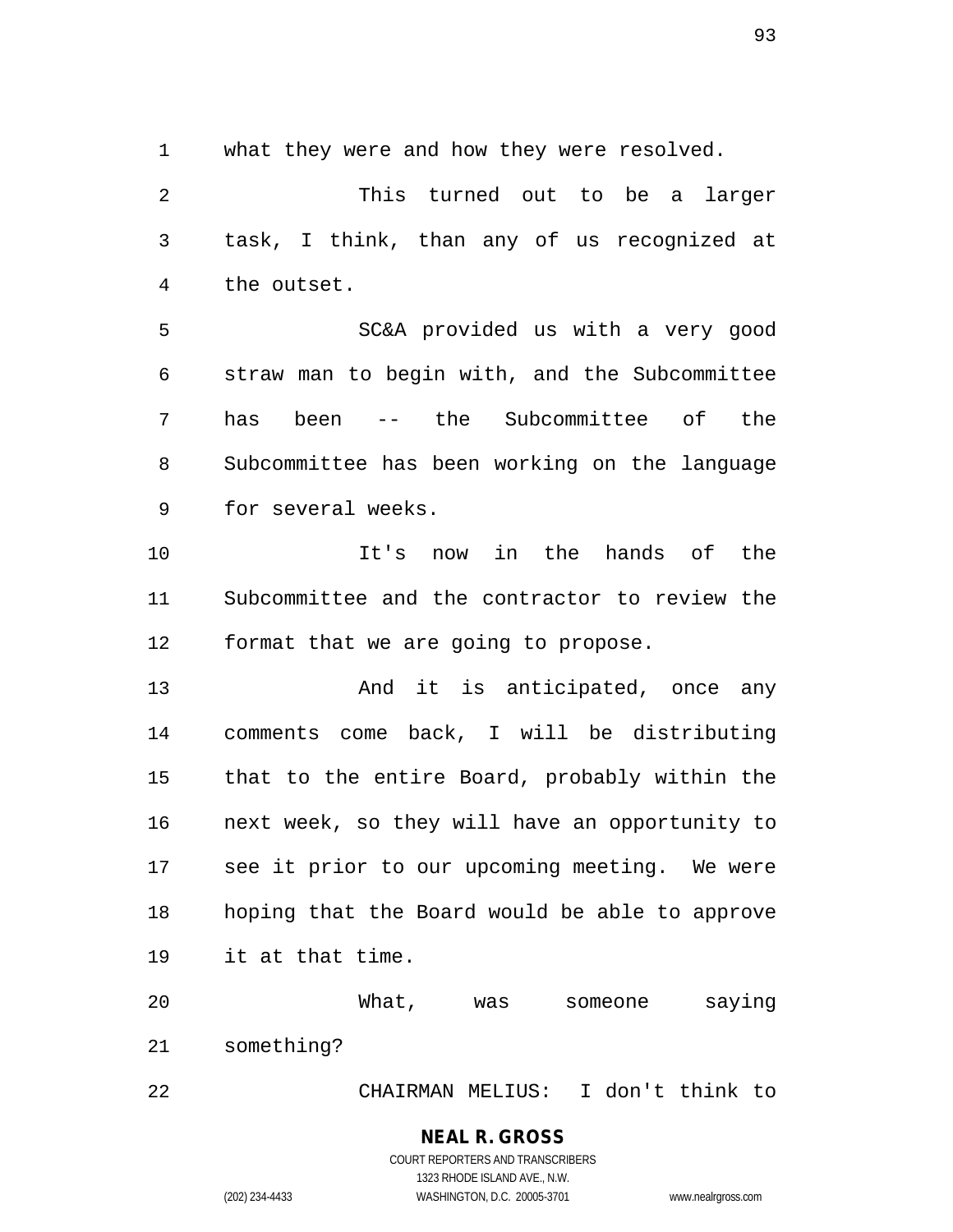what they were and how they were resolved.

This turned out to be a larger task, I think, than any of us recognized at the outset.

SC&A provided us with a very good straw man to begin with, and the Subcommittee has been -- the Subcommittee of the Subcommittee has been working on the language for several weeks.

It's now in the hands of the Subcommittee and the contractor to review the format that we are going to propose.

And it is anticipated, once any comments come back, I will be distributing that to the entire Board, probably within the next week, so they will have an opportunity to see it prior to our upcoming meeting. We were hoping that the Board would be able to approve it at that time.

What, was someone saying something?

CHAIRMAN MELIUS: I don't think to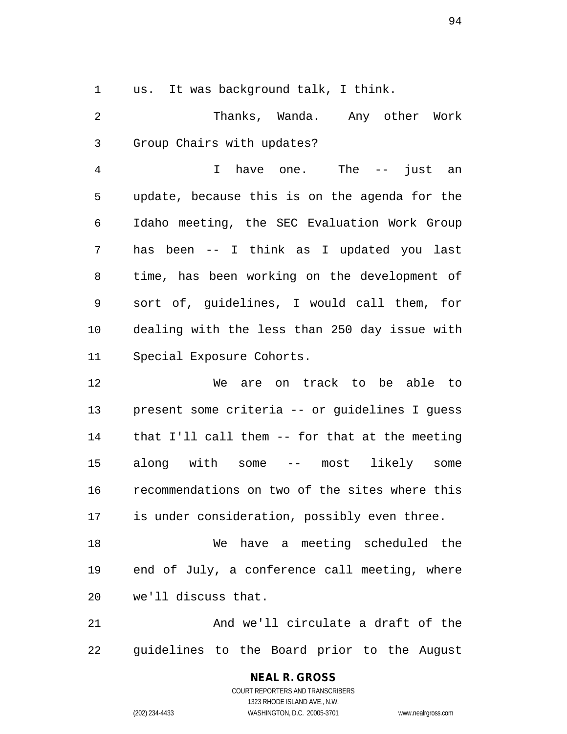us. It was background talk, I think.

Thanks, Wanda. Any other Work Group Chairs with updates?

I have one. The -- just an update, because this is on the agenda for the Idaho meeting, the SEC Evaluation Work Group has been -- I think as I updated you last time, has been working on the development of sort of, guidelines, I would call them, for dealing with the less than 250 day issue with Special Exposure Cohorts.

We are on track to be able to present some criteria -- or guidelines I guess that I'll call them -- for that at the meeting along with some -- most likely some recommendations on two of the sites where this is under consideration, possibly even three.

We have a meeting scheduled the end of July, a conference call meeting, where we'll discuss that.

And we'll circulate a draft of the guidelines to the Board prior to the August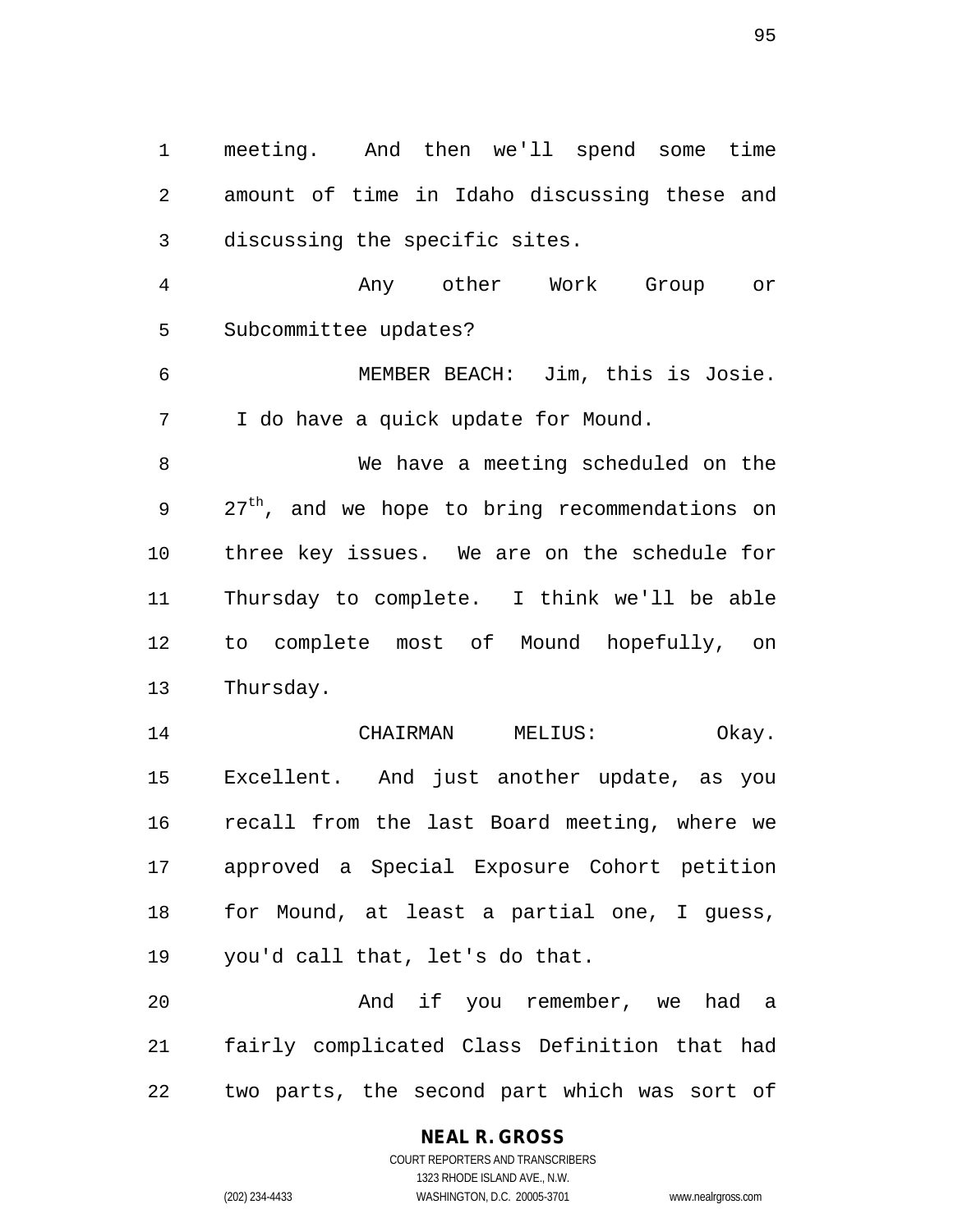meeting. And then we'll spend some time amount of time in Idaho discussing these and discussing the specific sites.

Any other Work Group or Subcommittee updates?

MEMBER BEACH: Jim, this is Josie. I do have a quick update for Mound.

We have a meeting scheduled on the 27th, and we hope to bring recommendations on three key issues. We are on the schedule for Thursday to complete. I think we'll be able to complete most of Mound hopefully, on Thursday.

CHAIRMAN MELIUS: Okay. Excellent. And just another update, as you recall from the last Board meeting, where we approved a Special Exposure Cohort petition for Mound, at least a partial one, I guess, you'd call that, let's do that.

And if you remember, we had a fairly complicated Class Definition that had two parts, the second part which was sort of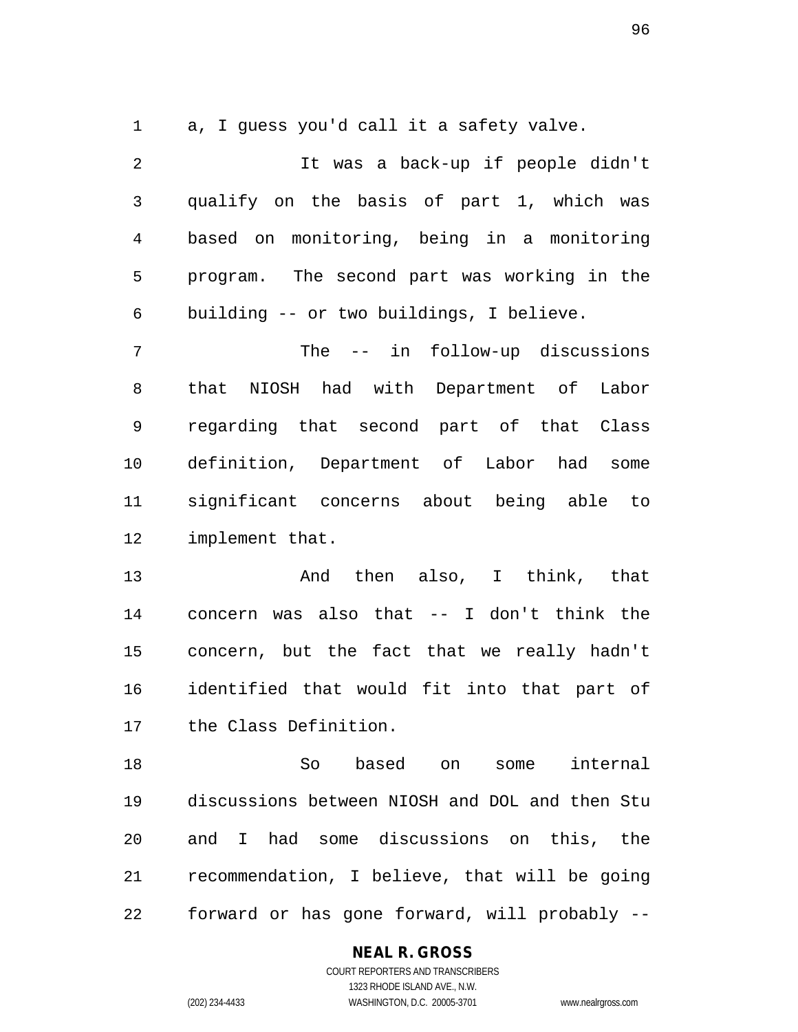a, I guess you'd call it a safety valve.

It was a back-up if people didn't qualify on the basis of part 1, which was based on monitoring, being in a monitoring program. The second part was working in the building -- or two buildings, I believe.

The -- in follow-up discussions that NIOSH had with Department of Labor regarding that second part of that Class definition, Department of Labor had some significant concerns about being able to implement that.

And then also, I think, that concern was also that -- I don't think the concern, but the fact that we really hadn't identified that would fit into that part of the Class Definition.

So based on some internal discussions between NIOSH and DOL and then Stu and I had some discussions on this, the recommendation, I believe, that will be going forward or has gone forward, will probably --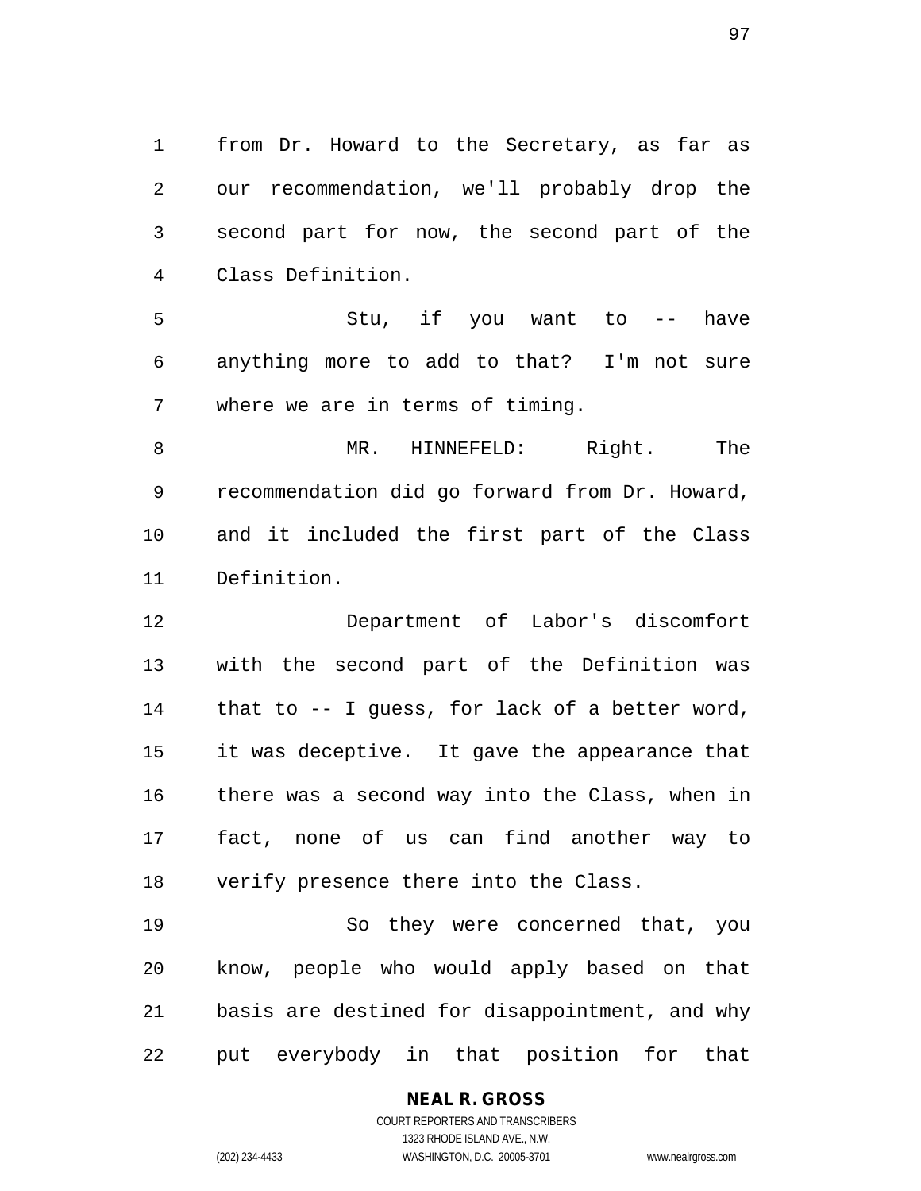from Dr. Howard to the Secretary, as far as our recommendation, we'll probably drop the second part for now, the second part of the Class Definition.

Stu, if you want to -- have anything more to add to that? I'm not sure where we are in terms of timing.

MR. HINNEFELD: Right. The recommendation did go forward from Dr. Howard, and it included the first part of the Class Definition.

Department of Labor's discomfort with the second part of the Definition was that to -- I guess, for lack of a better word, it was deceptive. It gave the appearance that there was a second way into the Class, when in fact, none of us can find another way to verify presence there into the Class.

So they were concerned that, you know, people who would apply based on that basis are destined for disappointment, and why put everybody in that position for that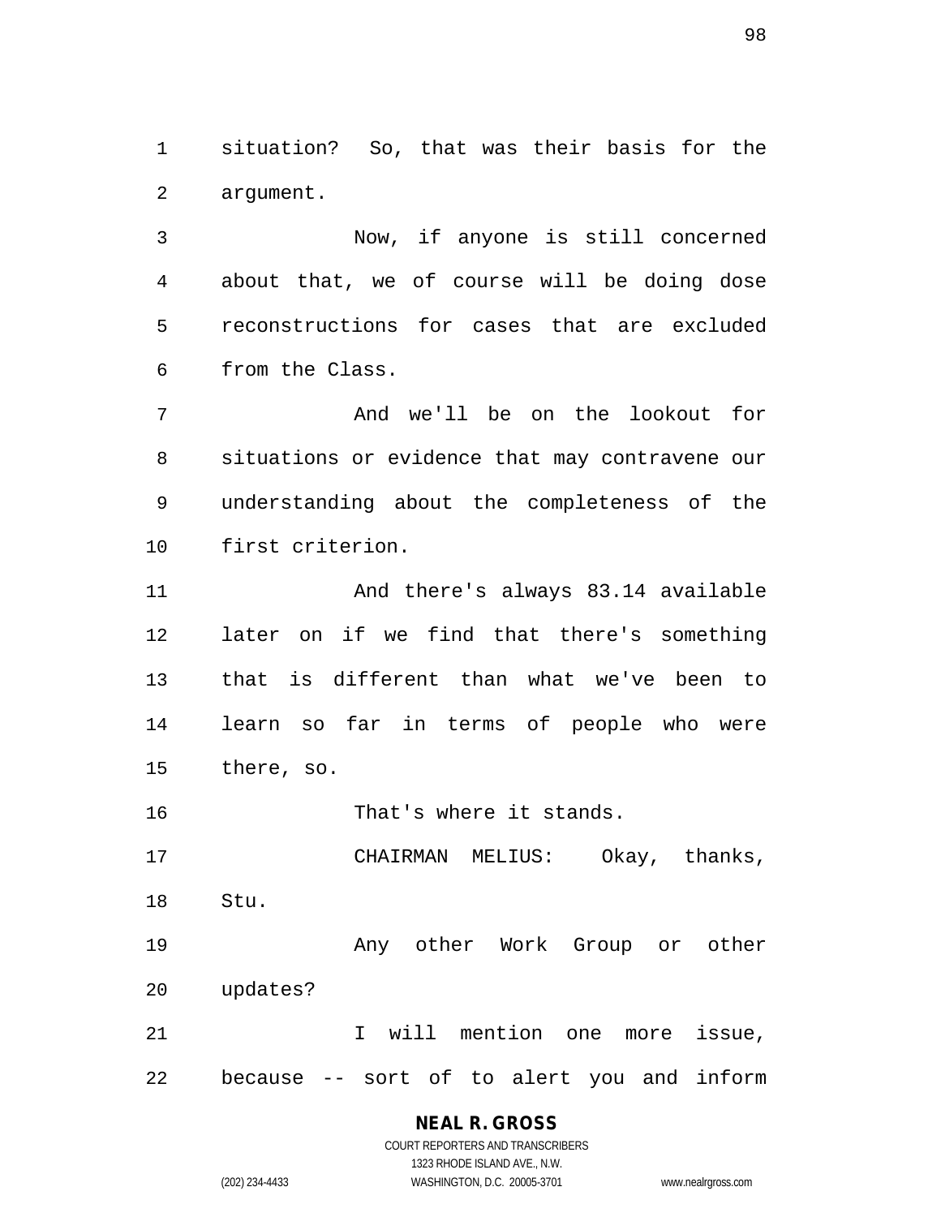situation? So, that was their basis for the argument.

Now, if anyone is still concerned about that, we of course will be doing dose reconstructions for cases that are excluded from the Class.

And we'll be on the lookout for situations or evidence that may contravene our understanding about the completeness of the first criterion.

And there's always 83.14 available later on if we find that there's something that is different than what we've been to learn so far in terms of people who were there, so.

That's where it stands.

CHAIRMAN MELIUS: Okay, thanks, Stu.

Any other Work Group or other updates?

I will mention one more issue, because -- sort of to alert you and inform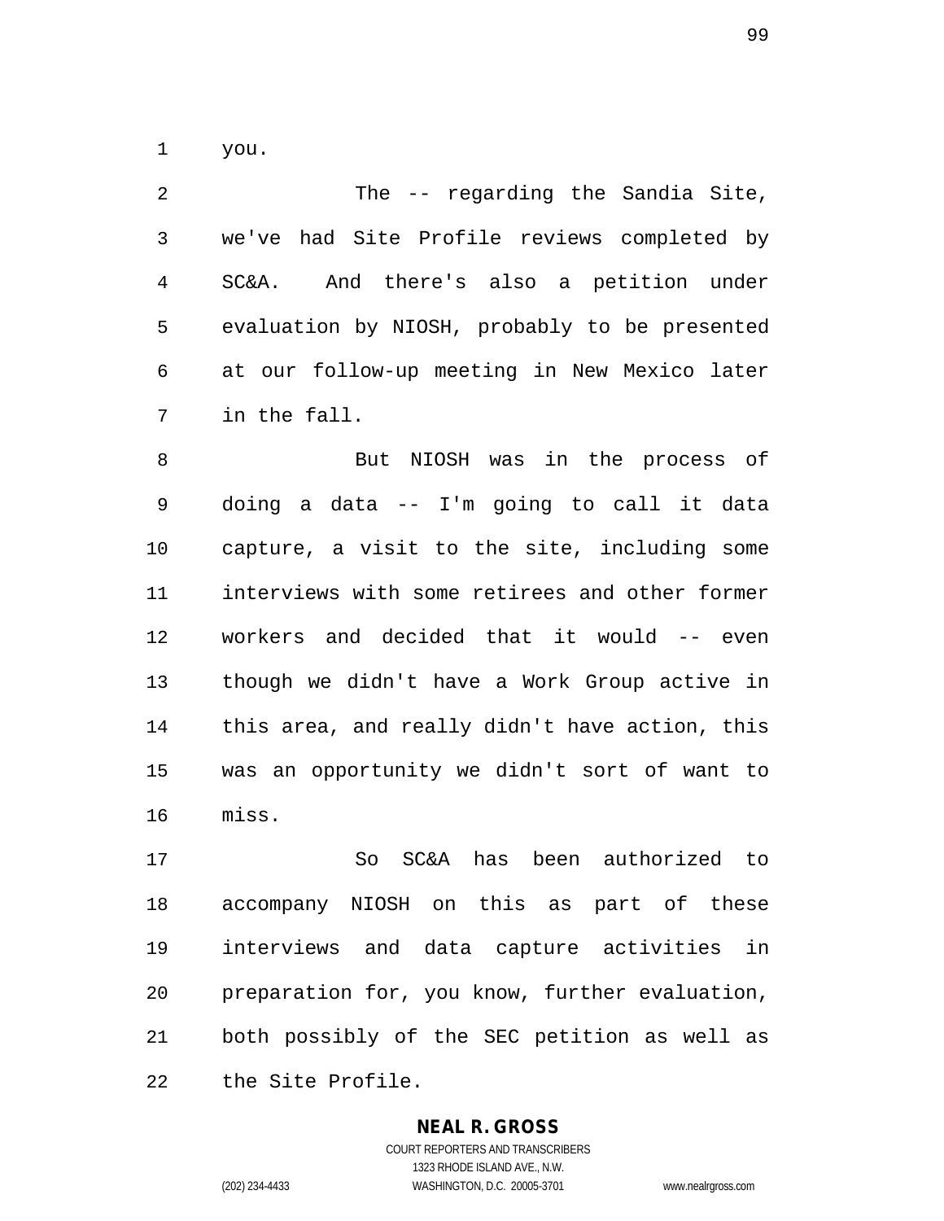you.

The -- regarding the Sandia Site, we've had Site Profile reviews completed by SC&A. And there's also a petition under evaluation by NIOSH, probably to be presented at our follow-up meeting in New Mexico later in the fall.

But NIOSH was in the process of doing a data -- I'm going to call it data capture, a visit to the site, including some interviews with some retirees and other former workers and decided that it would -- even though we didn't have a Work Group active in this area, and really didn't have action, this was an opportunity we didn't sort of want to miss.

So SC&A has been authorized to accompany NIOSH on this as part of these interviews and data capture activities in preparation for, you know, further evaluation, both possibly of the SEC petition as well as the Site Profile.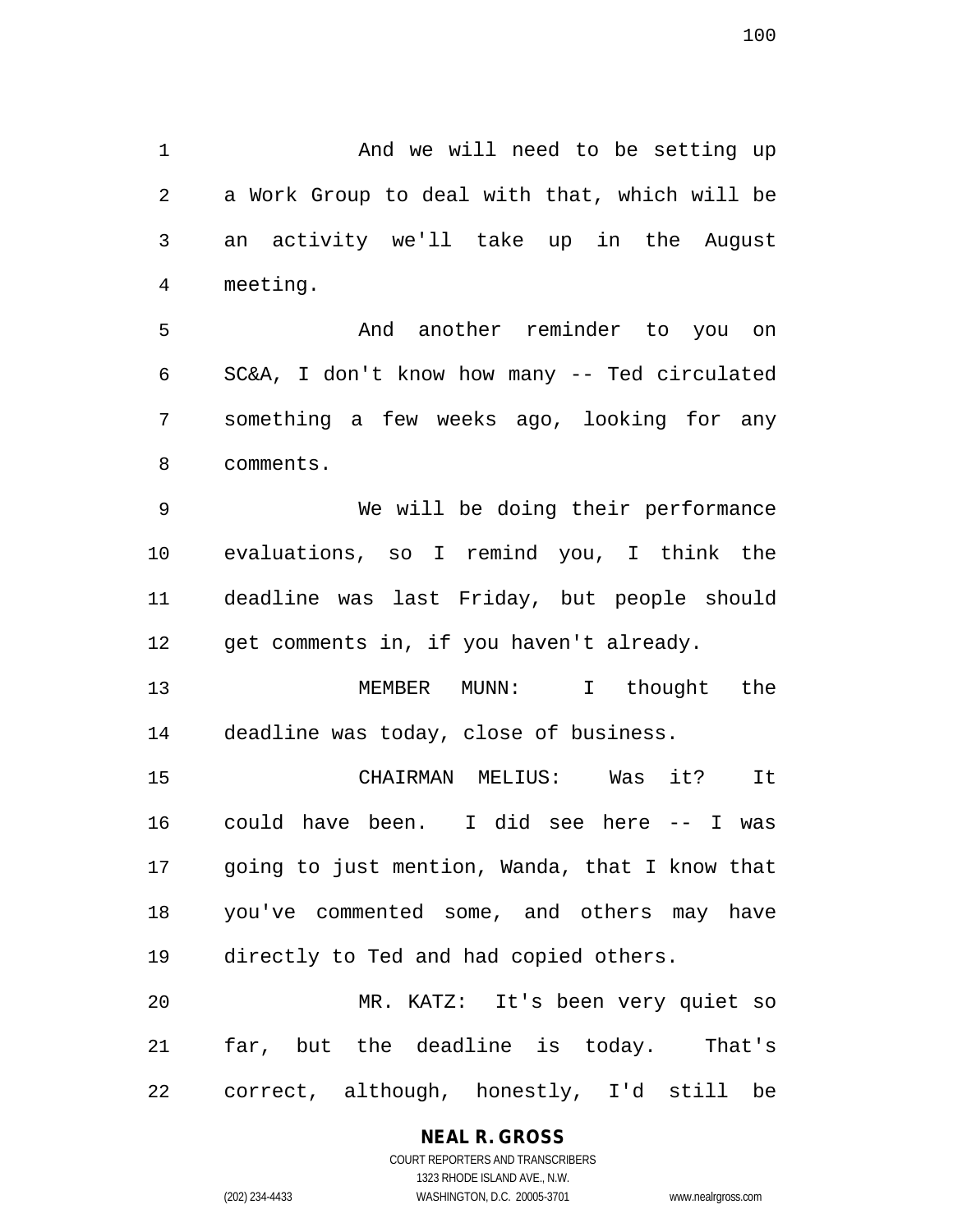And we will need to be setting up a Work Group to deal with that, which will be an activity we'll take up in the August meeting.

And another reminder to you on SC&A, I don't know how many -- Ted circulated something a few weeks ago, looking for any comments.

We will be doing their performance evaluations, so I remind you, I think the deadline was last Friday, but people should get comments in, if you haven't already.

MEMBER MUNN: I thought the deadline was today, close of business.

CHAIRMAN MELIUS: Was it? It could have been. I did see here -- I was going to just mention, Wanda, that I know that you've commented some, and others may have directly to Ted and had copied others.

MR. KATZ: It's been very quiet so far, but the deadline is today. That's correct, although, honestly, I'd still be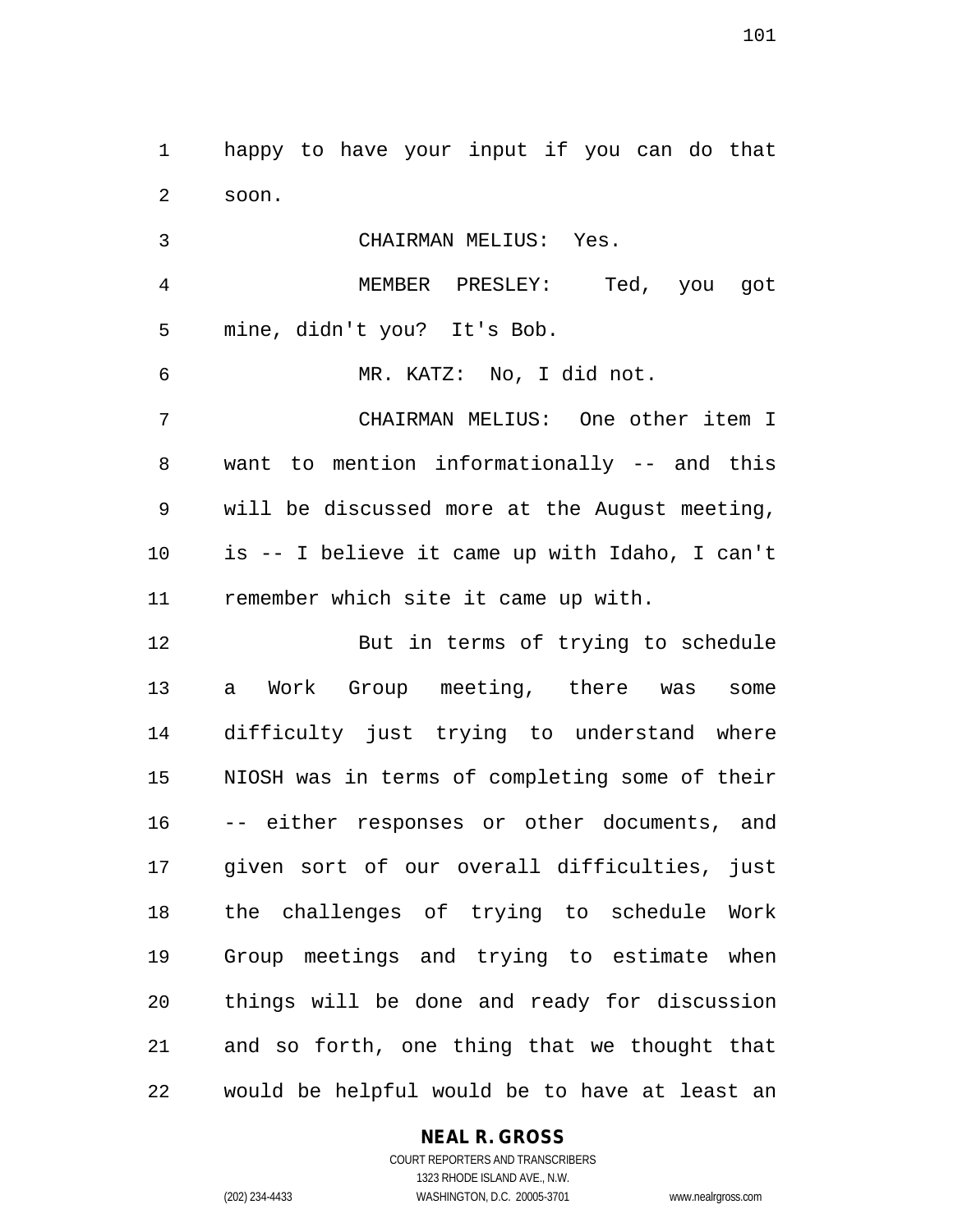happy to have your input if you can do that soon.

CHAIRMAN MELIUS: Yes.

MEMBER PRESLEY: Ted, you got mine, didn't you? It's Bob.

MR. KATZ: No, I did not.

CHAIRMAN MELIUS: One other item I want to mention informationally -- and this will be discussed more at the August meeting, is -- I believe it came up with Idaho, I can't remember which site it came up with.

But in terms of trying to schedule a Work Group meeting, there was some difficulty just trying to understand where NIOSH was in terms of completing some of their -- either responses or other documents, and given sort of our overall difficulties, just the challenges of trying to schedule Work Group meetings and trying to estimate when things will be done and ready for discussion and so forth, one thing that we thought that would be helpful would be to have at least an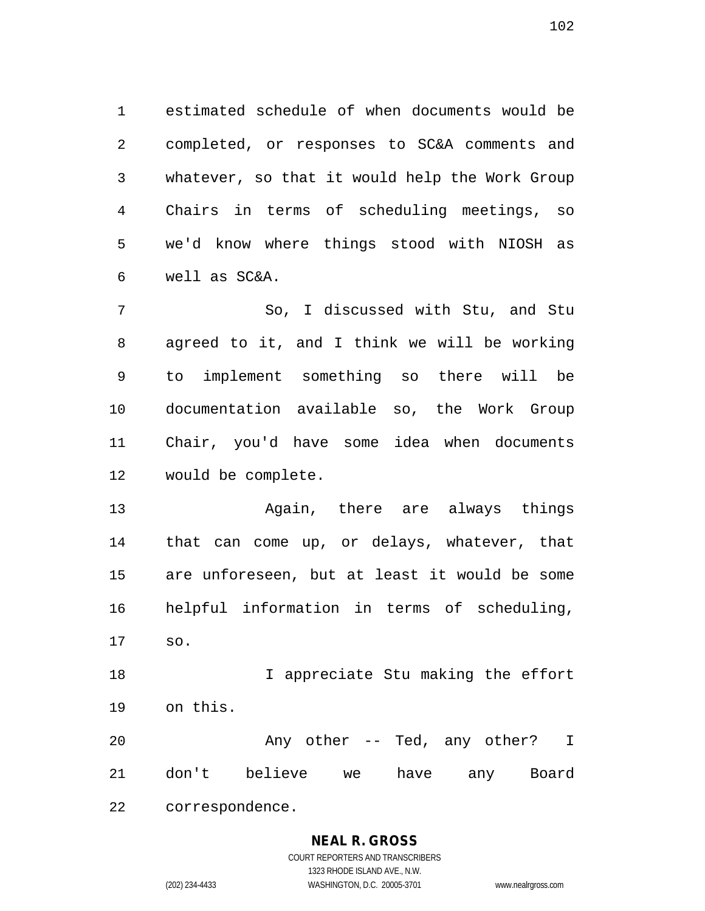estimated schedule of when documents would be completed, or responses to SC&A comments and whatever, so that it would help the Work Group Chairs in terms of scheduling meetings, so we'd know where things stood with NIOSH as well as SC&A.

So, I discussed with Stu, and Stu agreed to it, and I think we will be working to implement something so there will be documentation available so, the Work Group Chair, you'd have some idea when documents would be complete.

Again, there are always things that can come up, or delays, whatever, that are unforeseen, but at least it would be some helpful information in terms of scheduling, so.

I appreciate Stu making the effort on this.

Any other -- Ted, any other? I don't believe we have any Board correspondence.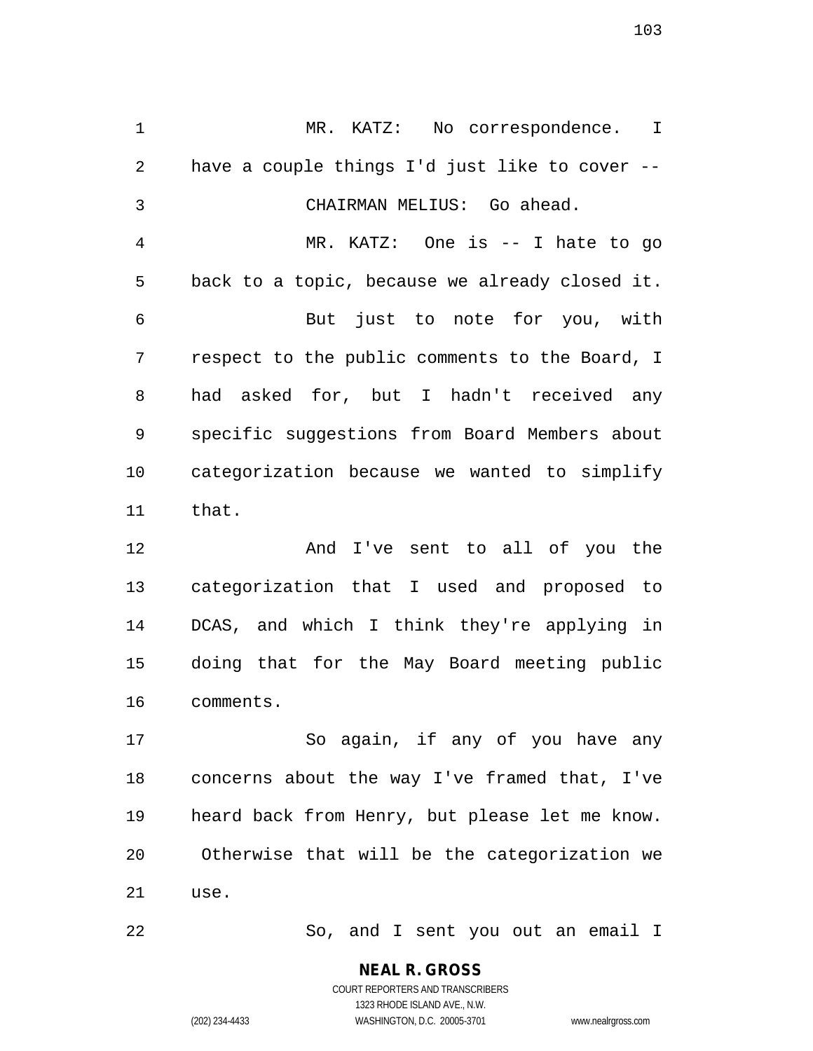MR. KATZ: No correspondence. I have a couple things I'd just like to cover --

CHAIRMAN MELIUS: Go ahead.

MR. KATZ: One is -- I hate to go back to a topic, because we already closed it.

But just to note for you, with respect to the public comments to the Board, I had asked for, but I hadn't received any specific suggestions from Board Members about categorization because we wanted to simplify that.

And I've sent to all of you the categorization that I used and proposed to DCAS, and which I think they're applying in doing that for the May Board meeting public comments.

So again, if any of you have any concerns about the way I've framed that, I've heard back from Henry, but please let me know. Otherwise that will be the categorization we use.

So, and I sent you out an email I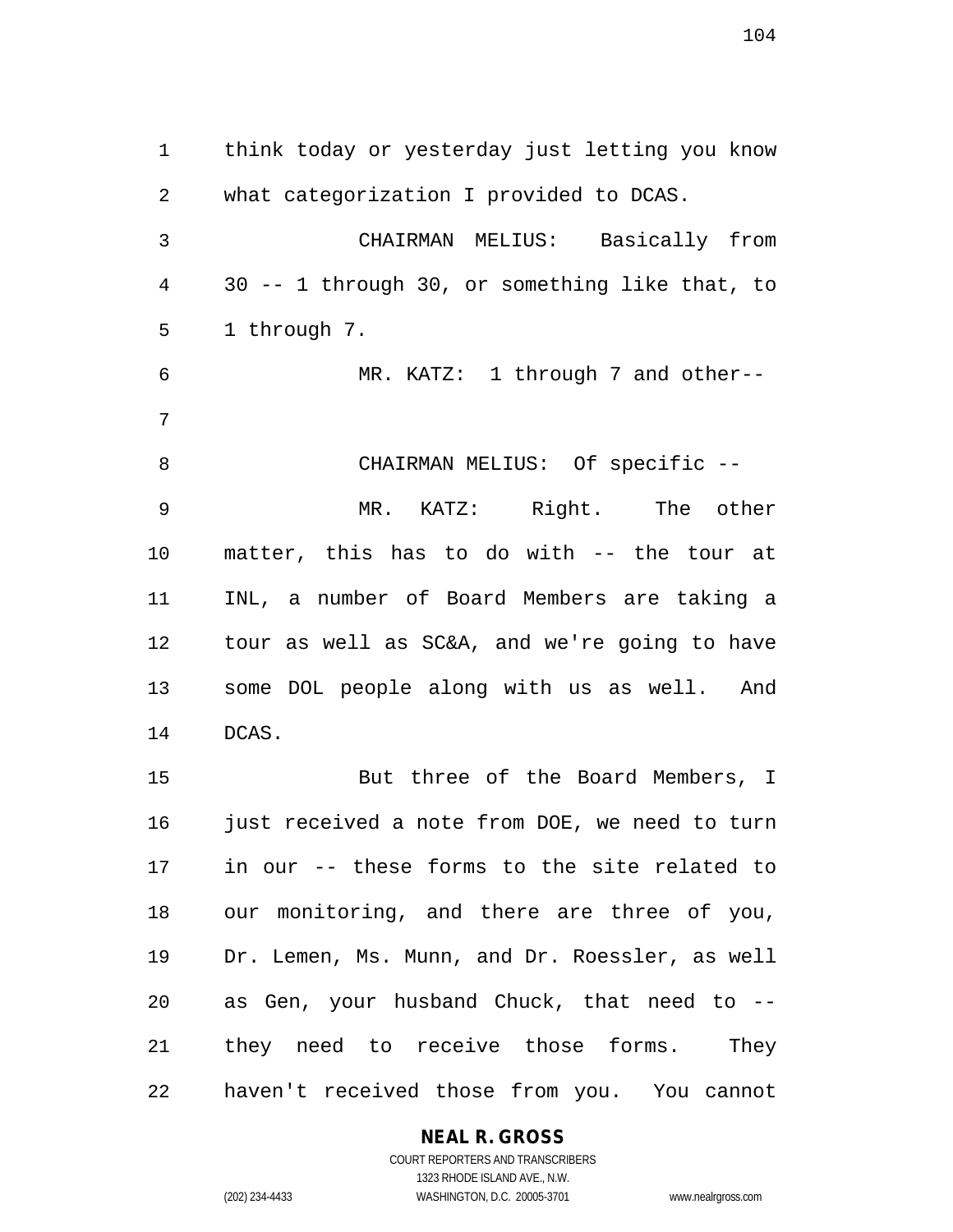think today or yesterday just letting you know what categorization I provided to DCAS.

CHAIRMAN MELIUS: Basically from 30 -- 1 through 30, or something like that, to 1 through 7.

MR. KATZ: 1 through 7 and other--

CHAIRMAN MELIUS: Of specific --

MR. KATZ: Right. The other matter, this has to do with -- the tour at INL, a number of Board Members are taking a tour as well as SC&A, and we're going to have some DOL people along with us as well. And DCAS.

But three of the Board Members, I just received a note from DOE, we need to turn in our -- these forms to the site related to our monitoring, and there are three of you, Dr. Lemen, Ms. Munn, and Dr. Roessler, as well as Gen, your husband Chuck, that need to -- they need to receive those forms. They haven't received those from you. You cannot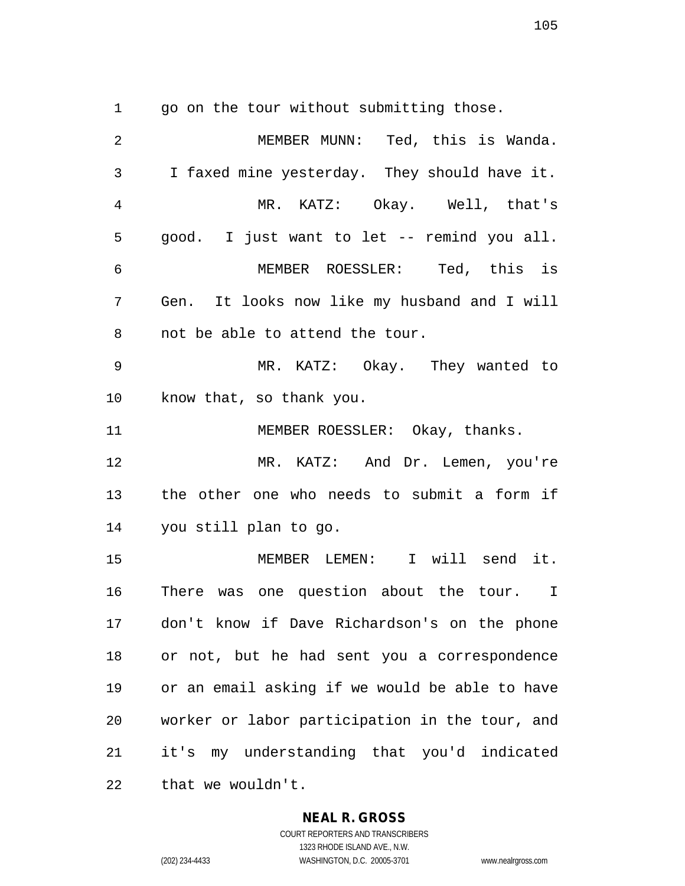go on the tour without submitting those.

MEMBER MUNN: Ted, this is Wanda. I faxed mine yesterday. They should have it.

MR. KATZ: Okay. Well, that's good. I just want to let -- remind you all.

MEMBER ROESSLER: Ted, this is Gen. It looks now like my husband and I will not be able to attend the tour.

MR. KATZ: Okay. They wanted to know that, so thank you.

MEMBER ROESSLER: Okay, thanks.

MR. KATZ: And Dr. Lemen, you're the other one who needs to submit a form if you still plan to go.

MEMBER LEMEN: I will send it. There was one question about the tour. I don't know if Dave Richardson's on the phone or not, but he had sent you a correspondence or an email asking if we would be able to have worker or labor participation in the tour, and it's my understanding that you'd indicated that we wouldn't.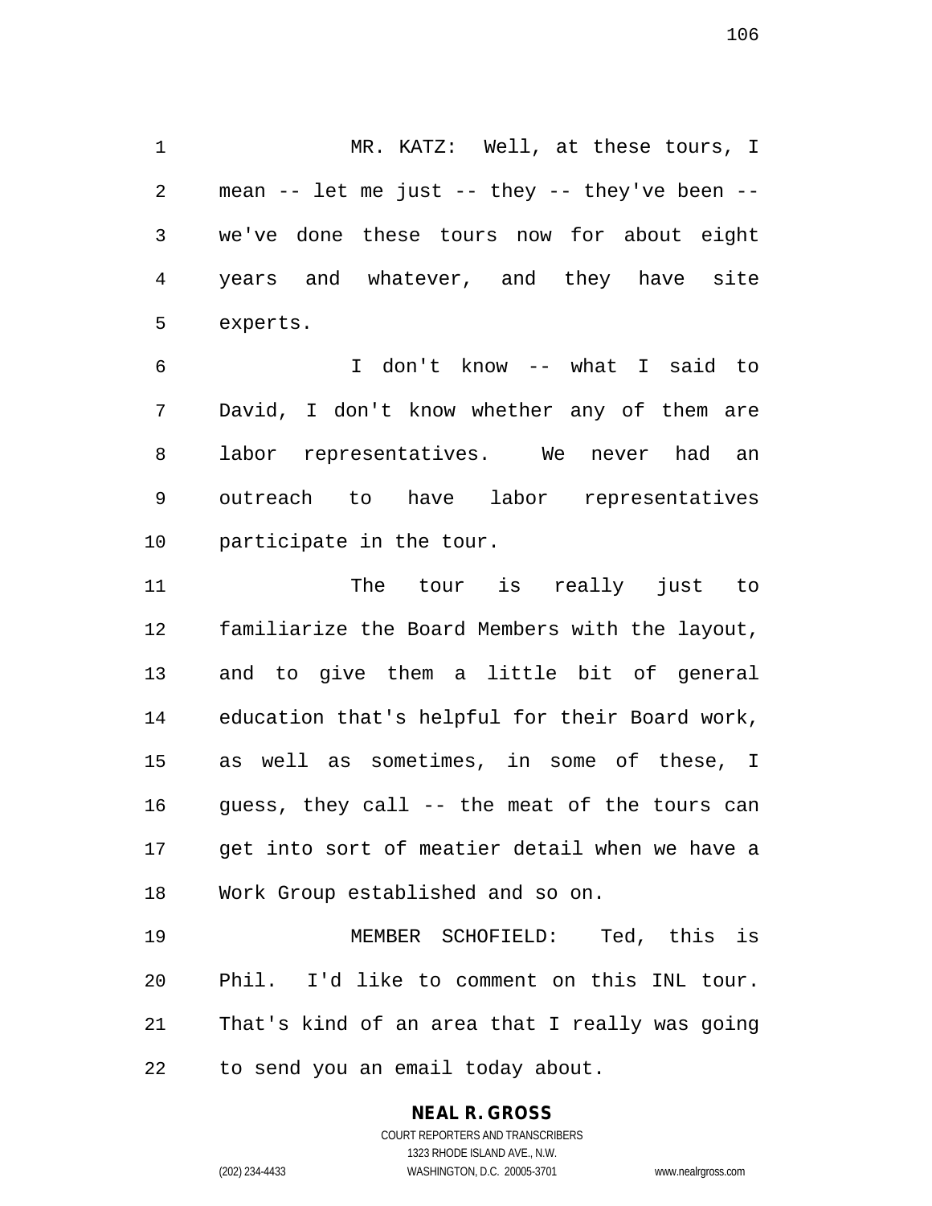MR. KATZ: Well, at these tours, I mean -- let me just -- they -- they've been -- we've done these tours now for about eight years and whatever, and they have site experts.

I don't know -- what I said to David, I don't know whether any of them are labor representatives. We never had an outreach to have labor representatives participate in the tour.

The tour is really just to familiarize the Board Members with the layout, and to give them a little bit of general education that's helpful for their Board work, as well as sometimes, in some of these, I guess, they call -- the meat of the tours can get into sort of meatier detail when we have a Work Group established and so on.

MEMBER SCHOFIELD: Ted, this is Phil. I'd like to comment on this INL tour. That's kind of an area that I really was going to send you an email today about.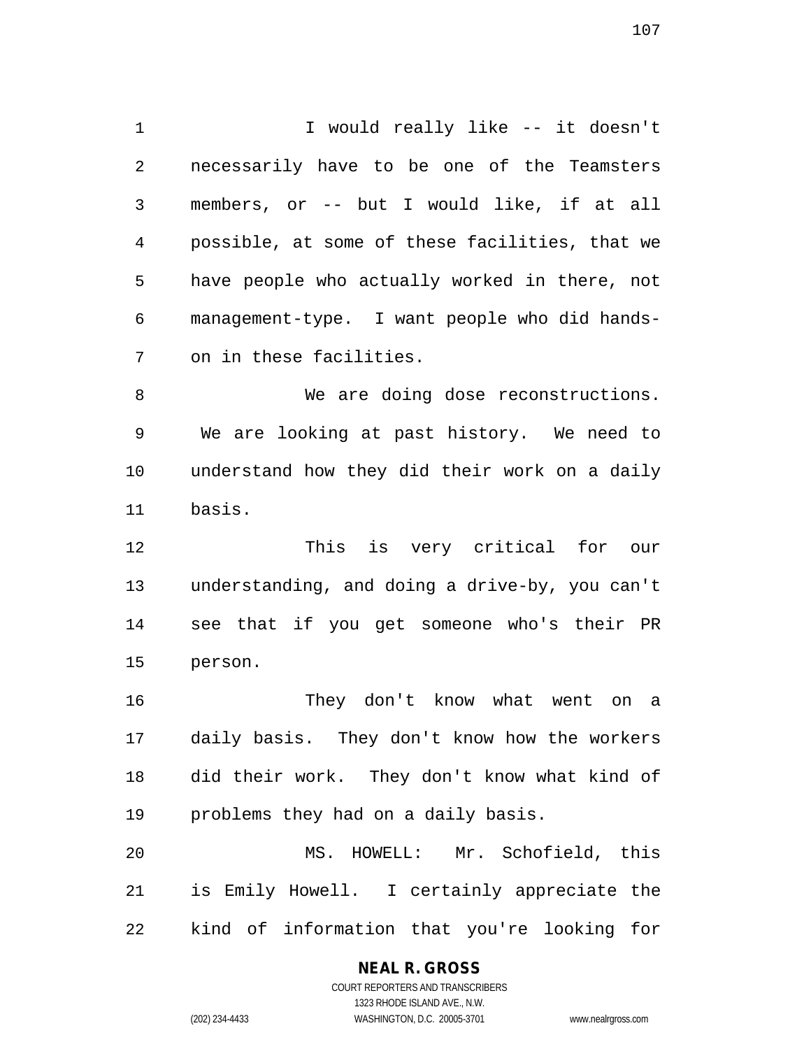I would really like -- it doesn't necessarily have to be one of the Teamsters members, or -- but I would like, if at all possible, at some of these facilities, that we have people who actually worked in there, not management-type. I want people who did hands-on in these facilities.

We are doing dose reconstructions. We are looking at past history. We need to understand how they did their work on a daily basis.

This is very critical for our understanding, and doing a drive-by, you can't see that if you get someone who's their PR person.

They don't know what went on a daily basis. They don't know how the workers did their work. They don't know what kind of problems they had on a daily basis.

MS. HOWELL: Mr. Schofield, this is Emily Howell. I certainly appreciate the kind of information that you're looking for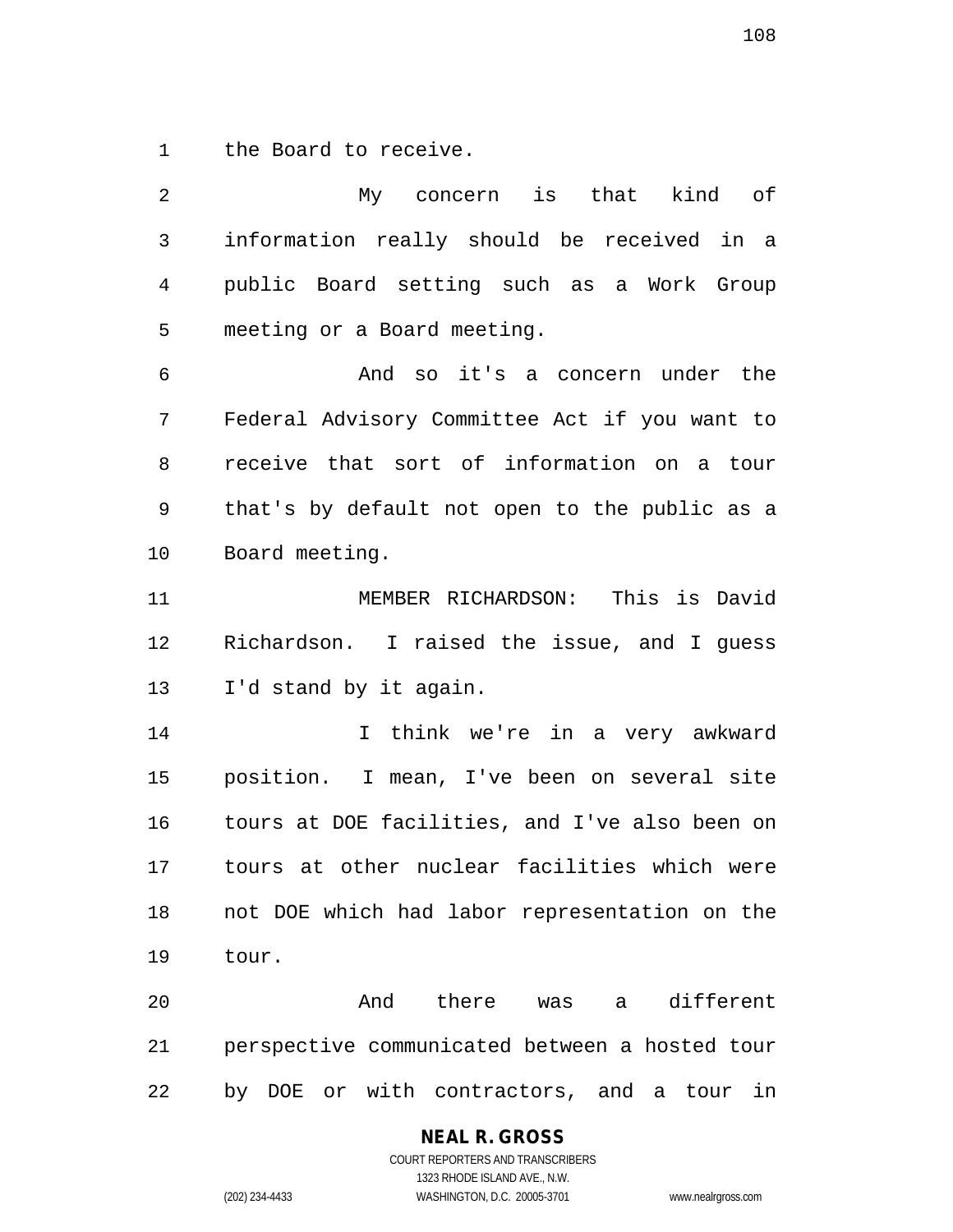the Board to receive.

My concern is that kind of information really should be received in a public Board setting such as a Work Group meeting or a Board meeting.

And so it's a concern under the Federal Advisory Committee Act if you want to receive that sort of information on a tour that's by default not open to the public as a Board meeting.

MEMBER RICHARDSON: This is David Richardson. I raised the issue, and I guess I'd stand by it again.

I think we're in a very awkward position. I mean, I've been on several site tours at DOE facilities, and I've also been on tours at other nuclear facilities which were not DOE which had labor representation on the tour.

And there was a different perspective communicated between a hosted tour by DOE or with contractors, and a tour in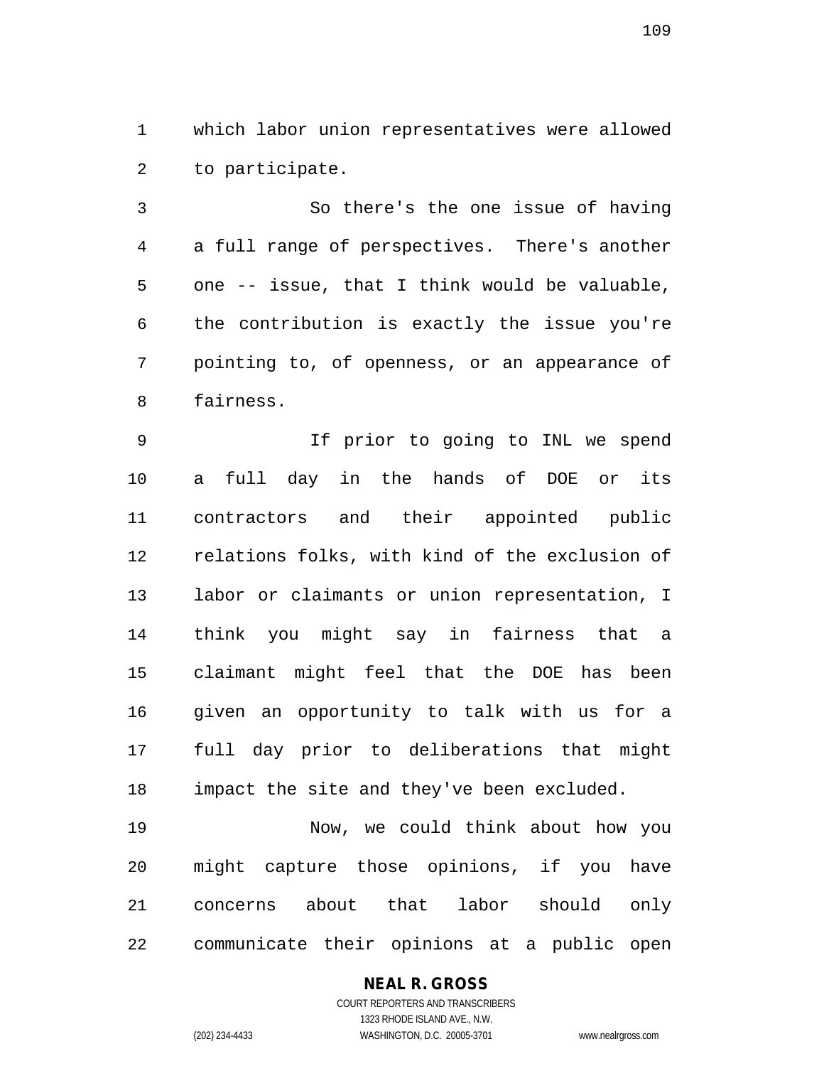which labor union representatives were allowed to participate.

So there's the one issue of having a full range of perspectives. There's another one -- issue, that I think would be valuable, the contribution is exactly the issue you're pointing to, of openness, or an appearance of fairness.

If prior to going to INL we spend a full day in the hands of DOE or its contractors and their appointed public relations folks, with kind of the exclusion of labor or claimants or union representation, I think you might say in fairness that a claimant might feel that the DOE has been given an opportunity to talk with us for a full day prior to deliberations that might impact the site and they've been excluded.

Now, we could think about how you might capture those opinions, if you have concerns about that labor should only communicate their opinions at a public open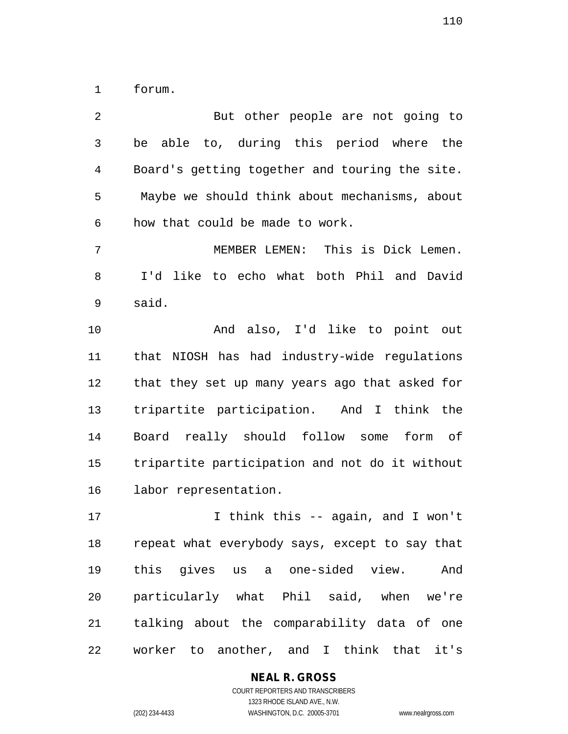forum.

But other people are not going to be able to, during this period where the Board's getting together and touring the site. Maybe we should think about mechanisms, about how that could be made to work.

MEMBER LEMEN: This is Dick Lemen. I'd like to echo what both Phil and David said.

And also, I'd like to point out that NIOSH has had industry-wide regulations that they set up many years ago that asked for tripartite participation. And I think the Board really should follow some form of tripartite participation and not do it without labor representation.

I think this -- again, and I won't repeat what everybody says, except to say that this gives us a one-sided view. And particularly what Phil said, when we're talking about the comparability data of one worker to another, and I think that it's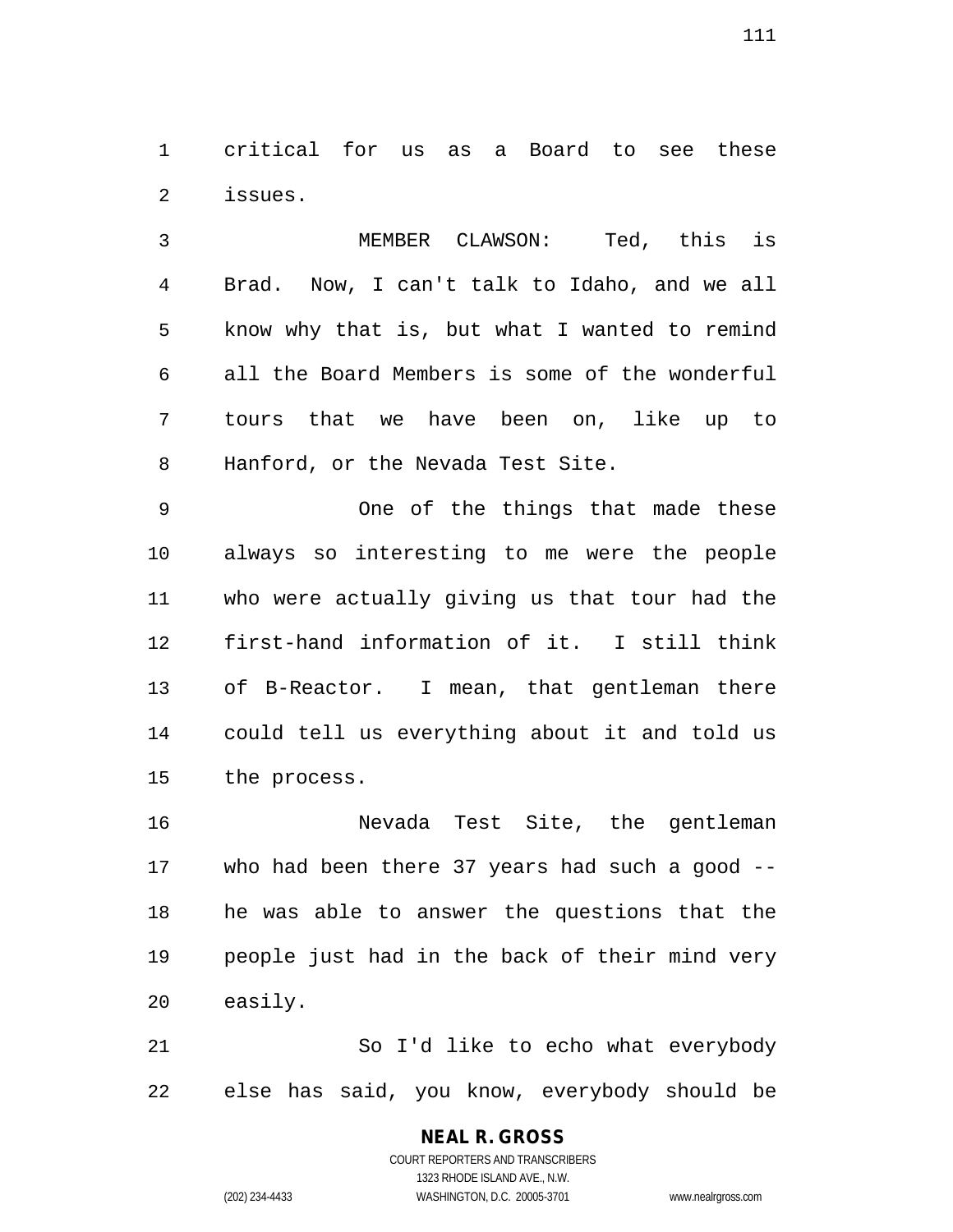critical for us as a Board to see these issues.

MEMBER CLAWSON: Ted, this is Brad. Now, I can't talk to Idaho, and we all know why that is, but what I wanted to remind all the Board Members is some of the wonderful tours that we have been on, like up to Hanford, or the Nevada Test Site.

One of the things that made these always so interesting to me were the people who were actually giving us that tour had the first-hand information of it. I still think of B-Reactor. I mean, that gentleman there could tell us everything about it and told us the process.

Nevada Test Site, the gentleman who had been there 37 years had such a good -- he was able to answer the questions that the people just had in the back of their mind very easily.

So I'd like to echo what everybody else has said, you know, everybody should be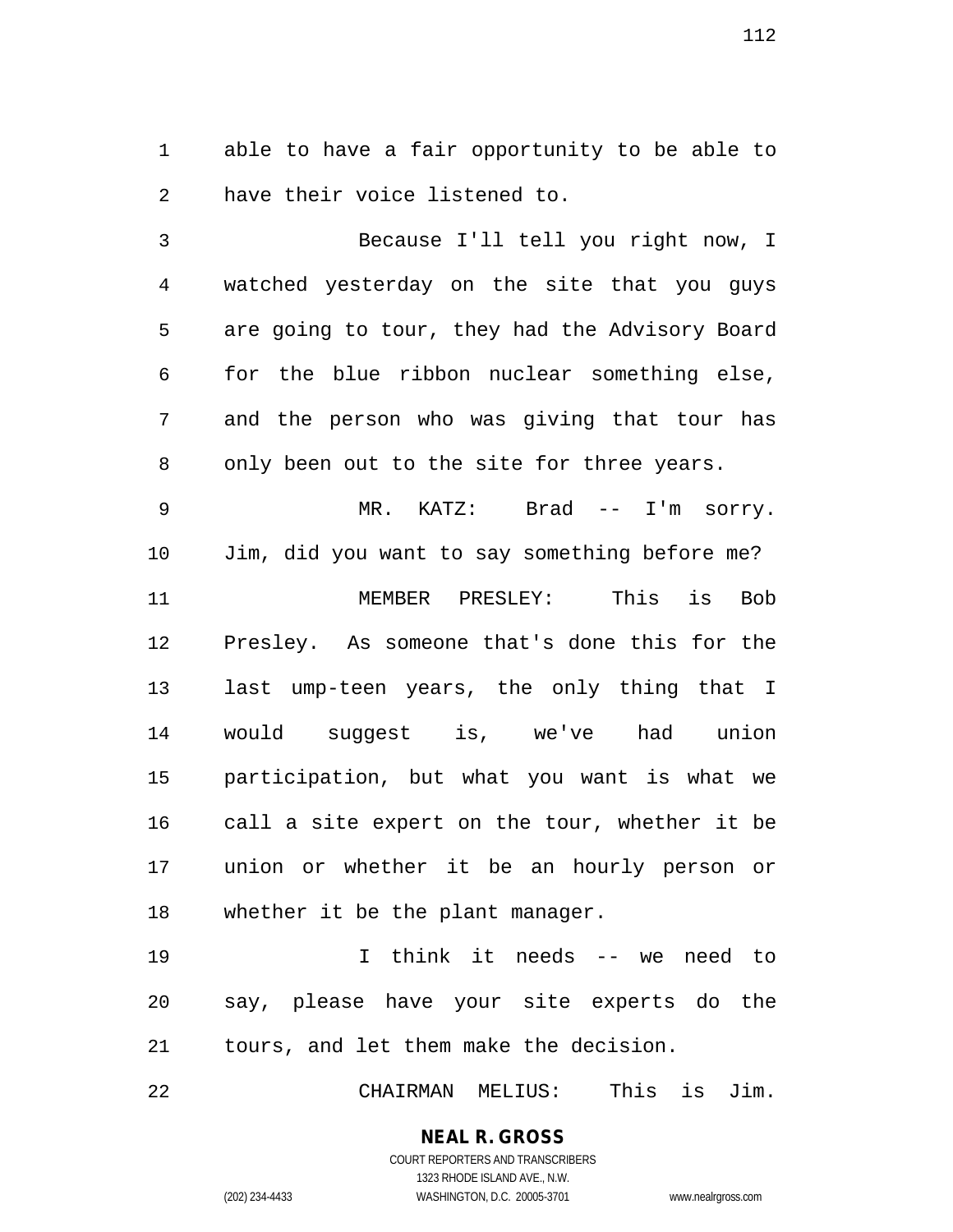able to have a fair opportunity to be able to have their voice listened to.

Because I'll tell you right now, I watched yesterday on the site that you guys are going to tour, they had the Advisory Board for the blue ribbon nuclear something else, and the person who was giving that tour has only been out to the site for three years.

MR. KATZ: Brad -- I'm sorry. Jim, did you want to say something before me?

MEMBER PRESLEY: This is Bob Presley. As someone that's done this for the last ump-teen years, the only thing that I would suggest is, we've had union participation, but what you want is what we call a site expert on the tour, whether it be union or whether it be an hourly person or whether it be the plant manager.

I think it needs -- we need to say, please have your site experts do the tours, and let them make the decision.

CHAIRMAN MELIUS: This is Jim.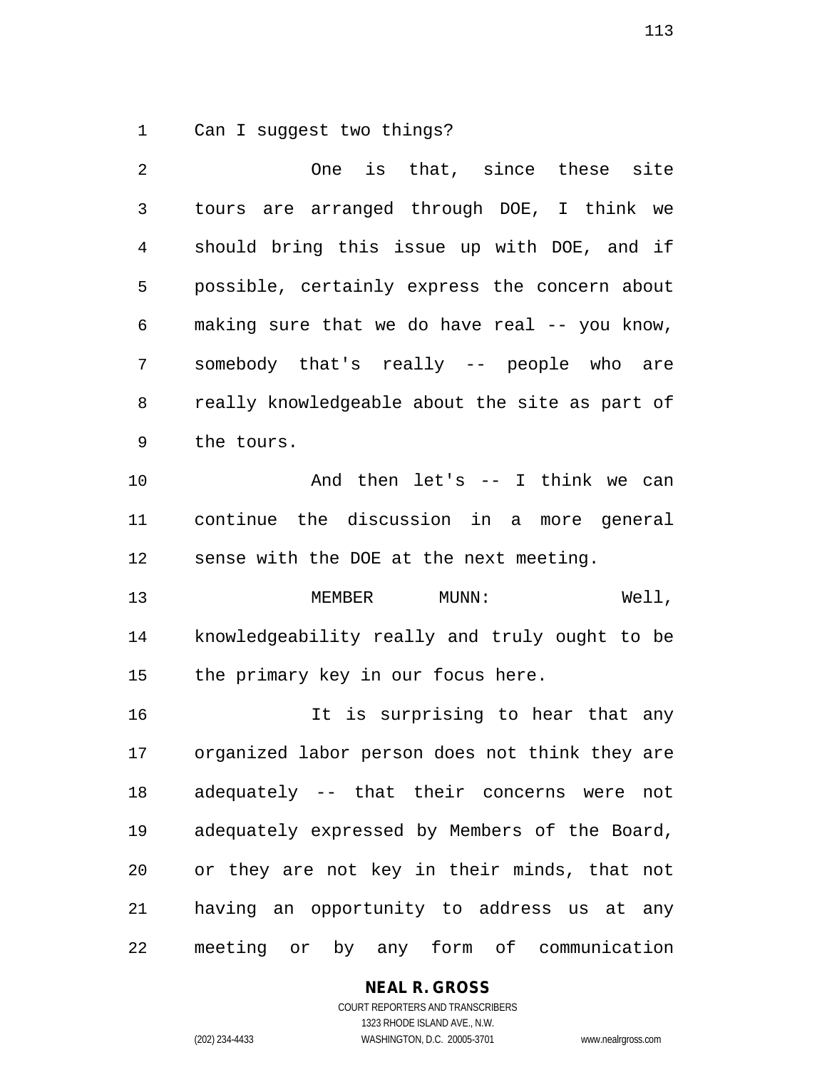Can I suggest two things?

One is that, since these site tours are arranged through DOE, I think we should bring this issue up with DOE, and if possible, certainly express the concern about making sure that we do have real -- you know, somebody that's really -- people who are really knowledgeable about the site as part of the tours.

And then let's -- I think we can continue the discussion in a more general sense with the DOE at the next meeting.

MEMBER MUNN: Well, knowledgeability really and truly ought to be the primary key in our focus here.

It is surprising to hear that any organized labor person does not think they are adequately -- that their concerns were not adequately expressed by Members of the Board, or they are not key in their minds, that not having an opportunity to address us at any meeting or by any form of communication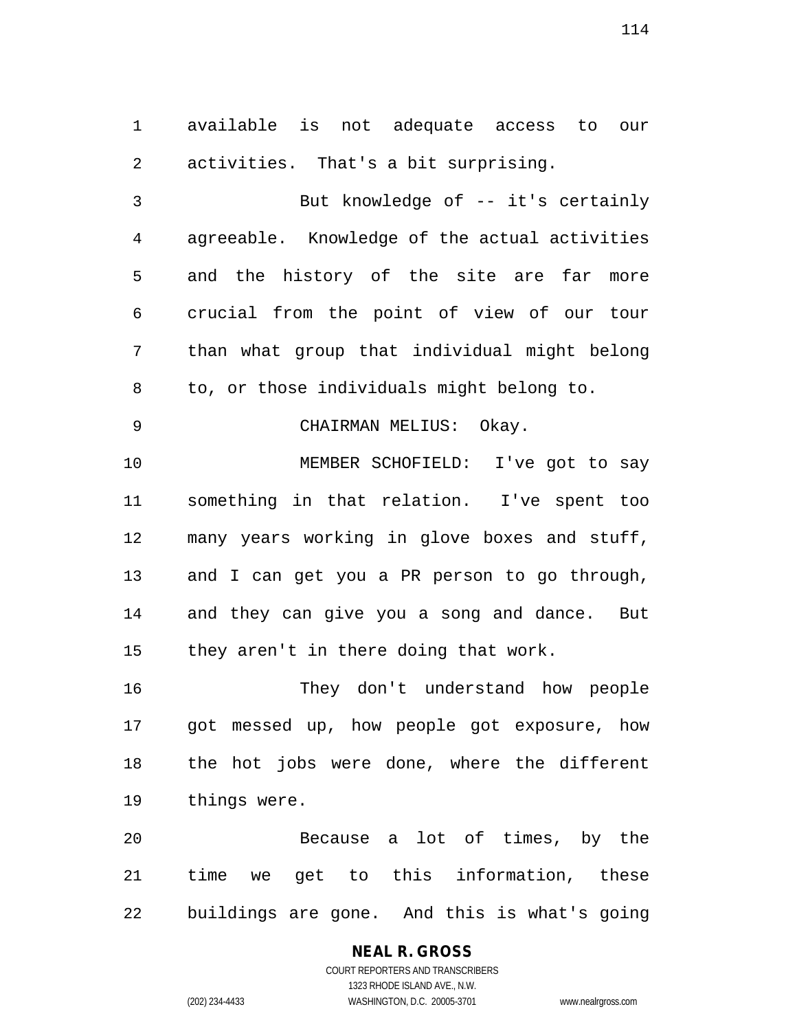available is not adequate access to our activities. That's a bit surprising.

But knowledge of -- it's certainly agreeable. Knowledge of the actual activities and the history of the site are far more crucial from the point of view of our tour than what group that individual might belong to, or those individuals might belong to.

CHAIRMAN MELIUS: Okay.

MEMBER SCHOFIELD: I've got to say something in that relation. I've spent too many years working in glove boxes and stuff, and I can get you a PR person to go through, and they can give you a song and dance. But they aren't in there doing that work.

They don't understand how people got messed up, how people got exposure, how the hot jobs were done, where the different things were.

Because a lot of times, by the time we get to this information, these buildings are gone. And this is what's going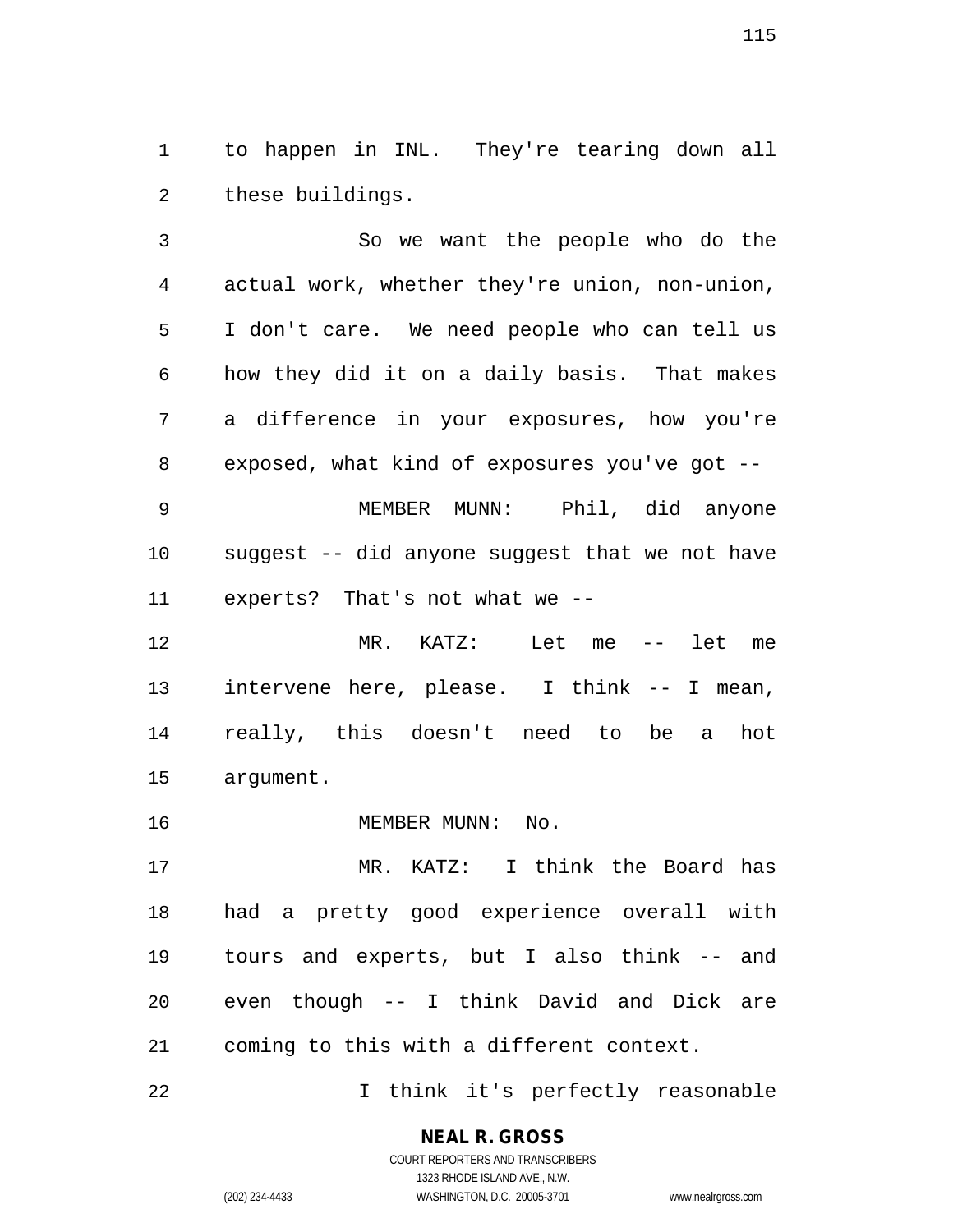to happen in INL. They're tearing down all these buildings.

So we want the people who do the actual work, whether they're union, non-union, I don't care. We need people who can tell us how they did it on a daily basis. That makes a difference in your exposures, how you're exposed, what kind of exposures you've got --

MEMBER MUNN: Phil, did anyone suggest -- did anyone suggest that we not have experts? That's not what we --

MR. KATZ: Let me -- let me intervene here, please. I think -- I mean, really, this doesn't need to be a hot argument.

MEMBER MUNN: No.

MR. KATZ: I think the Board has had a pretty good experience overall with tours and experts, but I also think -- and even though -- I think David and Dick are coming to this with a different context.

I think it's perfectly reasonable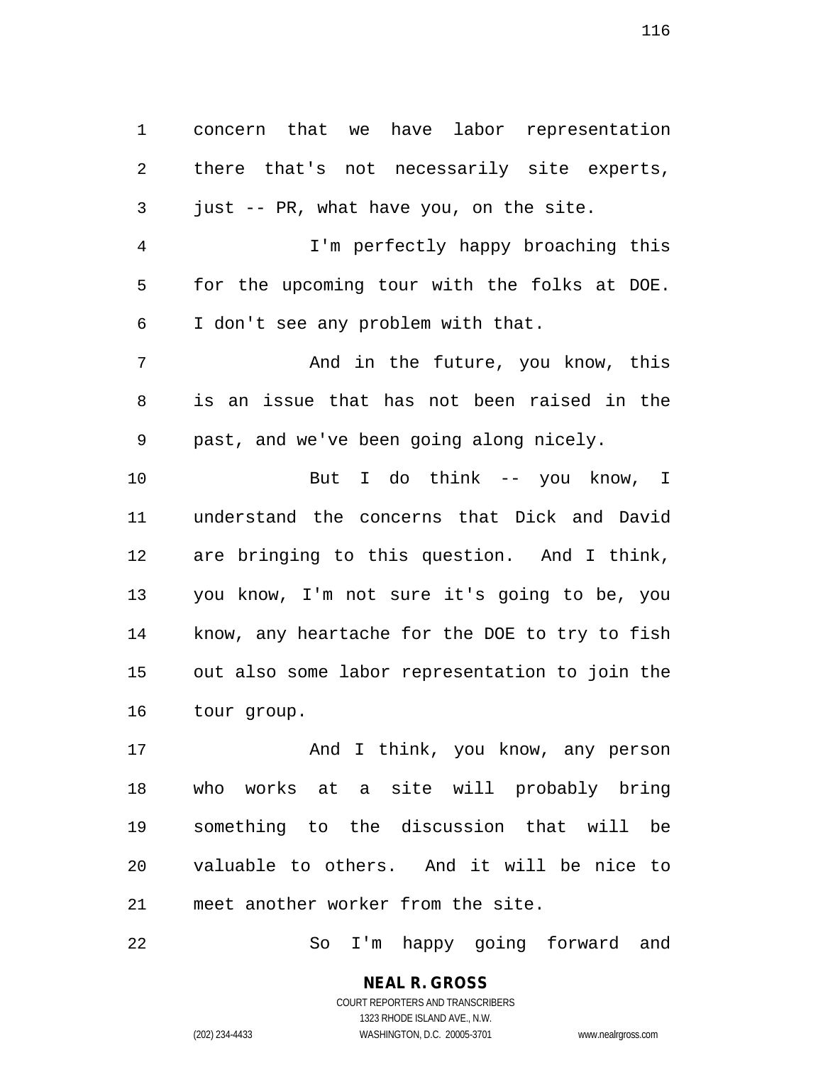concern that we have labor representation there that's not necessarily site experts, just -- PR, what have you, on the site.

I'm perfectly happy broaching this for the upcoming tour with the folks at DOE. I don't see any problem with that.

And in the future, you know, this is an issue that has not been raised in the past, and we've been going along nicely.

But I do think -- you know, I understand the concerns that Dick and David are bringing to this question. And I think, you know, I'm not sure it's going to be, you know, any heartache for the DOE to try to fish out also some labor representation to join the tour group.

And I think, you know, any person who works at a site will probably bring something to the discussion that will be valuable to others. And it will be nice to meet another worker from the site.

So I'm happy going forward and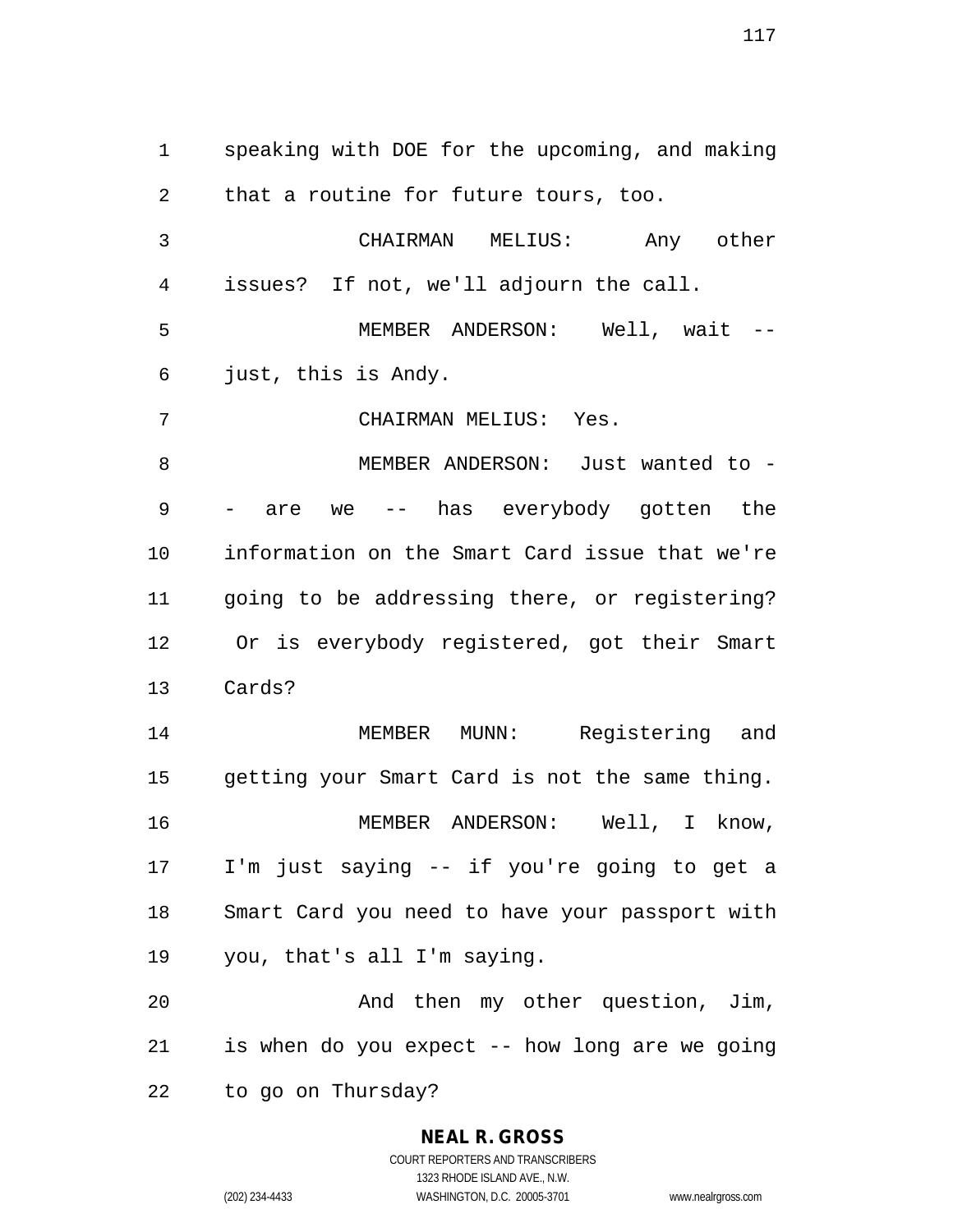speaking with DOE for the upcoming, and making that a routine for future tours, too.

CHAIRMAN MELIUS: Any other issues? If not, we'll adjourn the call.

MEMBER ANDERSON: Well, wait -- just, this is Andy.

CHAIRMAN MELIUS: Yes.

MEMBER ANDERSON: Just wanted to -- are we -- has everybody gotten the information on the Smart Card issue that we're going to be addressing there, or registering? Or is everybody registered, got their Smart Cards?

MEMBER MUNN: Registering and getting your Smart Card is not the same thing.

MEMBER ANDERSON: Well, I know, I'm just saying -- if you're going to get a Smart Card you need to have your passport with you, that's all I'm saying.

And then my other question, Jim, is when do you expect -- how long are we going to go on Thursday?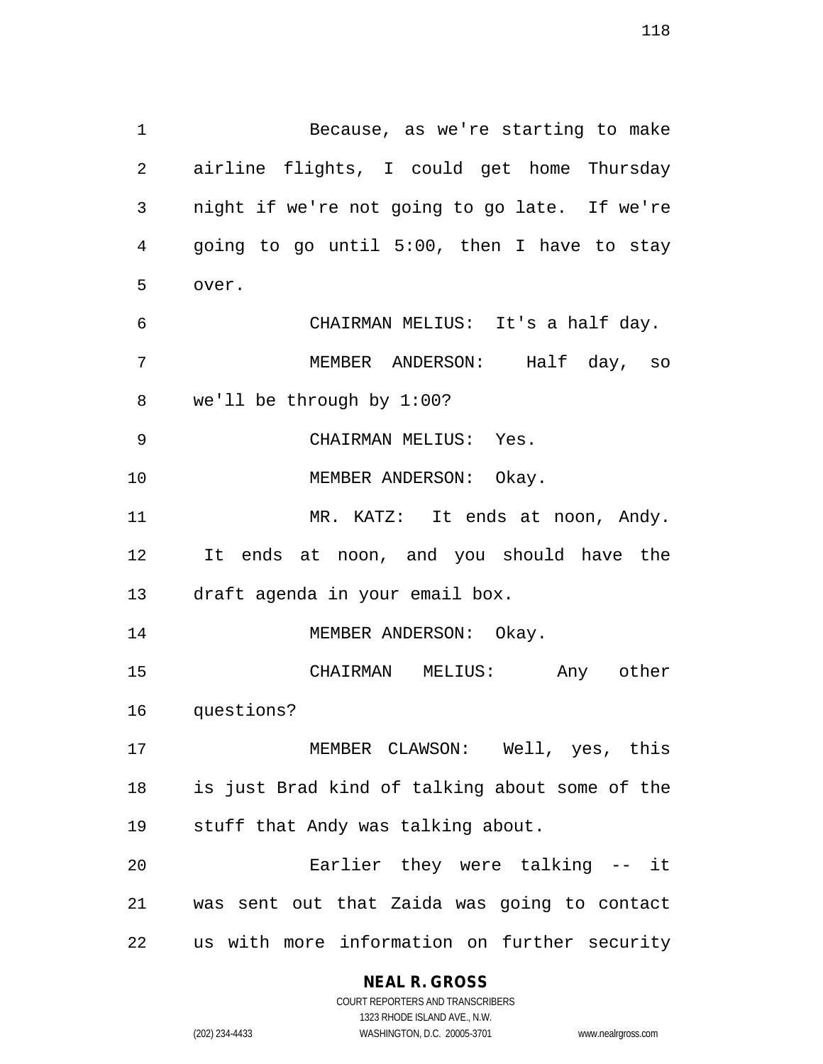Because, as we're starting to make airline flights, I could get home Thursday night if we're not going to go late. If we're going to go until 5:00, then I have to stay over.

CHAIRMAN MELIUS: It's a half day.

MEMBER ANDERSON: Half day, so we'll be through by 1:00?

CHAIRMAN MELIUS: Yes.

MEMBER ANDERSON: Okay.

MR. KATZ: It ends at noon, Andy. It ends at noon, and you should have the draft agenda in your email box.

MEMBER ANDERSON: Okay.

CHAIRMAN MELIUS: Any other questions?

MEMBER CLAWSON: Well, yes, this is just Brad kind of talking about some of the stuff that Andy was talking about.

Earlier they were talking -- it was sent out that Zaida was going to contact us with more information on further security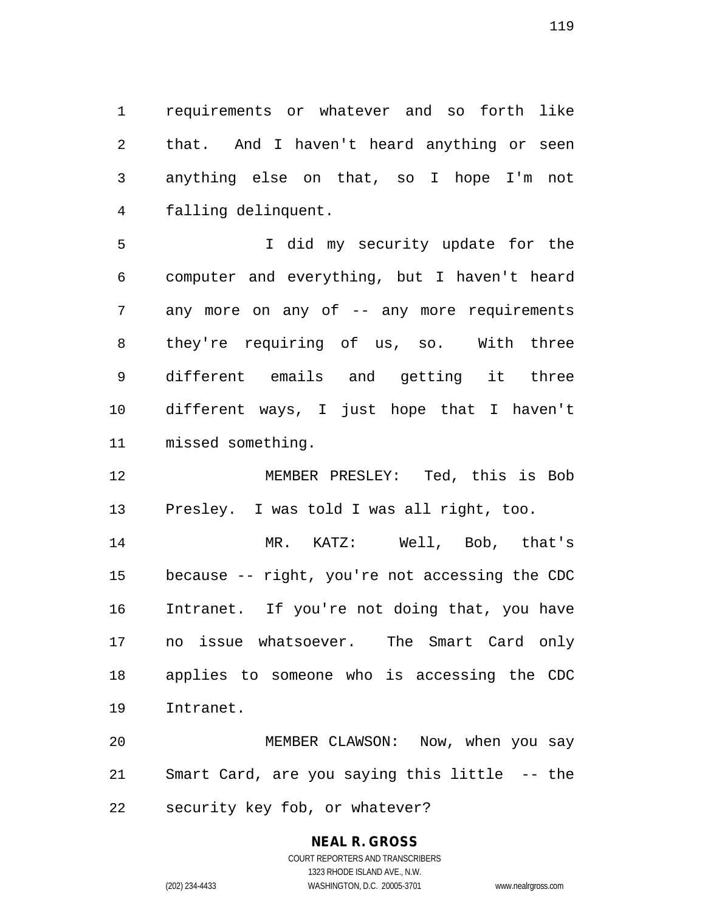requirements or whatever and so forth like that. And I haven't heard anything or seen anything else on that, so I hope I'm not falling delinquent.

I did my security update for the computer and everything, but I haven't heard any more on any of -- any more requirements they're requiring of us, so. With three different emails and getting it three different ways, I just hope that I haven't missed something.

MEMBER PRESLEY: Ted, this is Bob Presley. I was told I was all right, too.

MR. KATZ: Well, Bob, that's because -- right, you're not accessing the CDC Intranet. If you're not doing that, you have no issue whatsoever. The Smart Card only applies to someone who is accessing the CDC Intranet.

MEMBER CLAWSON: Now, when you say Smart Card, are you saying this little -- the security key fob, or whatever?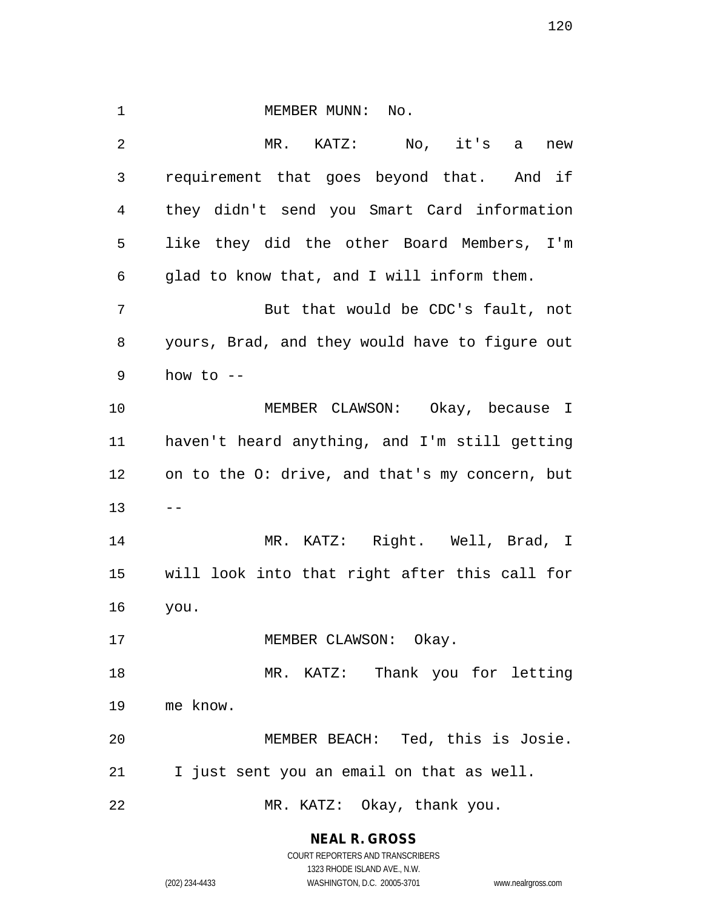MEMBER MUNN: No.

MR. KATZ: No, it's a new requirement that goes beyond that. And if they didn't send you Smart Card information like they did the other Board Members, I'm glad to know that, and I will inform them.

But that would be CDC's fault, not yours, Brad, and they would have to figure out how to --

MEMBER CLAWSON: Okay, because I haven't heard anything, and I'm still getting on to the O: drive, and that's my concern, but --

MR. KATZ: Right. Well, Brad, I will look into that right after this call for you.

MEMBER CLAWSON: Okay.

MR. KATZ: Thank you for letting me know.

MEMBER BEACH: Ted, this is Josie. I just sent you an email on that as well.

MR. KATZ: Okay, thank you.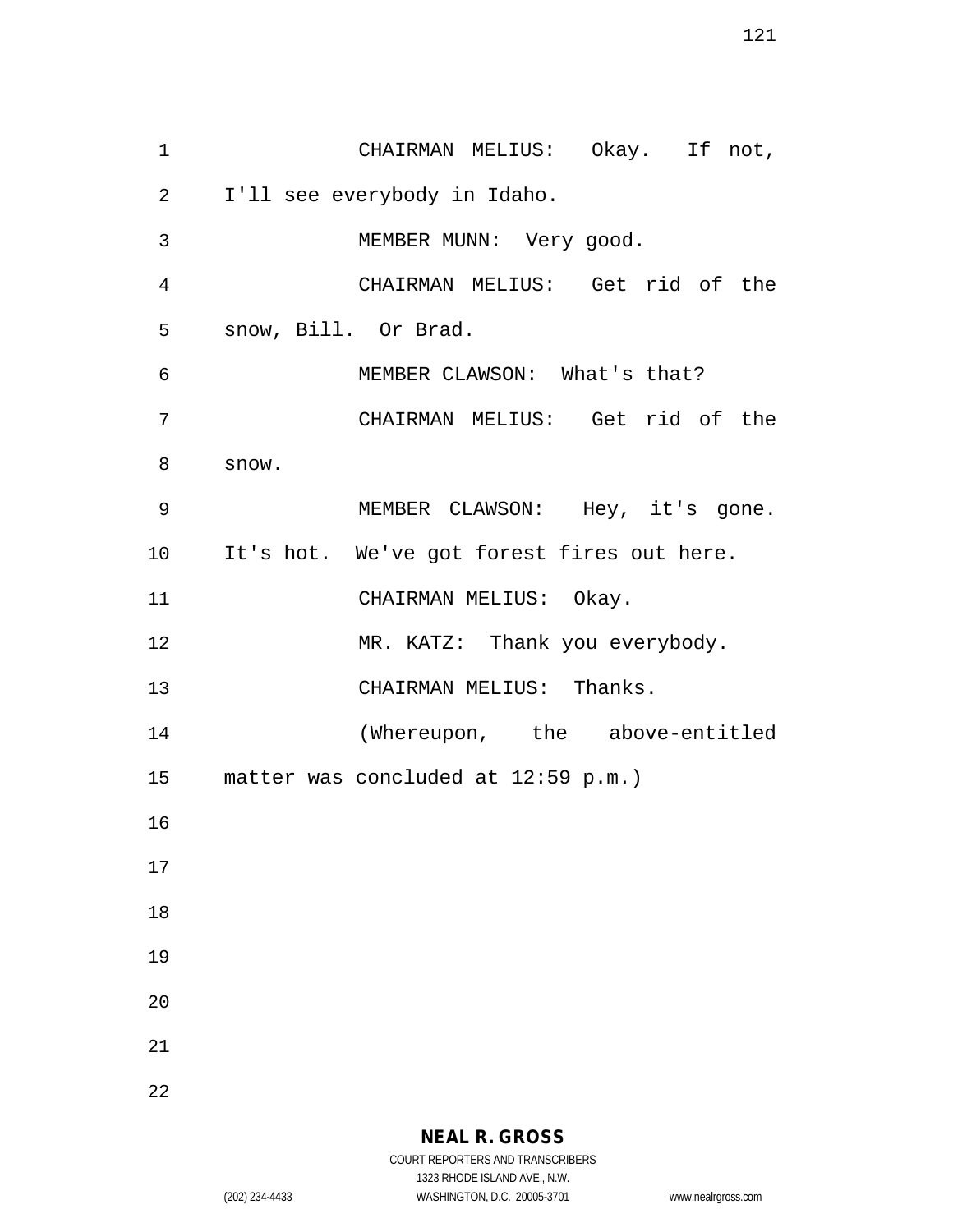CHAIRMAN MELIUS: Okay. If not, I'll see everybody in Idaho.

MEMBER MUNN: Very good.

CHAIRMAN MELIUS: Get rid of the snow, Bill. Or Brad.

MEMBER CLAWSON: What's that?

CHAIRMAN MELIUS: Get rid of the snow.

MEMBER CLAWSON: Hey, it's gone. It's hot. We've got forest fires out here.

CHAIRMAN MELIUS: Okay.

MR. KATZ: Thank you everybody.

CHAIRMAN MELIUS: Thanks.

(Whereupon, the above-entitled matter was concluded at 12:59 p.m.)